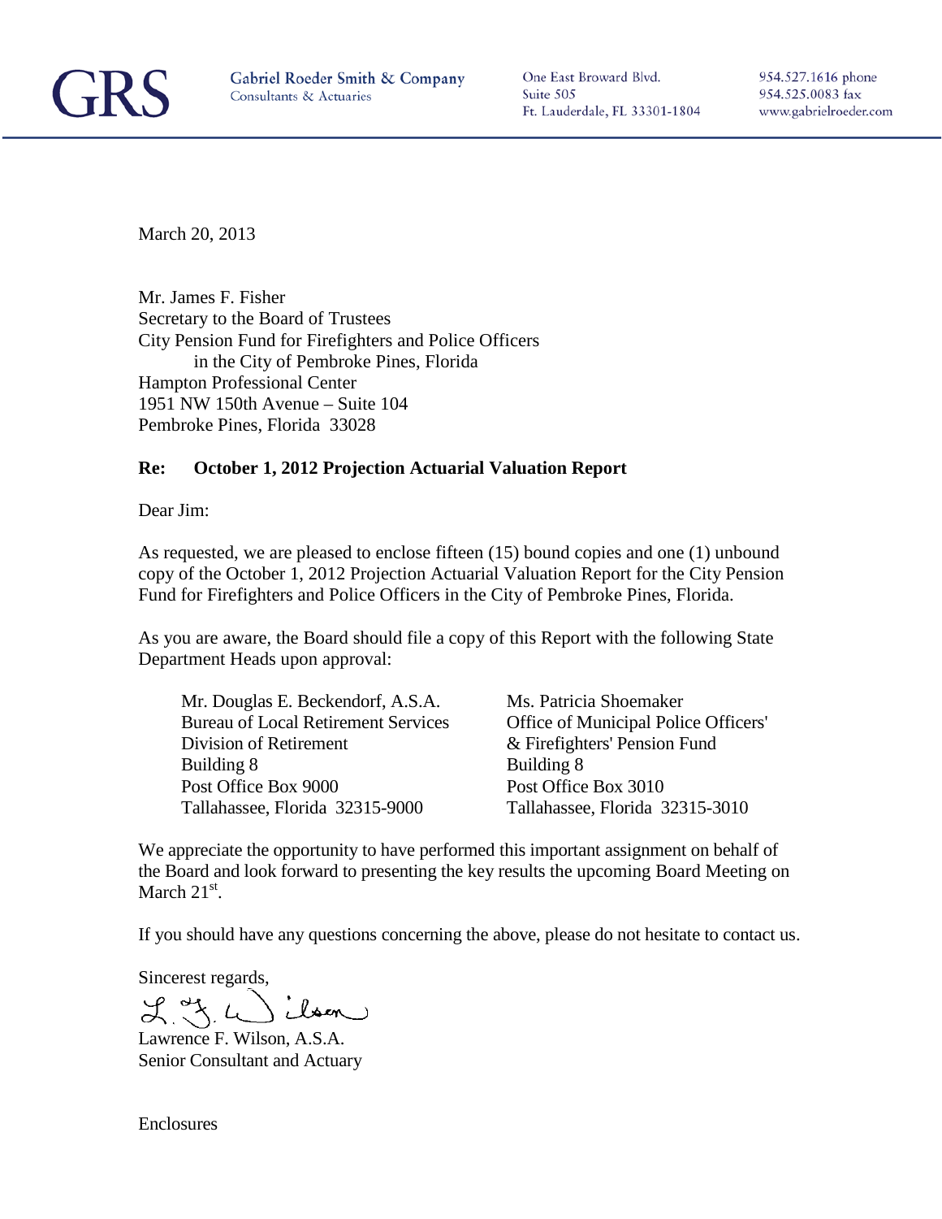GRS Gabriel Roeder Smith & Company
Consultants & Actuaries

One East Broward Blvd.
Suite 505
Ft. Lauderdale, FL 33301-1804

954.527.1616 phone
954.525.0083 fax
www.gabrielroeder.com

March 20, 2013

Mr. James F. Fisher
Secretary to the Board of Trustees
City Pension Fund for Firefighters and Police Officers
in the City of Pembroke Pines, Florida
Hampton Professional Center
1951 NW 150th Avenue – Suite 104
Pembroke Pines, Florida 33028

**Re: October 1, 2012 Projection Actuarial Valuation Report**

Dear Jim:

As requested, we are pleased to enclose fifteen (15) bound copies and one (1) unbound copy of the October 1, 2012 Projection Actuarial Valuation Report for the City Pension Fund for Firefighters and Police Officers in the City of Pembroke Pines, Florida.

As you are aware, the Board should file a copy of this Report with the following State Department Heads upon approval:

Mr. Douglas E. Beckendorf, A.S.A.
Bureau of Local Retirement Services
Division of Retirement
Building 8
Post Office Box 9000
Tallahassee, Florida 32315-9000

Ms. Patricia Shoemaker
Office of Municipal Police Officers' & Firefighters' Pension Fund
Building 8
Post Office Box 3010
Tallahassee, Florida 32315-3010

We appreciate the opportunity to have performed this important assignment on behalf of the Board and look forward to presenting the key results the upcoming Board Meeting on March 21st.

If you should have any questions concerning the above, please do not hesitate to contact us.

Sincerest regards,

Lawrence F. Wilson, A.S.A.
Senior Consultant and Actuary

Enclosures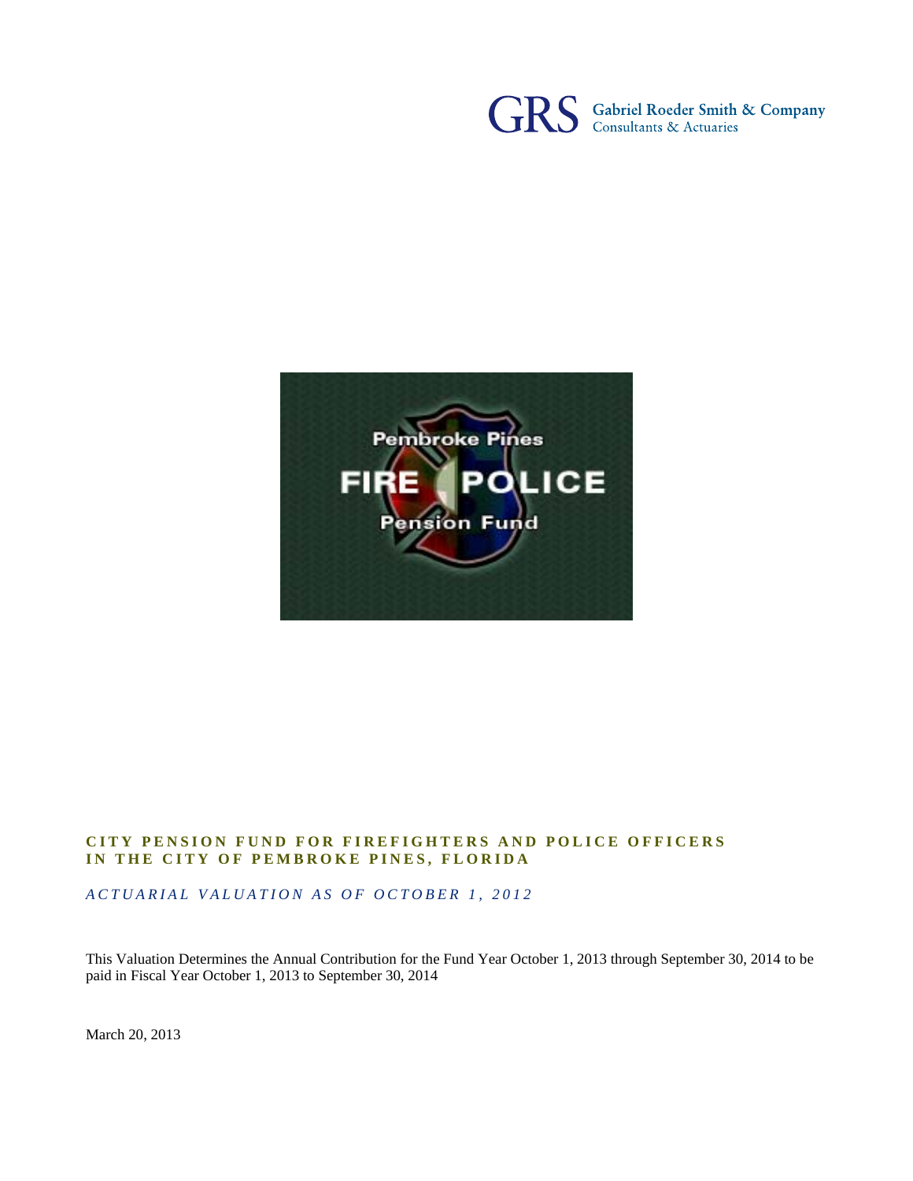GRS Gabriel Roeder Smith & Company
Consultants & Actuaries

Pembroke Pines
FIRE POLICE
Pension Fund

**CITY PENSION FUND FOR FIREFIGHTERS AND POLICE OFFICERS IN THE CITY OF PEMBROKE PINES, FLORIDA**

*ACTUARIAL VALUATION AS OF OCTOBER 1, 2012*

This Valuation Determines the Annual Contribution for the Fund Year October 1, 2013 through September 30, 2014 to be paid in Fiscal Year October 1, 2013 to September 30, 2014

March 20, 2013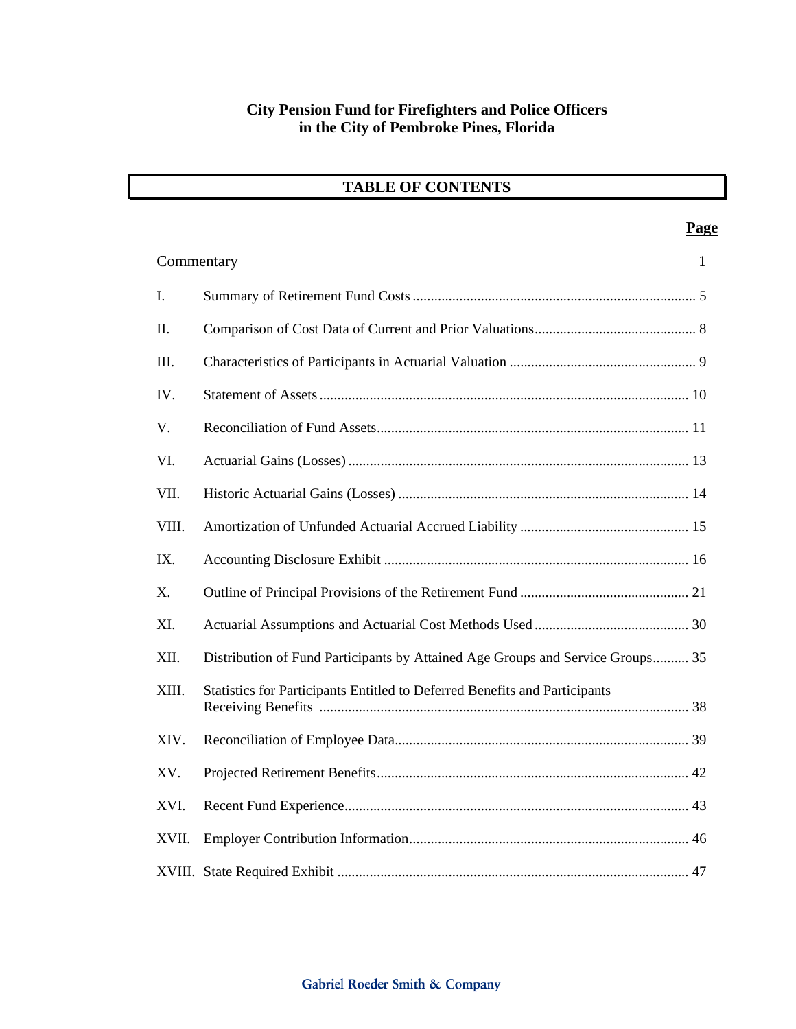**City Pension Fund for Firefighters and Police Officers in the City of Pembroke Pines, Florida**

## TABLE OF CONTENTS

| | | Page |
|---|---|---|
| Commentary | | 1 |
| I. | Summary of Retirement Fund Costs | 5 |
| II. | Comparison of Cost Data of Current and Prior Valuations | 8 |
| III. | Characteristics of Participants in Actuarial Valuation | 9 |
| IV. | Statement of Assets | 10 |
| V. | Reconciliation of Fund Assets | 11 |
| VI. | Actuarial Gains (Losses) | 13 |
| VII. | Historic Actuarial Gains (Losses) | 14 |
| VIII. | Amortization of Unfunded Actuarial Accrued Liability | 15 |
| IX. | Accounting Disclosure Exhibit | 16 |
| X. | Outline of Principal Provisions of the Retirement Fund | 21 |
| XI. | Actuarial Assumptions and Actuarial Cost Methods Used | 30 |
| XII. | Distribution of Fund Participants by Attained Age Groups and Service Groups | 35 |
| XIII. | Statistics for Participants Entitled to Deferred Benefits and Participants Receiving Benefits | 38 |
| XIV. | Reconciliation of Employee Data | 39 |
| XV. | Projected Retirement Benefits | 42 |
| XVI. | Recent Fund Experience | 43 |
| XVII. | Employer Contribution Information | 46 |
| XVIII. | State Required Exhibit | 47 |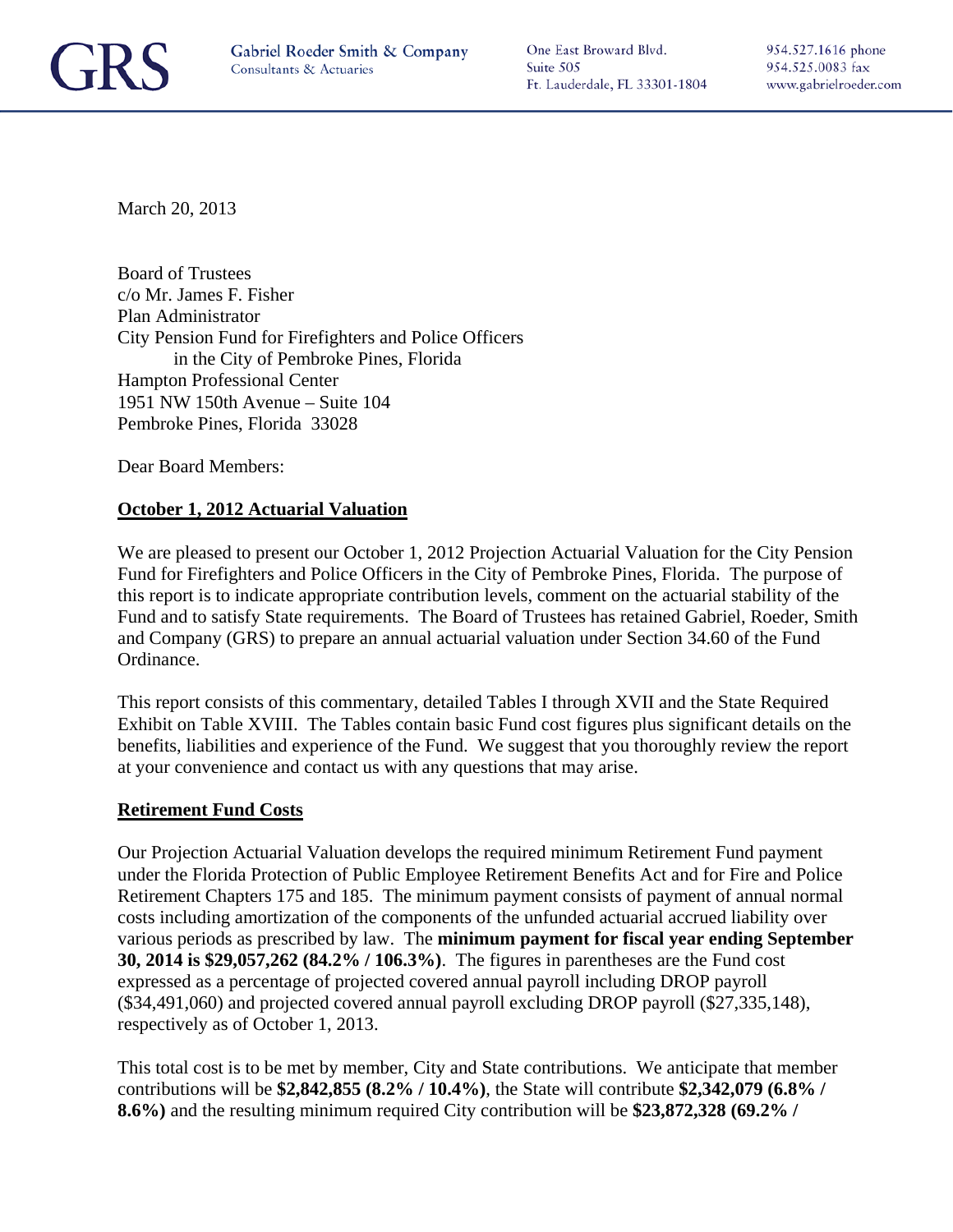GRS

Gabriel Roeder Smith & Company
Consultants & Actuaries

One East Broward Blvd.
Suite 505
Ft. Lauderdale, FL 33301-1804

954.527.1616 phone
954.525.0083 fax
www.gabrielroeder.com

March 20, 2013

Board of Trustees
c/o Mr. James F. Fisher
Plan Administrator
City Pension Fund for Firefighters and Police Officers
in the City of Pembroke Pines, Florida
Hampton Professional Center
1951 NW 150th Avenue – Suite 104
Pembroke Pines, Florida 33028

Dear Board Members:

**October 1, 2012 Actuarial Valuation**

We are pleased to present our October 1, 2012 Projection Actuarial Valuation for the City Pension Fund for Firefighters and Police Officers in the City of Pembroke Pines, Florida. The purpose of this report is to indicate appropriate contribution levels, comment on the actuarial stability of the Fund and to satisfy State requirements. The Board of Trustees has retained Gabriel, Roeder, Smith and Company (GRS) to prepare an annual actuarial valuation under Section 34.60 of the Fund Ordinance.

This report consists of this commentary, detailed Tables I through XVII and the State Required Exhibit on Table XVIII. The Tables contain basic Fund cost figures plus significant details on the benefits, liabilities and experience of the Fund. We suggest that you thoroughly review the report at your convenience and contact us with any questions that may arise.

**Retirement Fund Costs**

Our Projection Actuarial Valuation develops the required minimum Retirement Fund payment under the Florida Protection of Public Employee Retirement Benefits Act and for Fire and Police Retirement Chapters 175 and 185. The minimum payment consists of payment of annual normal costs including amortization of the components of the unfunded actuarial accrued liability over various periods as prescribed by law. The **minimum payment for fiscal year ending September 30, 2014 is $29,057,262 (84.2% / 106.3%)**. The figures in parentheses are the Fund cost expressed as a percentage of projected covered annual payroll including DROP payroll ($34,491,060) and projected covered annual payroll excluding DROP payroll ($27,335,148), respectively as of October 1, 2013.

This total cost is to be met by member, City and State contributions. We anticipate that member contributions will be **$2,842,855 (8.2% / 10.4%)**, the State will contribute **$2,342,079 (6.8% / 8.6%)** and the resulting minimum required City contribution will be **$23,872,328 (69.2% /**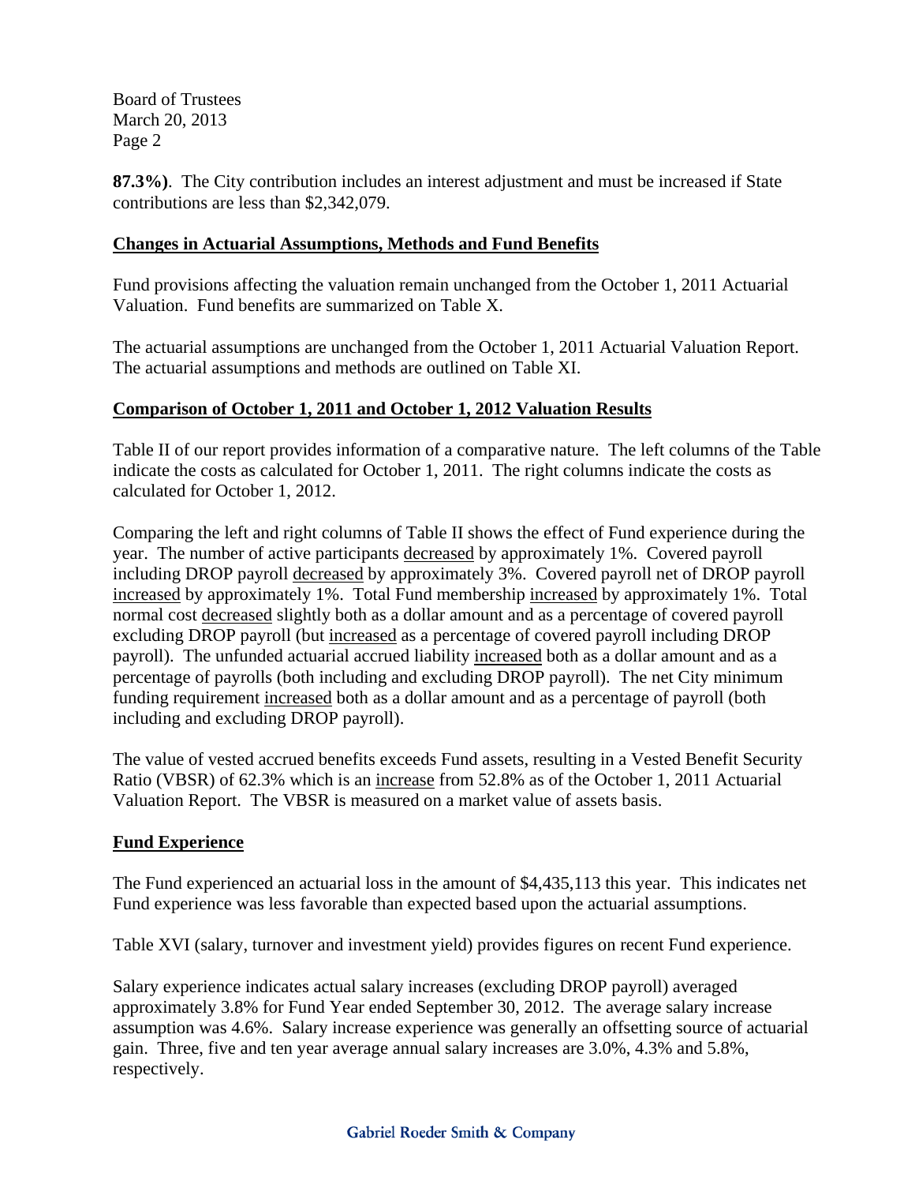Board of Trustees
March 20, 2013

**87.3%)**. The City contribution includes an interest adjustment and must be increased if State contributions are less than $2,342,079.

**Changes in Actuarial Assumptions, Methods and Fund Benefits**

Fund provisions affecting the valuation remain unchanged from the October 1, 2011 Actuarial Valuation. Fund benefits are summarized on Table X.

The actuarial assumptions are unchanged from the October 1, 2011 Actuarial Valuation Report. The actuarial assumptions and methods are outlined on Table XI.

**Comparison of October 1, 2011 and October 1, 2012 Valuation Results**

Table II of our report provides information of a comparative nature. The left columns of the Table indicate the costs as calculated for October 1, 2011. The right columns indicate the costs as calculated for October 1, 2012.

Comparing the left and right columns of Table II shows the effect of Fund experience during the year. The number of active participants decreased by approximately 1%. Covered payroll including DROP payroll decreased by approximately 3%. Covered payroll net of DROP payroll increased by approximately 1%. Total Fund membership increased by approximately 1%. Total normal cost decreased slightly both as a dollar amount and as a percentage of covered payroll excluding DROP payroll (but increased as a percentage of covered payroll including DROP payroll). The unfunded actuarial accrued liability increased both as a dollar amount and as a percentage of payrolls (both including and excluding DROP payroll). The net City minimum funding requirement increased both as a dollar amount and as a percentage of payroll (both including and excluding DROP payroll).

The value of vested accrued benefits exceeds Fund assets, resulting in a Vested Benefit Security Ratio (VBSR) of 62.3% which is an increase from 52.8% as of the October 1, 2011 Actuarial Valuation Report. The VBSR is measured on a market value of assets basis.

**Fund Experience**

The Fund experienced an actuarial loss in the amount of $4,435,113 this year. This indicates net Fund experience was less favorable than expected based upon the actuarial assumptions.

Table XVI (salary, turnover and investment yield) provides figures on recent Fund experience.

Salary experience indicates actual salary increases (excluding DROP payroll) averaged approximately 3.8% for Fund Year ended September 30, 2012. The average salary increase assumption was 4.6%. Salary increase experience was generally an offsetting source of actuarial gain. Three, five and ten year average annual salary increases are 3.0%, 4.3% and 5.8%, respectively.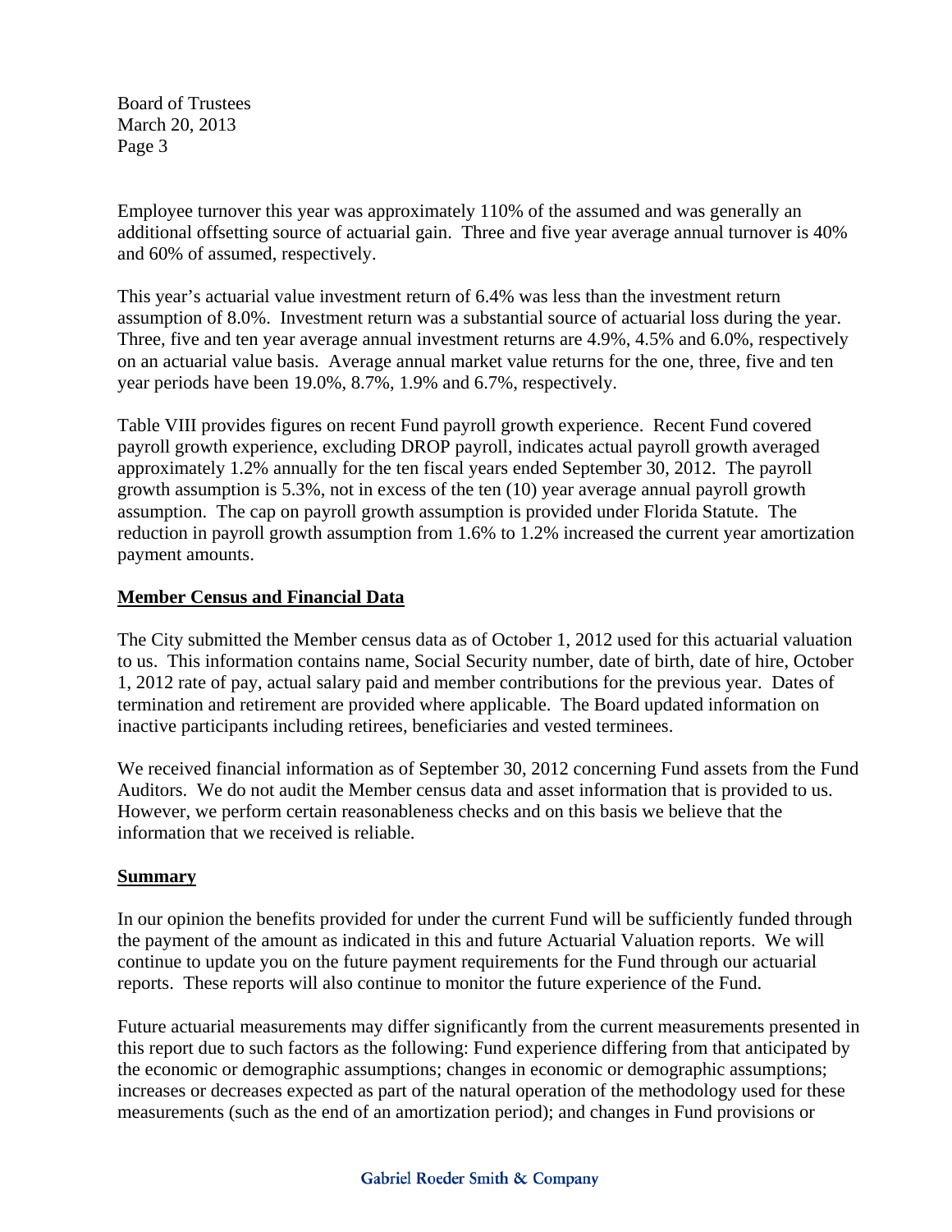Employee turnover this year was approximately 110% of the assumed and was generally an additional offsetting source of actuarial gain. Three and five year average annual turnover is 40% and 60% of assumed, respectively.

This year's actuarial value investment return of 6.4% was less than the investment return assumption of 8.0%. Investment return was a substantial source of actuarial loss during the year. Three, five and ten year average annual investment returns are 4.9%, 4.5% and 6.0%, respectively on an actuarial value basis. Average annual market value returns for the one, three, five and ten year periods have been 19.0%, 8.7%, 1.9% and 6.7%, respectively.

Table VIII provides figures on recent Fund payroll growth experience. Recent Fund covered payroll growth experience, excluding DROP payroll, indicates actual payroll growth averaged approximately 1.2% annually for the ten fiscal years ended September 30, 2012. The payroll growth assumption is 5.3%, not in excess of the ten (10) year average annual payroll growth assumption. The cap on payroll growth assumption is provided under Florida Statute. The reduction in payroll growth assumption from 1.6% to 1.2% increased the current year amortization payment amounts.

## Member Census and Financial Data

The City submitted the Member census data as of October 1, 2012 used for this actuarial valuation to us. This information contains name, Social Security number, date of birth, date of hire, October 1, 2012 rate of pay, actual salary paid and member contributions for the previous year. Dates of termination and retirement are provided where applicable. The Board updated information on inactive participants including retirees, beneficiaries and vested terminees.

We received financial information as of September 30, 2012 concerning Fund assets from the Fund Auditors. We do not audit the Member census data and asset information that is provided to us. However, we perform certain reasonableness checks and on this basis we believe that the information that we received is reliable.

## Summary

In our opinion the benefits provided for under the current Fund will be sufficiently funded through the payment of the amount as indicated in this and future Actuarial Valuation reports. We will continue to update you on the future payment requirements for the Fund through our actuarial reports. These reports will also continue to monitor the future experience of the Fund.

Future actuarial measurements may differ significantly from the current measurements presented in this report due to such factors as the following: Fund experience differing from that anticipated by the economic or demographic assumptions; changes in economic or demographic assumptions; increases or decreases expected as part of the natural operation of the methodology used for these measurements (such as the end of an amortization period); and changes in Fund provisions or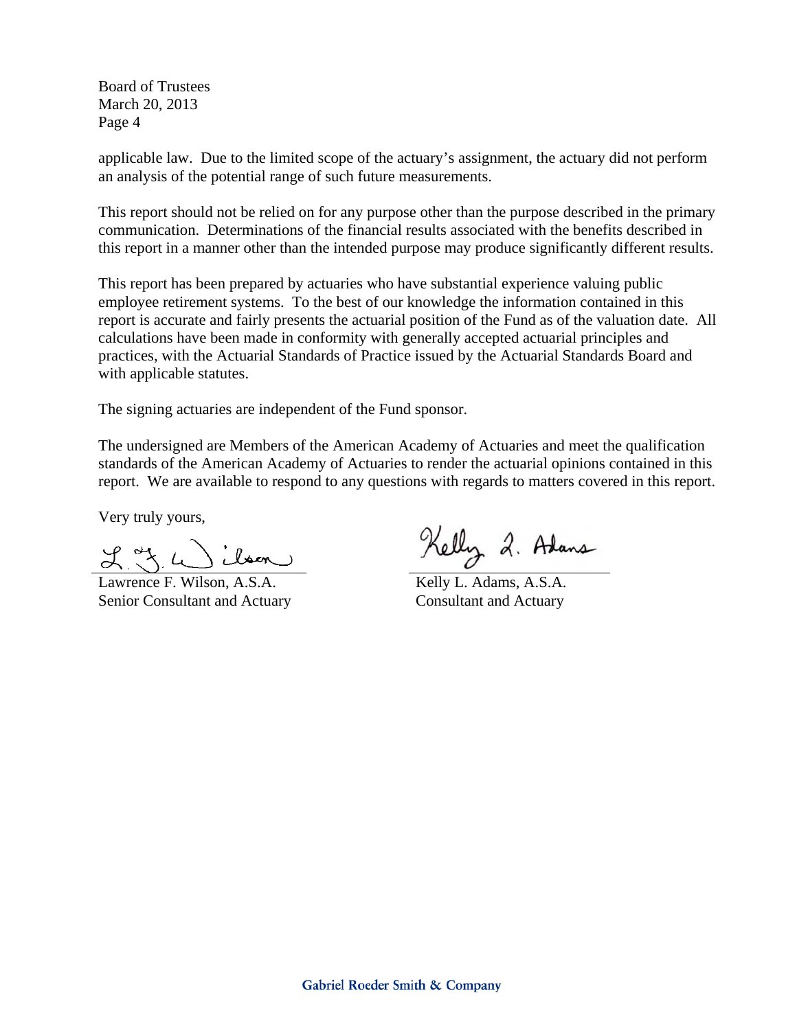Board of Trustees
March 20, 2013
Page 4

applicable law. Due to the limited scope of the actuary's assignment, the actuary did not perform an analysis of the potential range of such future measurements.

This report should not be relied on for any purpose other than the purpose described in the primary communication. Determinations of the financial results associated with the benefits described in this report in a manner other than the intended purpose may produce significantly different results.

This report has been prepared by actuaries who have substantial experience valuing public employee retirement systems. To the best of our knowledge the information contained in this report is accurate and fairly presents the actuarial position of the Fund as of the valuation date. All calculations have been made in conformity with generally accepted actuarial principles and practices, with the Actuarial Standards of Practice issued by the Actuarial Standards Board and with applicable statutes.

The signing actuaries are independent of the Fund sponsor.

The undersigned are Members of the American Academy of Actuaries and meet the qualification standards of the American Academy of Actuaries to render the actuarial opinions contained in this report. We are available to respond to any questions with regards to matters covered in this report.

Very truly yours,

Lawrence F. Wilson, A.S.A.
Senior Consultant and Actuary

Kelly L. Adams, A.S.A.
Consultant and Actuary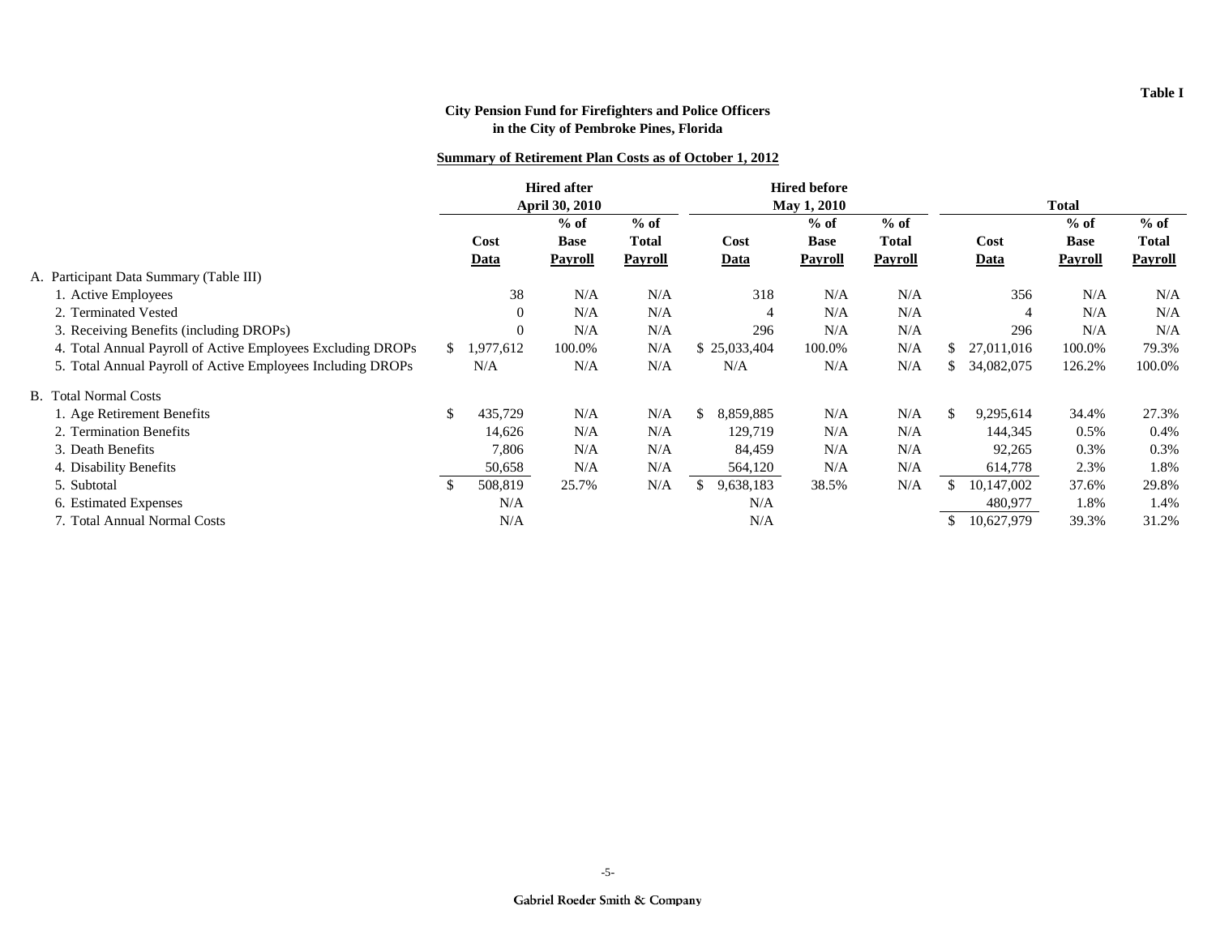**Table I**

**City Pension Fund for Firefighters and Police Officers in the City of Pembroke Pines, Florida**

**Summary of Retirement Plan Costs as of October 1, 2012**

| | Hired after April 30, 2010 | | | Hired before May 1, 2010 | | | Total | | |
|---|---|---|---|---|---|---|---|---|---|
| | Cost Data | % of Base Payroll | % of Total Payroll | Cost Data | % of Base Payroll | % of Total Payroll | Cost Data | % of Base Payroll | % of Total Payroll |
| A. Participant Data Summary (Table III) | | | | | | | | | |
| 1. Active Employees | 38 | N/A | N/A | 318 | N/A | N/A | 356 | N/A | N/A |
| 2. Terminated Vested | 0 | N/A | N/A | 4 | N/A | N/A | 4 | N/A | N/A |
| 3. Receiving Benefits (including DROPs) | 0 | N/A | N/A | 296 | N/A | N/A | 296 | N/A | N/A |
| 4. Total Annual Payroll of Active Employees Excluding DROPs | $ 1,977,612 | 100.0% | N/A | $ 25,033,404 | 100.0% | N/A | $ 27,011,016 | 100.0% | 79.3% |
| 5. Total Annual Payroll of Active Employees Including DROPs | N/A | N/A | N/A | N/A | N/A | N/A | $ 34,082,075 | 126.2% | 100.0% |
| B. Total Normal Costs | | | | | | | | | |
| 1. Age Retirement Benefits | $ 435,729 | N/A | N/A | $ 8,859,885 | N/A | N/A | $ 9,295,614 | 34.4% | 27.3% |
| 2. Termination Benefits | 14,626 | N/A | N/A | 129,719 | N/A | N/A | 144,345 | 0.5% | 0.4% |
| 3. Death Benefits | 7,806 | N/A | N/A | 84,459 | N/A | N/A | 92,265 | 0.3% | 0.3% |
| 4. Disability Benefits | 50,658 | N/A | N/A | 564,120 | N/A | N/A | 614,778 | 2.3% | 1.8% |
| 5. Subtotal | $ 508,819 | 25.7% | N/A | $ 9,638,183 | 38.5% | N/A | $ 10,147,002 | 37.6% | 29.8% |
| 6. Estimated Expenses | N/A | | | N/A | | | 480,977 | 1.8% | 1.4% |
| 7. Total Annual Normal Costs | N/A | | | N/A | | | $ 10,627,979 | 39.3% | 31.2% |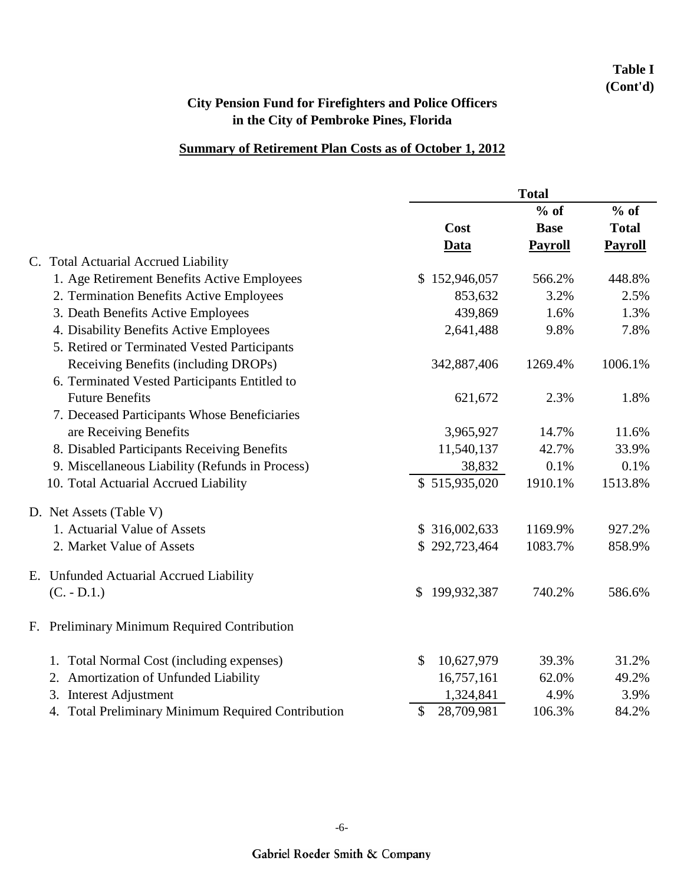**Table I (Cont'd)**

## City Pension Fund for Firefighters and Police Officers in the City of Pembroke Pines, Florida

### Summary of Retirement Plan Costs as of October 1, 2012

| | Total | | |
|---|---|---|---|
| | Cost Data | % of Base Payroll | % of Total Payroll |
| **C. Total Actuarial Accrued Liability** | | | |
| 1. Age Retirement Benefits Active Employees | $ 152,946,057 | 566.2% | 448.8% |
| 2. Termination Benefits Active Employees | 853,632 | 3.2% | 2.5% |
| 3. Death Benefits Active Employees | 439,869 | 1.6% | 1.3% |
| 4. Disability Benefits Active Employees | 2,641,488 | 9.8% | 7.8% |
| 5. Retired or Terminated Vested Participants Receiving Benefits (including DROPs) | 342,887,406 | 1269.4% | 1006.1% |
| 6. Terminated Vested Participants Entitled to Future Benefits | 621,672 | 2.3% | 1.8% |
| 7. Deceased Participants Whose Beneficiaries are Receiving Benefits | 3,965,927 | 14.7% | 11.6% |
| 8. Disabled Participants Receiving Benefits | 11,540,137 | 42.7% | 33.9% |
| 9. Miscellaneous Liability (Refunds in Process) | 38,832 | 0.1% | 0.1% |
| 10. Total Actuarial Accrued Liability | $ 515,935,020 | 1910.1% | 1513.8% |
| **D. Net Assets (Table V)** | | | |
| 1. Actuarial Value of Assets | $ 316,002,633 | 1169.9% | 927.2% |
| 2. Market Value of Assets | $ 292,723,464 | 1083.7% | 858.9% |
| **E. Unfunded Actuarial Accrued Liability (C. - D.1.)** | $ 199,932,387 | 740.2% | 586.6% |
| **F. Preliminary Minimum Required Contribution** | | | |
| 1. Total Normal Cost (including expenses) | $ 10,627,979 | 39.3% | 31.2% |
| 2. Amortization of Unfunded Liability | 16,757,161 | 62.0% | 49.2% |
| 3. Interest Adjustment | 1,324,841 | 4.9% | 3.9% |
| 4. Total Preliminary Minimum Required Contribution | $ 28,709,981 | 106.3% | 84.2% |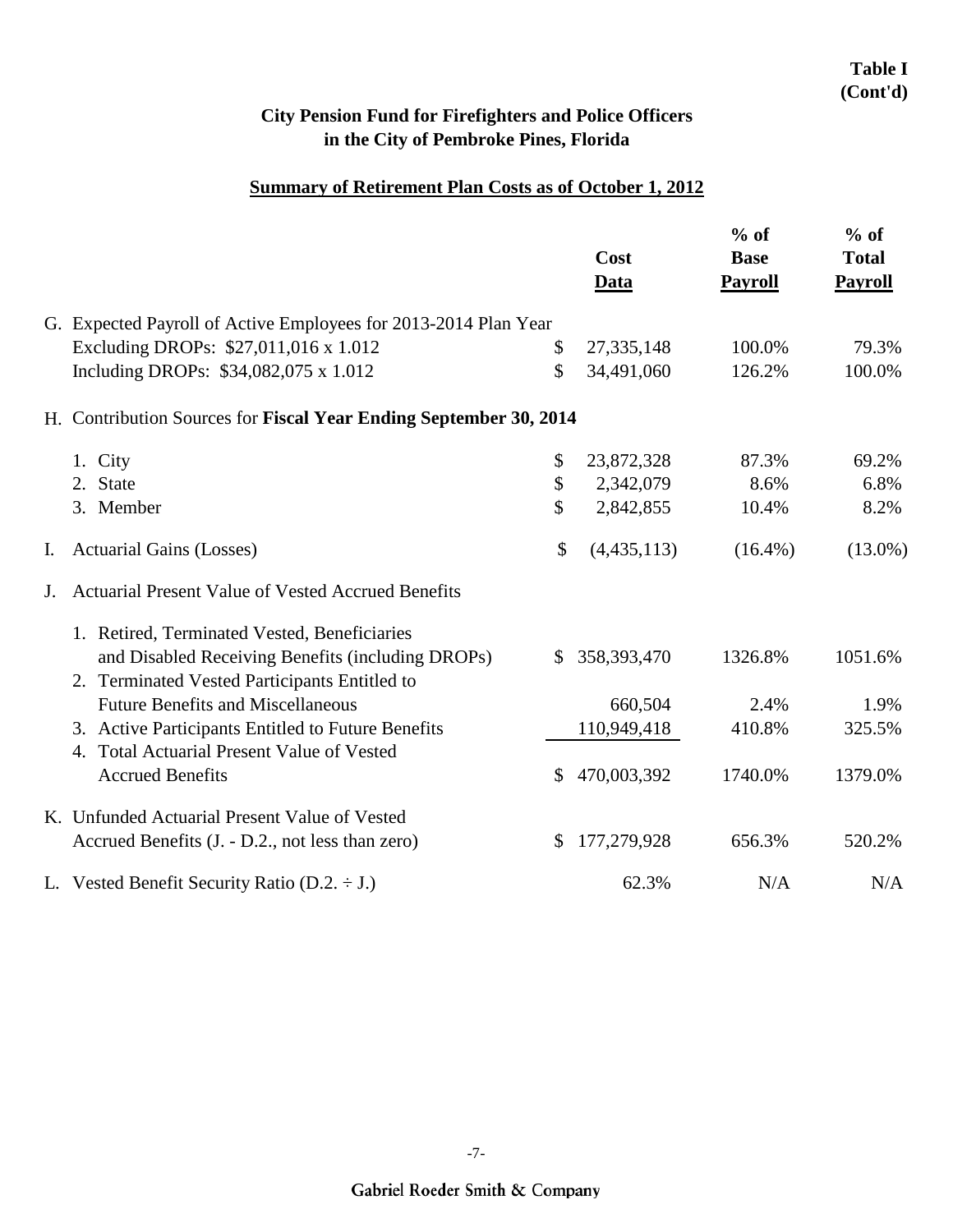**Table I (Cont'd)**

**City Pension Fund for Firefighters and Police Officers in the City of Pembroke Pines, Florida**

**Summary of Retirement Plan Costs as of October 1, 2012**

| | Cost Data | % of Base Payroll | % of Total Payroll |
|---|---|---|---|
| G. Expected Payroll of Active Employees for 2013-2014 Plan Year | | | |
| Excluding DROPs: $27,011,016 x 1.012 | $ 27,335,148 | 100.0% | 79.3% |
| Including DROPs: $34,082,075 x 1.012 | $ 34,491,060 | 126.2% | 100.0% |
| H. Contribution Sources for **Fiscal Year Ending September 30, 2014** | | | |
| 1. City | $ 23,872,328 | 87.3% | 69.2% |
| 2. State | $ 2,342,079 | 8.6% | 6.8% |
| 3. Member | $ 2,842,855 | 10.4% | 8.2% |
| I. Actuarial Gains (Losses) | $ (4,435,113) | (16.4%) | (13.0%) |
| J. Actuarial Present Value of Vested Accrued Benefits | | | |
| 1. Retired, Terminated Vested, Beneficiaries and Disabled Receiving Benefits (including DROPs) | $ 358,393,470 | 1326.8% | 1051.6% |
| 2. Terminated Vested Participants Entitled to Future Benefits and Miscellaneous | 660,504 | 2.4% | 1.9% |
| 3. Active Participants Entitled to Future Benefits | 110,949,418 | 410.8% | 325.5% |
| 4. Total Actuarial Present Value of Vested Accrued Benefits | $ 470,003,392 | 1740.0% | 1379.0% |
| K. Unfunded Actuarial Present Value of Vested Accrued Benefits (J. - D.2., not less than zero) | $ 177,279,928 | 656.3% | 520.2% |
| L. Vested Benefit Security Ratio (D.2. ÷ J.) | 62.3% | N/A | N/A |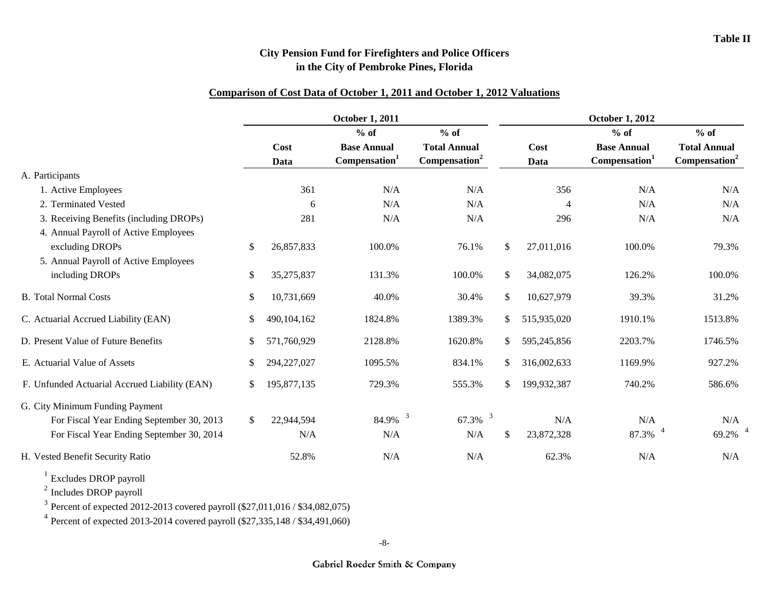**Table II**

# City Pension Fund for Firefighters and Police Officers in the City of Pembroke Pines, Florida

## Comparison of Cost Data of October 1, 2011 and October 1, 2012 Valuations

| | October 1, 2011 | | | October 1, 2012 | | |
|---|---|---|---|---|---|---|
| | Cost Data | % of Base Annual Compensation[1] | % of Total Annual Compensation[2] | Cost Data | % of Base Annual Compensation[1] | % of Total Annual Compensation[2] |
| A. Participants | | | | | | |
| 1. Active Employees | 361 | N/A | N/A | 356 | N/A | N/A |
| 2. Terminated Vested | 6 | N/A | N/A | 4 | N/A | N/A |
| 3. Receiving Benefits (including DROPs) | 281 | N/A | N/A | 296 | N/A | N/A |
| 4. Annual Payroll of Active Employees excluding DROPs | $ 26,857,833 | 100.0% | 76.1% | $ 27,011,016 | 100.0% | 79.3% |
| 5. Annual Payroll of Active Employees including DROPs | $ 35,275,837 | 131.3% | 100.0% | $ 34,082,075 | 126.2% | 100.0% |
| B. Total Normal Costs | $ 10,731,669 | 40.0% | 30.4% | $ 10,627,979 | 39.3% | 31.2% |
| C. Actuarial Accrued Liability (EAN) | $ 490,104,162 | 1824.8% | 1389.3% | $ 515,935,020 | 1910.1% | 1513.8% |
| D. Present Value of Future Benefits | $ 571,760,929 | 2128.8% | 1620.8% | $ 595,245,856 | 2203.7% | 1746.5% |
| E. Actuarial Value of Assets | $ 294,227,027 | 1095.5% | 834.1% | $ 316,002,633 | 1169.9% | 927.2% |
| F. Unfunded Actuarial Accrued Liability (EAN) | $ 195,877,135 | 729.3% | 555.3% | $ 199,932,387 | 740.2% | 586.6% |
| G. City Minimum Funding Payment | | | | | | |
| For Fiscal Year Ending September 30, 2013 | $ 22,944,594 | 84.9% [3] | 67.3% [3] | N/A | N/A | N/A |
| For Fiscal Year Ending September 30, 2014 | N/A | N/A | N/A | $ 23,872,328 | 87.3% [4] | 69.2% [4] |
| H. Vested Benefit Security Ratio | 52.8% | N/A | N/A | 62.3% | N/A | N/A |

[1] Excludes DROP payroll

[2] Includes DROP payroll

[3] Percent of expected 2012-2013 covered payroll ($27,011,016 / $34,082,075)

[4] Percent of expected 2013-2014 covered payroll ($27,335,148 / $34,491,060)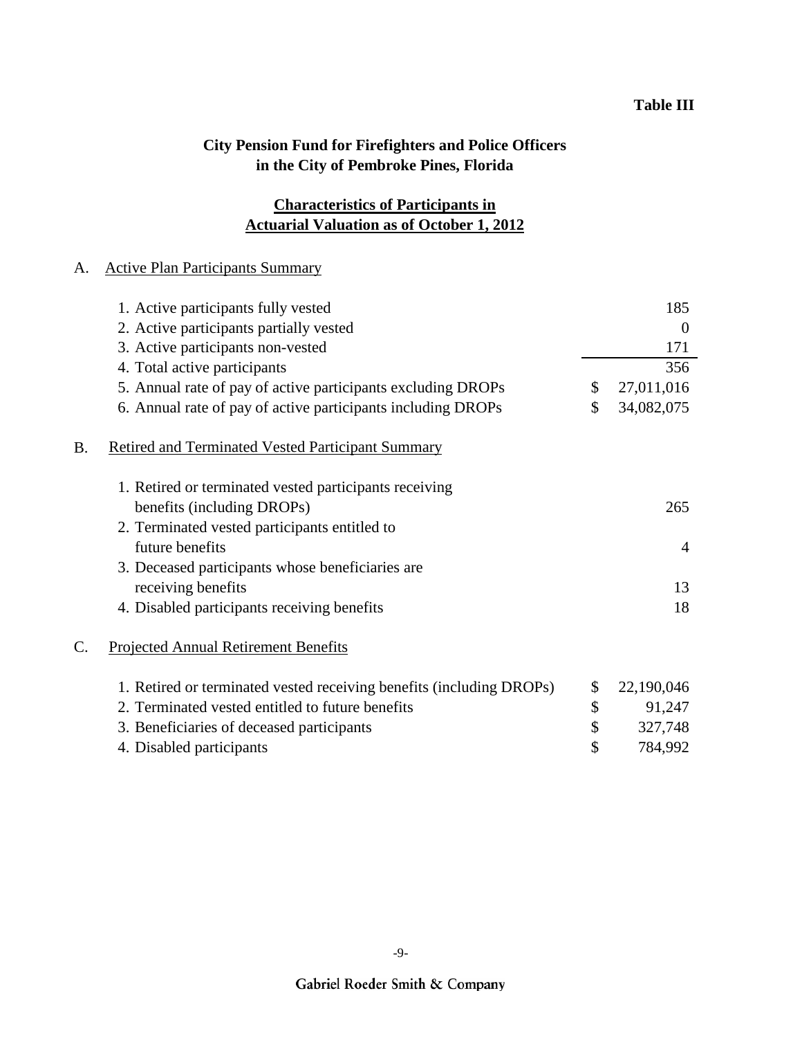**Table III**

# City Pension Fund for Firefighters and Police Officers in the City of Pembroke Pines, Florida

## Characteristics of Participants in Actuarial Valuation as of October 1, 2012

A. Active Plan Participants Summary

| | |
|---|---|
| 1. Active participants fully vested | 185 |
| 2. Active participants partially vested | 0 |
| 3. Active participants non-vested | 171 |
| 4. Total active participants | 356 |
| 5. Annual rate of pay of active participants excluding DROPs | $ 27,011,016 |
| 6. Annual rate of pay of active participants including DROPs | $ 34,082,075 |

B. Retired and Terminated Vested Participant Summary

| | |
|---|---|
| 1. Retired or terminated vested participants receiving benefits (including DROPs) | 265 |
| 2. Terminated vested participants entitled to future benefits | 4 |
| 3. Deceased participants whose beneficiaries are receiving benefits | 13 |
| 4. Disabled participants receiving benefits | 18 |

C. Projected Annual Retirement Benefits

| | |
|---|---|
| 1. Retired or terminated vested receiving benefits (including DROPs) | $ 22,190,046 |
| 2. Terminated vested entitled to future benefits | $ 91,247 |
| 3. Beneficiaries of deceased participants | $ 327,748 |
| 4. Disabled participants | $ 784,992 |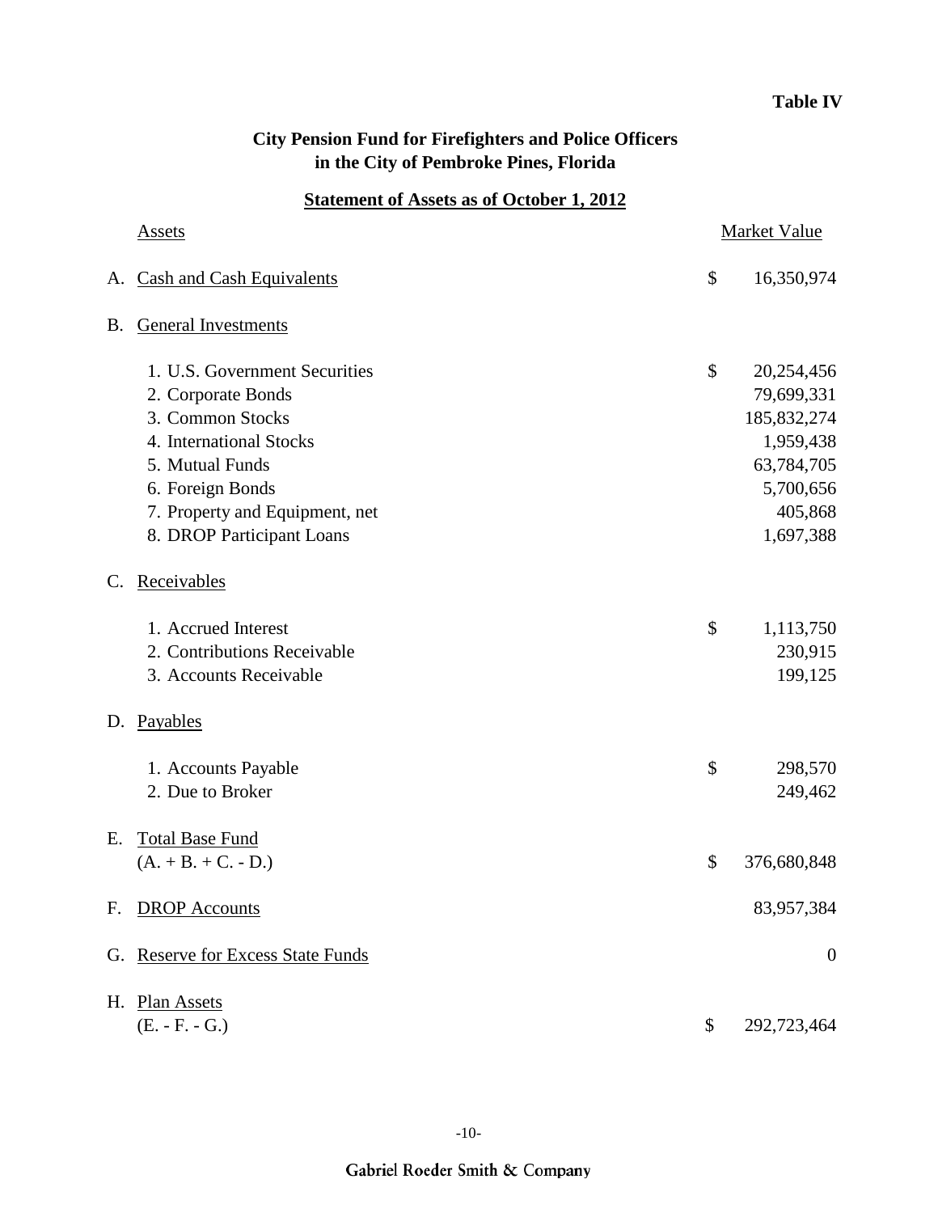**Table IV**

## City Pension Fund for Firefighters and Police Officers in the City of Pembroke Pines, Florida

### Statement of Assets as of October 1, 2012

| Assets | | Market Value |
|---|---|---|
| A. Cash and Cash Equivalents | $ | 16,350,974 |
| B. General Investments | | |
| 1. U.S. Government Securities | $ | 20,254,456 |
| 2. Corporate Bonds | | 79,699,331 |
| 3. Common Stocks | | 185,832,274 |
| 4. International Stocks | | 1,959,438 |
| 5. Mutual Funds | | 63,784,705 |
| 6. Foreign Bonds | | 5,700,656 |
| 7. Property and Equipment, net | | 405,868 |
| 8. DROP Participant Loans | | 1,697,388 |
| C. Receivables | | |
| 1. Accrued Interest | $ | 1,113,750 |
| 2. Contributions Receivable | | 230,915 |
| 3. Accounts Receivable | | 199,125 |
| D. Payables | | |
| 1. Accounts Payable | $ | 298,570 |
| 2. Due to Broker | | 249,462 |
| E. Total Base Fund (A. + B. + C. - D.) | $ | 376,680,848 |
| F. DROP Accounts | | 83,957,384 |
| G. Reserve for Excess State Funds | | 0 |
| H. Plan Assets (E. - F. - G.) | $ | 292,723,464 |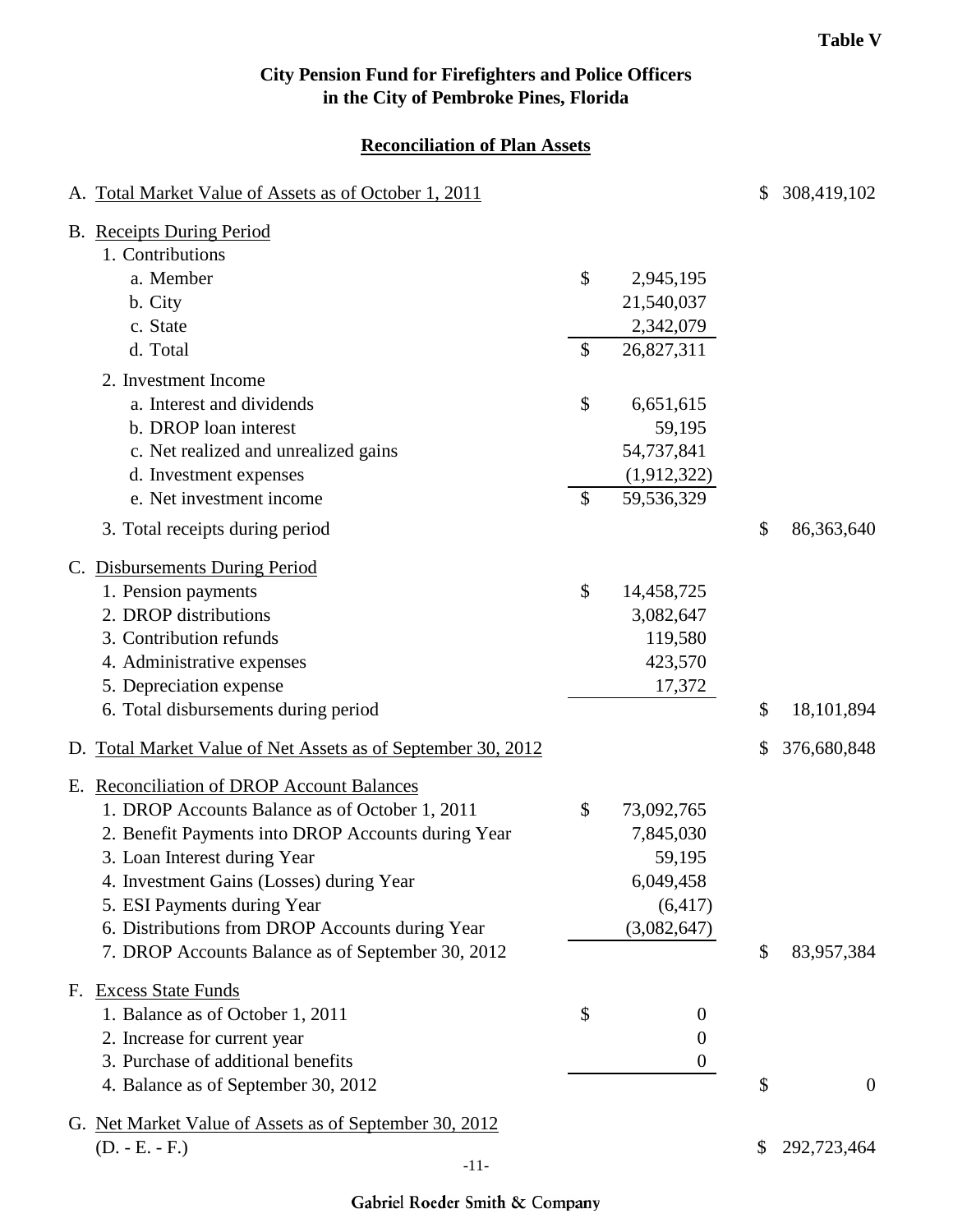**Table V**

**City Pension Fund for Firefighters and Police Officers in the City of Pembroke Pines, Florida**

**Reconciliation of Plan Assets**

| | | |
|---|---|---|
| A. Total Market Value of Assets as of October 1, 2011 | | $ 308,419,102 |
| B. Receipts During Period | | |
| 1. Contributions | | |
| a. Member | $ 2,945,195 | |
| b. City | 21,540,037 | |
| c. State | 2,342,079 | |
| d. Total | $ 26,827,311 | |
| 2. Investment Income | | |
| a. Interest and dividends | $ 6,651,615 | |
| b. DROP loan interest | 59,195 | |
| c. Net realized and unrealized gains | 54,737,841 | |
| d. Investment expenses | (1,912,322) | |
| e. Net investment income | $ 59,536,329 | |
| 3. Total receipts during period | | $ 86,363,640 |
| C. Disbursements During Period | | |
| 1. Pension payments | $ 14,458,725 | |
| 2. DROP distributions | 3,082,647 | |
| 3. Contribution refunds | 119,580 | |
| 4. Administrative expenses | 423,570 | |
| 5. Depreciation expense | 17,372 | |
| 6. Total disbursements during period | | $ 18,101,894 |
| D. Total Market Value of Net Assets as of September 30, 2012 | | $ 376,680,848 |
| E. Reconciliation of DROP Account Balances | | |
| 1. DROP Accounts Balance as of October 1, 2011 | $ 73,092,765 | |
| 2. Benefit Payments into DROP Accounts during Year | 7,845,030 | |
| 3. Loan Interest during Year | 59,195 | |
| 4. Investment Gains (Losses) during Year | 6,049,458 | |
| 5. ESI Payments during Year | (6,417) | |
| 6. Distributions from DROP Accounts during Year | (3,082,647) | |
| 7. DROP Accounts Balance as of September 30, 2012 | | $ 83,957,384 |
| F. Excess State Funds | | |
| 1. Balance as of October 1, 2011 | $ 0 | |
| 2. Increase for current year | 0 | |
| 3. Purchase of additional benefits | 0 | |
| 4. Balance as of September 30, 2012 | | $ 0 |
| G. Net Market Value of Assets as of September 30, 2012 (D. - E. - F.) | | $ 292,723,464 |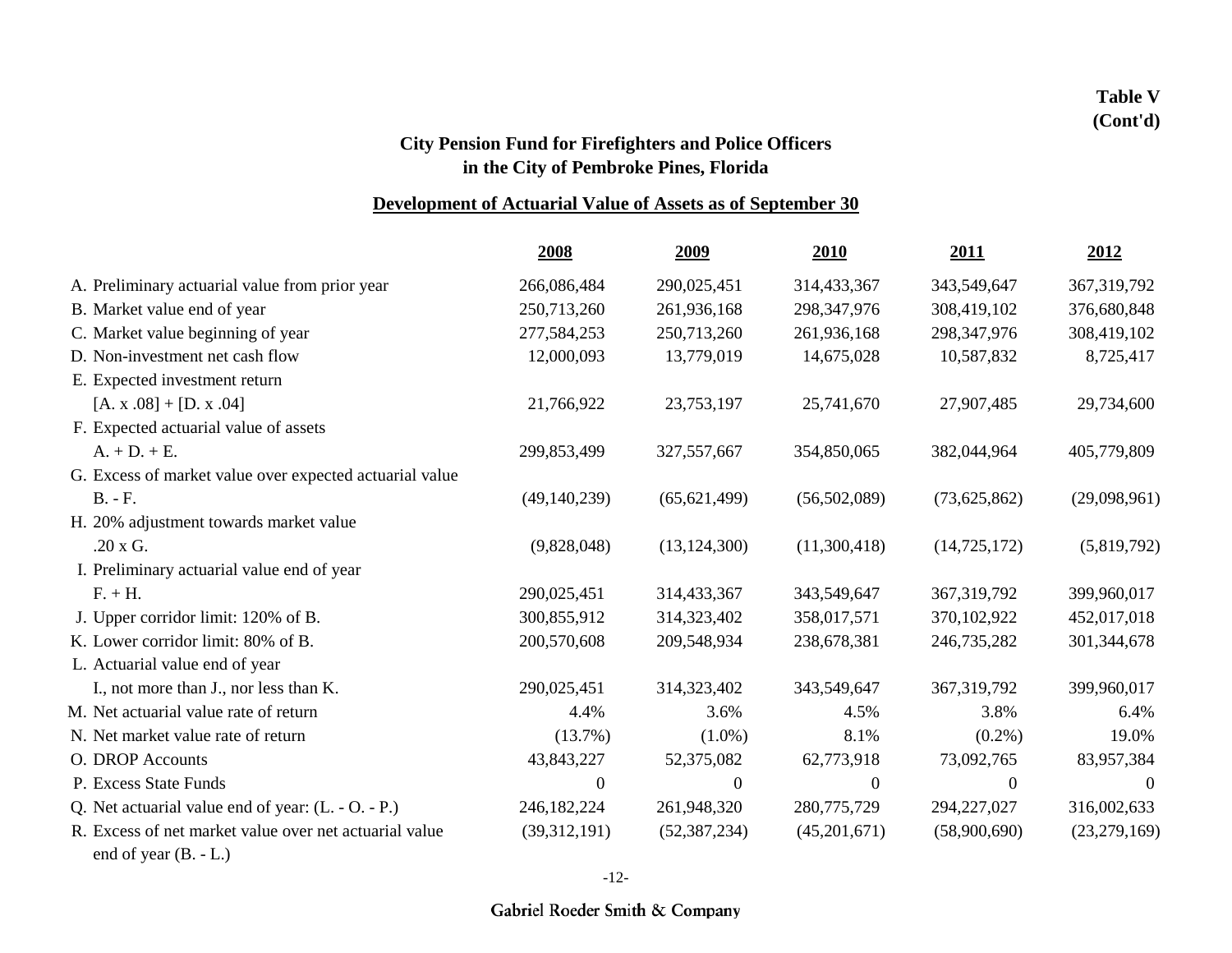**Table V (Cont'd)**

## City Pension Fund for Firefighters and Police Officers in the City of Pembroke Pines, Florida

### Development of Actuarial Value of Assets as of September 30

| | 2008 | 2009 | 2010 | 2011 | 2012 |
|---|---|---|---|---|---|
| A. Preliminary actuarial value from prior year | 266,086,484 | 290,025,451 | 314,433,367 | 343,549,647 | 367,319,792 |
| B. Market value end of year | 250,713,260 | 261,936,168 | 298,347,976 | 308,419,102 | 376,680,848 |
| C. Market value beginning of year | 277,584,253 | 250,713,260 | 261,936,168 | 298,347,976 | 308,419,102 |
| D. Non-investment net cash flow | 12,000,093 | 13,779,019 | 14,675,028 | 10,587,832 | 8,725,417 |
| E. Expected investment return [A. x .08] + [D. x .04] | 21,766,922 | 23,753,197 | 25,741,670 | 27,907,485 | 29,734,600 |
| F. Expected actuarial value of assets A. + D. + E. | 299,853,499 | 327,557,667 | 354,850,065 | 382,044,964 | 405,779,809 |
| G. Excess of market value over expected actuarial value B. - F. | (49,140,239) | (65,621,499) | (56,502,089) | (73,625,862) | (29,098,961) |
| H. 20% adjustment towards market value .20 x G. | (9,828,048) | (13,124,300) | (11,300,418) | (14,725,172) | (5,819,792) |
| I. Preliminary actuarial value end of year F. + H. | 290,025,451 | 314,433,367 | 343,549,647 | 367,319,792 | 399,960,017 |
| J. Upper corridor limit: 120% of B. | 300,855,912 | 314,323,402 | 358,017,571 | 370,102,922 | 452,017,018 |
| K. Lower corridor limit: 80% of B. | 200,570,608 | 209,548,934 | 238,678,381 | 246,735,282 | 301,344,678 |
| L. Actuarial value end of year I., not more than J., nor less than K. | 290,025,451 | 314,323,402 | 343,549,647 | 367,319,792 | 399,960,017 |
| M. Net actuarial value rate of return | 4.4% | 3.6% | 4.5% | 3.8% | 6.4% |
| N. Net market value rate of return | (13.7%) | (1.0%) | 8.1% | (0.2%) | 19.0% |
| O. DROP Accounts | 43,843,227 | 52,375,082 | 62,773,918 | 73,092,765 | 83,957,384 |
| P. Excess State Funds | 0 | 0 | 0 | 0 | 0 |
| Q. Net actuarial value end of year: (L. - O. - P.) | 246,182,224 | 261,948,320 | 280,775,729 | 294,227,027 | 316,002,633 |
| R. Excess of net market value over net actuarial value end of year (B. - L.) | (39,312,191) | (52,387,234) | (45,201,671) | (58,900,690) | (23,279,169) |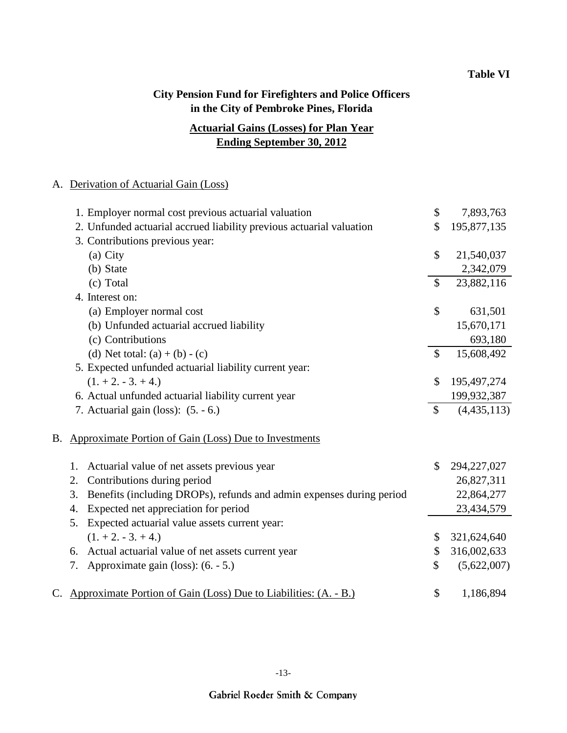**Table VI**

## City Pension Fund for Firefighters and Police Officers in the City of Pembroke Pines, Florida

### Actuarial Gains (Losses) for Plan Year Ending September 30, 2012

A. Derivation of Actuarial Gain (Loss)

| | | |
|---|---|---|
| 1. Employer normal cost previous actuarial valuation | $ | 7,893,763 |
| 2. Unfunded actuarial accrued liability previous actuarial valuation | $ | 195,877,135 |
| 3. Contributions previous year: | | |
| (a) City | $ | 21,540,037 |
| (b) State | | 2,342,079 |
| (c) Total | $ | 23,882,116 |
| 4. Interest on: | | |
| (a) Employer normal cost | $ | 631,501 |
| (b) Unfunded actuarial accrued liability | | 15,670,171 |
| (c) Contributions | | 693,180 |
| (d) Net total: (a) + (b) - (c) | $ | 15,608,492 |
| 5. Expected unfunded actuarial liability current year: (1. + 2. - 3. + 4.) | $ | 195,497,274 |
| 6. Actual unfunded actuarial liability current year | | 199,932,387 |
| 7. Actuarial gain (loss): (5. - 6.) | $ | (4,435,113) |

B. Approximate Portion of Gain (Loss) Due to Investments

| | | |
|---|---|---|
| 1. Actuarial value of net assets previous year | $ | 294,227,027 |
| 2. Contributions during period | | 26,827,311 |
| 3. Benefits (including DROPs), refunds and admin expenses during period | | 22,864,277 |
| 4. Expected net appreciation for period | | 23,434,579 |
| 5. Expected actuarial value assets current year: (1. + 2. - 3. + 4.) | $ | 321,624,640 |
| 6. Actual actuarial value of net assets current year | $ | 316,002,633 |
| 7. Approximate gain (loss): (6. - 5.) | $ | (5,622,007) |

| | | |
|---|---|---|
| C. Approximate Portion of Gain (Loss) Due to Liabilities: (A. - B.) | $ | 1,186,894 |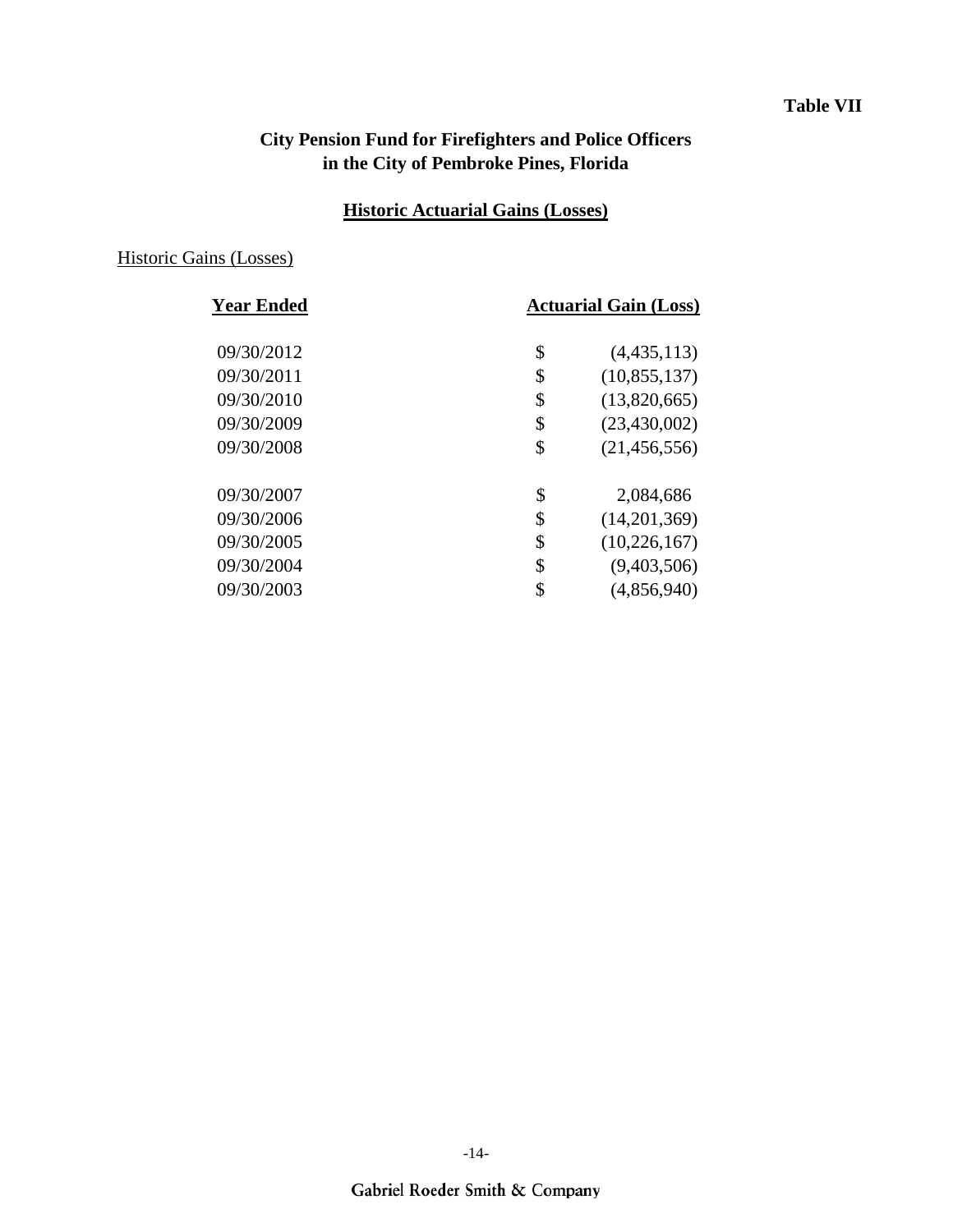**Table VII**

## City Pension Fund for Firefighters and Police Officers in the City of Pembroke Pines, Florida

### Historic Actuarial Gains (Losses)

Historic Gains (Losses)

| Year Ended | Actuarial Gain (Loss) |
|---|---|
| 09/30/2012 | $ (4,435,113) |
| 09/30/2011 | $ (10,855,137) |
| 09/30/2010 | $ (13,820,665) |
| 09/30/2009 | $ (23,430,002) |
| 09/30/2008 | $ (21,456,556) |
| 09/30/2007 | $ 2,084,686 |
| 09/30/2006 | $ (14,201,369) |
| 09/30/2005 | $ (10,226,167) |
| 09/30/2004 | $ (9,403,506) |
| 09/30/2003 | $ (4,856,940) |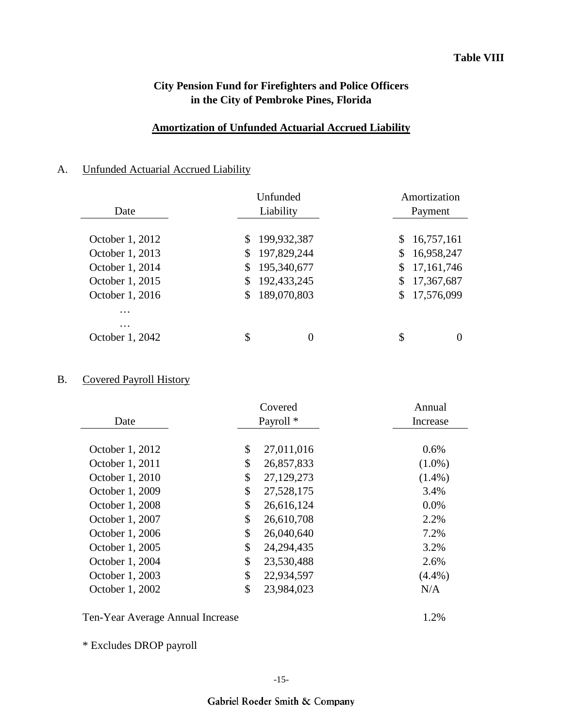**Table VIII**

## City Pension Fund for Firefighters and Police Officers in the City of Pembroke Pines, Florida

### Amortization of Unfunded Actuarial Accrued Liability

A. Unfunded Actuarial Accrued Liability

| Date | Unfunded Liability | Amortization Payment |
|---|---|---|
| October 1, 2012 | $ 199,932,387 | $ 16,757,161 |
| October 1, 2013 | $ 197,829,244 | $ 16,958,247 |
| October 1, 2014 | $ 195,340,677 | $ 17,161,746 |
| October 1, 2015 | $ 192,433,245 | $ 17,367,687 |
| October 1, 2016 | $ 189,070,803 | $ 17,576,099 |
| … | | |
| … | | |
| October 1, 2042 | $ 0 | $ 0 |

B. Covered Payroll History

| Date | Covered Payroll * | Annual Increase |
|---|---|---|
| October 1, 2012 | $ 27,011,016 | 0.6% |
| October 1, 2011 | $ 26,857,833 | (1.0%) |
| October 1, 2010 | $ 27,129,273 | (1.4%) |
| October 1, 2009 | $ 27,528,175 | 3.4% |
| October 1, 2008 | $ 26,616,124 | 0.0% |
| October 1, 2007 | $ 26,610,708 | 2.2% |
| October 1, 2006 | $ 26,040,640 | 7.2% |
| October 1, 2005 | $ 24,294,435 | 3.2% |
| October 1, 2004 | $ 23,530,488 | 2.6% |
| October 1, 2003 | $ 22,934,597 | (4.4%) |
| October 1, 2002 | $ 23,984,023 | N/A |

Ten-Year Average Annual Increase 1.2%

* Excludes DROP payroll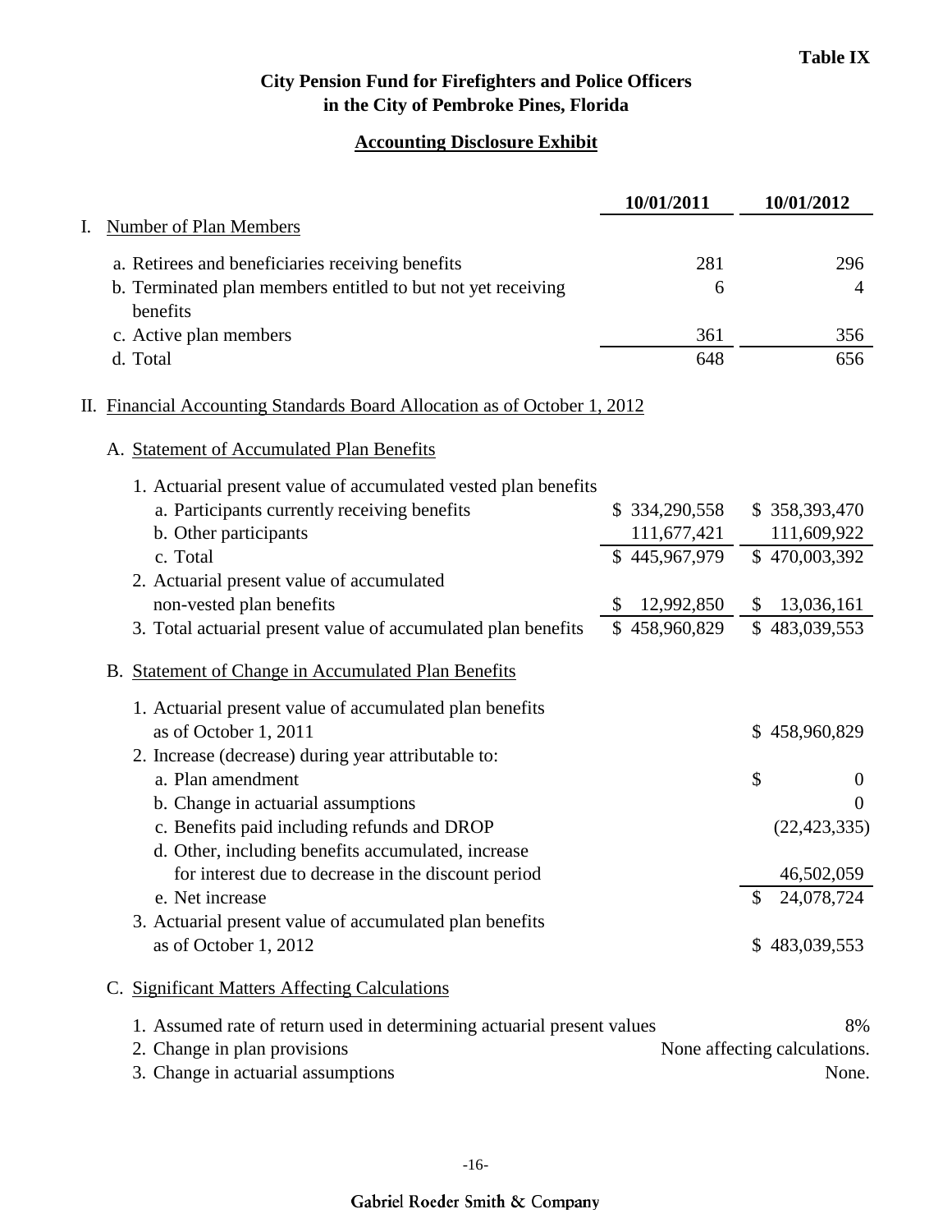**Table IX**

# City Pension Fund for Firefighters and Police Officers in the City of Pembroke Pines, Florida

## Accounting Disclosure Exhibit

| | 10/01/2011 | 10/01/2012 |
|---|---|---|
| **I. Number of Plan Members** | | |
| a. Retirees and beneficiaries receiving benefits | 281 | 296 |
| b. Terminated plan members entitled to but not yet receiving benefits | 6 | 4 |
| c. Active plan members | 361 | 356 |
| d. Total | 648 | 656 |

### II. Financial Accounting Standards Board Allocation as of October 1, 2012

#### A. Statement of Accumulated Plan Benefits

| | 10/01/2011 | 10/01/2012 |
|---|---|---|
| 1. Actuarial present value of accumulated vested plan benefits | | |
| a. Participants currently receiving benefits | $ 334,290,558 | $ 358,393,470 |
| b. Other participants | 111,677,421 | 111,609,922 |
| c. Total | $ 445,967,979 | $ 470,003,392 |
| 2. Actuarial present value of accumulated non-vested plan benefits | $ 12,992,850 | $ 13,036,161 |
| 3. Total actuarial present value of accumulated plan benefits | $ 458,960,829 | $ 483,039,553 |

#### B. Statement of Change in Accumulated Plan Benefits

| | |
|---|---|
| 1. Actuarial present value of accumulated plan benefits as of October 1, 2011 | $ 458,960,829 |
| 2. Increase (decrease) during year attributable to: | |
| a. Plan amendment | $ 0 |
| b. Change in actuarial assumptions | 0 |
| c. Benefits paid including refunds and DROP | (22,423,335) |
| d. Other, including benefits accumulated, increase for interest due to decrease in the discount period | 46,502,059 |
| e. Net increase | $ 24,078,724 |
| 3. Actuarial present value of accumulated plan benefits as of October 1, 2012 | $ 483,039,553 |

#### C. Significant Matters Affecting Calculations

| | |
|---|---|
| 1. Assumed rate of return used in determining actuarial present values | 8% |
| 2. Change in plan provisions | None affecting calculations. |
| 3. Change in actuarial assumptions | None. |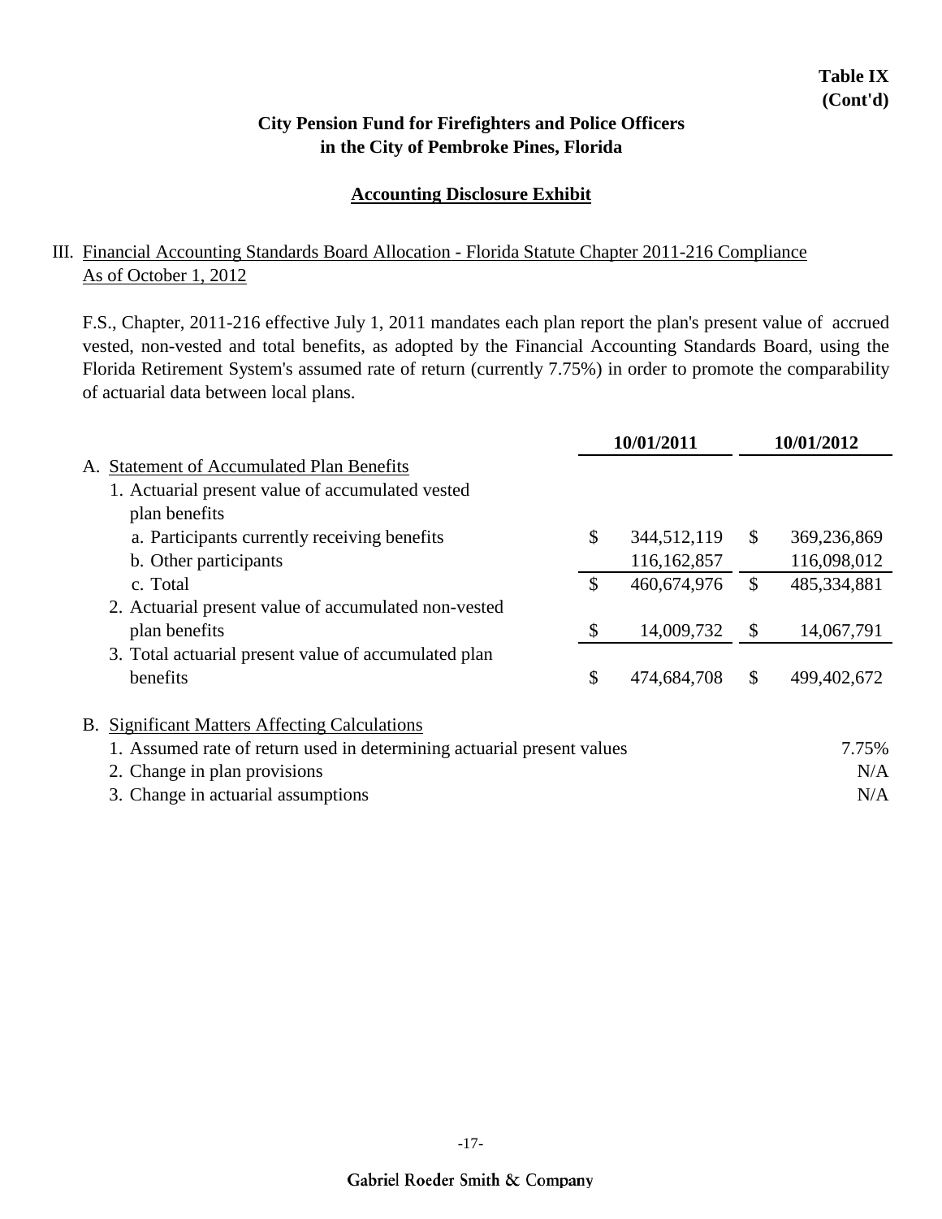**Table IX**
**(Cont'd)**

## City Pension Fund for Firefighters and Police Officers in the City of Pembroke Pines, Florida

### Accounting Disclosure Exhibit

III. Financial Accounting Standards Board Allocation - Florida Statute Chapter 2011-216 Compliance
As of October 1, 2012

F.S., Chapter, 2011-216 effective July 1, 2011 mandates each plan report the plan's present value of accrued vested, non-vested and total benefits, as adopted by the Financial Accounting Standards Board, using the Florida Retirement System's assumed rate of return (currently 7.75%) in order to promote the comparability of actuarial data between local plans.

| | 10/01/2011 | 10/01/2012 |
|---|---|---|
| A. Statement of Accumulated Plan Benefits | | |
| 1. Actuarial present value of accumulated vested plan benefits | | |
| a. Participants currently receiving benefits | $ 344,512,119 | $ 369,236,869 |
| b. Other participants | 116,162,857 | 116,098,012 |
| c. Total | $ 460,674,976 | $ 485,334,881 |
| 2. Actuarial present value of accumulated non-vested plan benefits | $ 14,009,732 | $ 14,067,791 |
| 3. Total actuarial present value of accumulated plan benefits | $ 474,684,708 | $ 499,402,672 |

B. Significant Matters Affecting Calculations

| | |
|---|---|
| 1. Assumed rate of return used in determining actuarial present values | 7.75% |
| 2. Change in plan provisions | N/A |
| 3. Change in actuarial assumptions | N/A |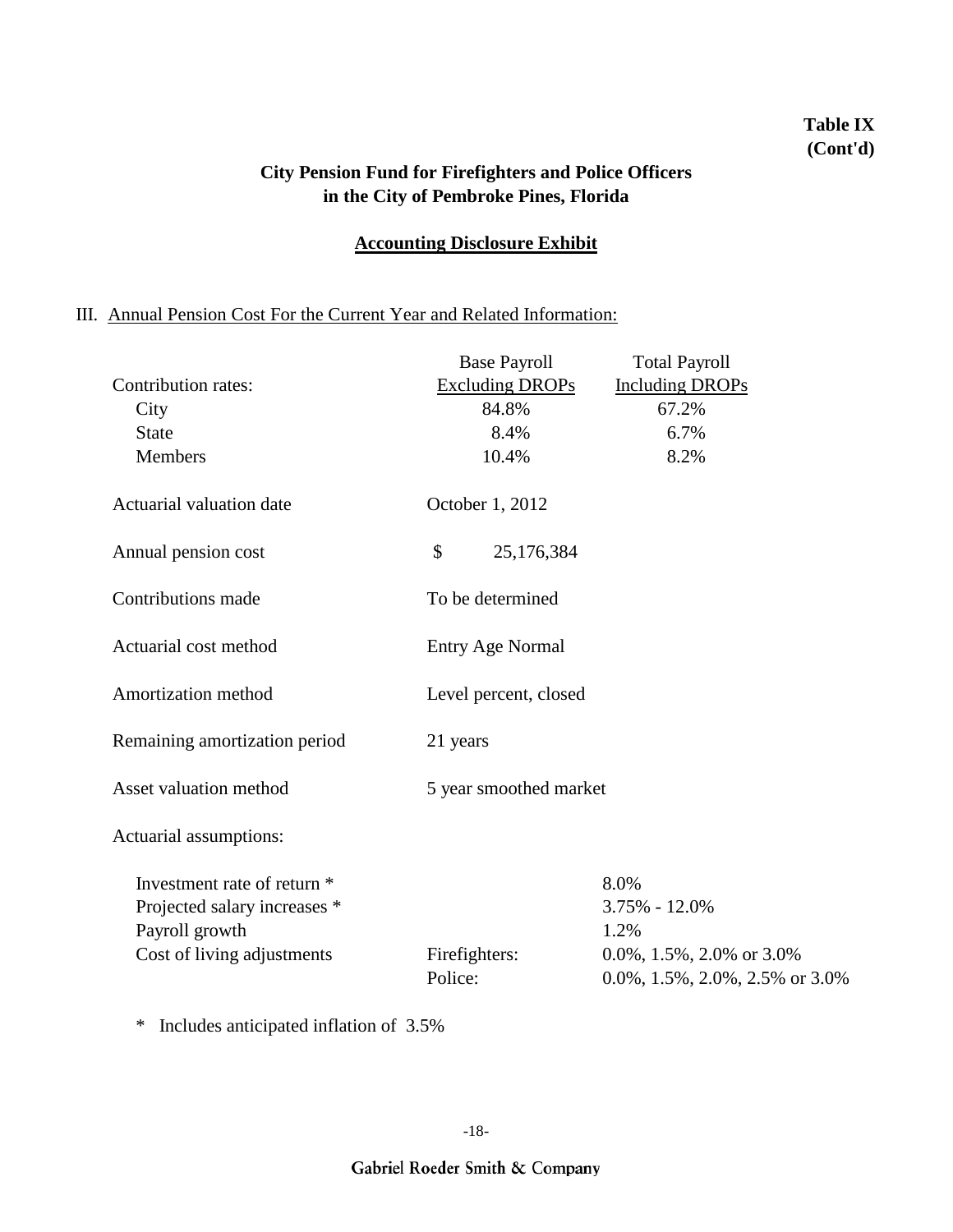**Table IX**
**(Cont'd)**

## City Pension Fund for Firefighters and Police Officers in the City of Pembroke Pines, Florida

### Accounting Disclosure Exhibit

III. Annual Pension Cost For the Current Year and Related Information:

| Contribution rates: | Base Payroll Excluding DROPs | Total Payroll Including DROPs |
|---|---|---|
| City | 84.8% | 67.2% |
| State | 8.4% | 6.7% |
| Members | 10.4% | 8.2% |

| | |
|---|---|
| Actuarial valuation date | October 1, 2012 |
| Annual pension cost | $ 25,176,384 |
| Contributions made | To be determined |
| Actuarial cost method | Entry Age Normal |
| Amortization method | Level percent, closed |
| Remaining amortization period | 21 years |
| Asset valuation method | 5 year smoothed market |

Actuarial assumptions:

| | | |
|---|---|---|
| Investment rate of return * | | 8.0% |
| Projected salary increases * | | 3.75% - 12.0% |
| Payroll growth | | 1.2% |
| Cost of living adjustments | Firefighters: | 0.0%, 1.5%, 2.0% or 3.0% |
| | Police: | 0.0%, 1.5%, 2.0%, 2.5% or 3.0% |

\* Includes anticipated inflation of 3.5%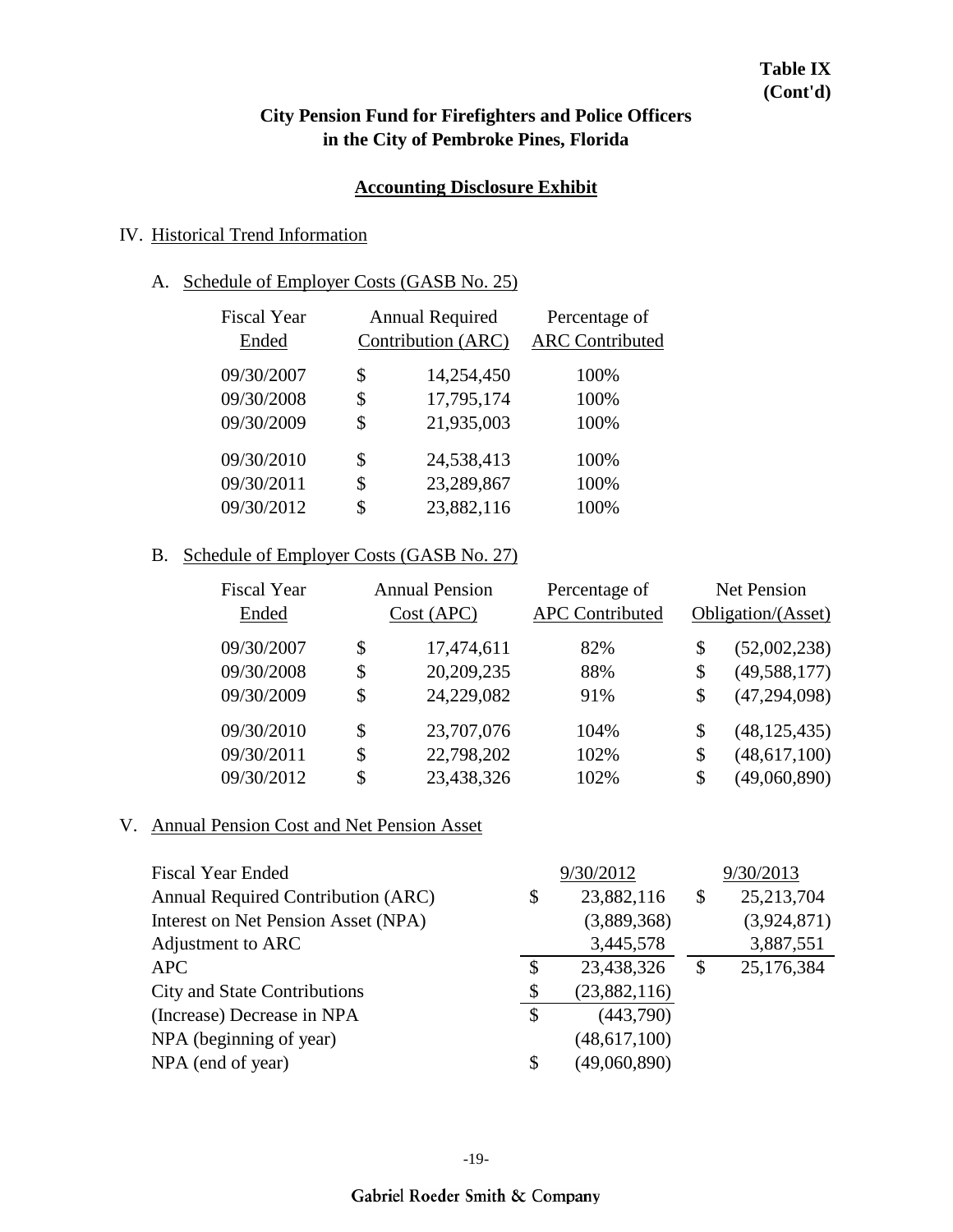**Table IX (Cont'd)**

## City Pension Fund for Firefighters and Police Officers in the City of Pembroke Pines, Florida

### Accounting Disclosure Exhibit

IV. Historical Trend Information

A. Schedule of Employer Costs (GASB No. 25)

| Fiscal Year Ended | Annual Required Contribution (ARC) | Percentage of ARC Contributed |
|---|---|---|
| 09/30/2007 | $ 14,254,450 | 100% |
| 09/30/2008 | $ 17,795,174 | 100% |
| 09/30/2009 | $ 21,935,003 | 100% |
| 09/30/2010 | $ 24,538,413 | 100% |
| 09/30/2011 | $ 23,289,867 | 100% |
| 09/30/2012 | $ 23,882,116 | 100% |

B. Schedule of Employer Costs (GASB No. 27)

| Fiscal Year Ended | Annual Pension Cost (APC) | Percentage of APC Contributed | Net Pension Obligation/(Asset) |
|---|---|---|---|
| 09/30/2007 | $ 17,474,611 | 82% | $ (52,002,238) |
| 09/30/2008 | $ 20,209,235 | 88% | $ (49,588,177) |
| 09/30/2009 | $ 24,229,082 | 91% | $ (47,294,098) |
| 09/30/2010 | $ 23,707,076 | 104% | $ (48,125,435) |
| 09/30/2011 | $ 22,798,202 | 102% | $ (48,617,100) |
| 09/30/2012 | $ 23,438,326 | 102% | $ (49,060,890) |

V. Annual Pension Cost and Net Pension Asset

| Fiscal Year Ended | 9/30/2012 | 9/30/2013 |
|---|---|---|
| Annual Required Contribution (ARC) | $ 23,882,116 | $ 25,213,704 |
| Interest on Net Pension Asset (NPA) | (3,889,368) | (3,924,871) |
| Adjustment to ARC | 3,445,578 | 3,887,551 |
| APC | $ 23,438,326 | $ 25,176,384 |
| City and State Contributions | $ (23,882,116) | |
| (Increase) Decrease in NPA | $ (443,790) | |
| NPA (beginning of year) | (48,617,100) | |
| NPA (end of year) | $ (49,060,890) | |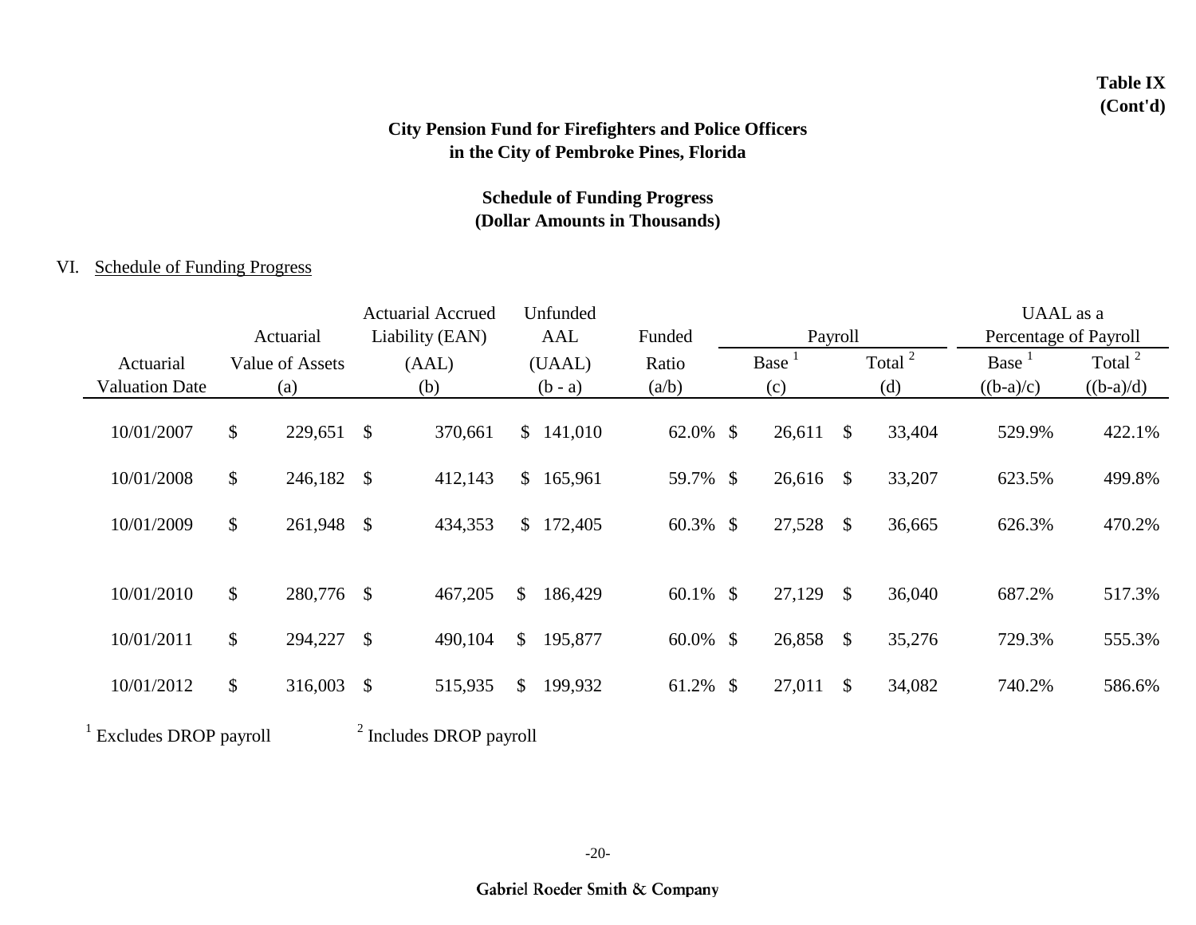**Table IX**
**(Cont'd)**

# City Pension Fund for Firefighters and Police Officers in the City of Pembroke Pines, Florida

## Schedule of Funding Progress (Dollar Amounts in Thousands)

VI. Schedule of Funding Progress

| Actuarial Valuation Date | Actuarial Value of Assets (a) | Actuarial Accrued Liability (EAN) (AAL) (b) | Unfunded AAL (UAAL) (b - a) | Funded Ratio (a/b) | Payroll Base [1] (c) | Payroll Total [2] (d) | UAAL as a Percentage of Payroll Base [1] ((b-a)/c) | UAAL as a Percentage of Payroll Total [2] ((b-a)/d) |
|---|---|---|---|---|---|---|---|---|
| 10/01/2007 | $ 229,651 | $ 370,661 | $ 141,010 | 62.0% | $ 26,611 | $ 33,404 | 529.9% | 422.1% |
| 10/01/2008 | $ 246,182 | $ 412,143 | $ 165,961 | 59.7% | $ 26,616 | $ 33,207 | 623.5% | 499.8% |
| 10/01/2009 | $ 261,948 | $ 434,353 | $ 172,405 | 60.3% | $ 27,528 | $ 36,665 | 626.3% | 470.2% |
| 10/01/2010 | $ 280,776 | $ 467,205 | $ 186,429 | 60.1% | $ 27,129 | $ 36,040 | 687.2% | 517.3% |
| 10/01/2011 | $ 294,227 | $ 490,104 | $ 195,877 | 60.0% | $ 26,858 | $ 35,276 | 729.3% | 555.3% |
| 10/01/2012 | $ 316,003 | $ 515,935 | $ 199,932 | 61.2% | $ 27,011 | $ 34,082 | 740.2% | 586.6% |

[1] Excludes DROP payroll

[2] Includes DROP payroll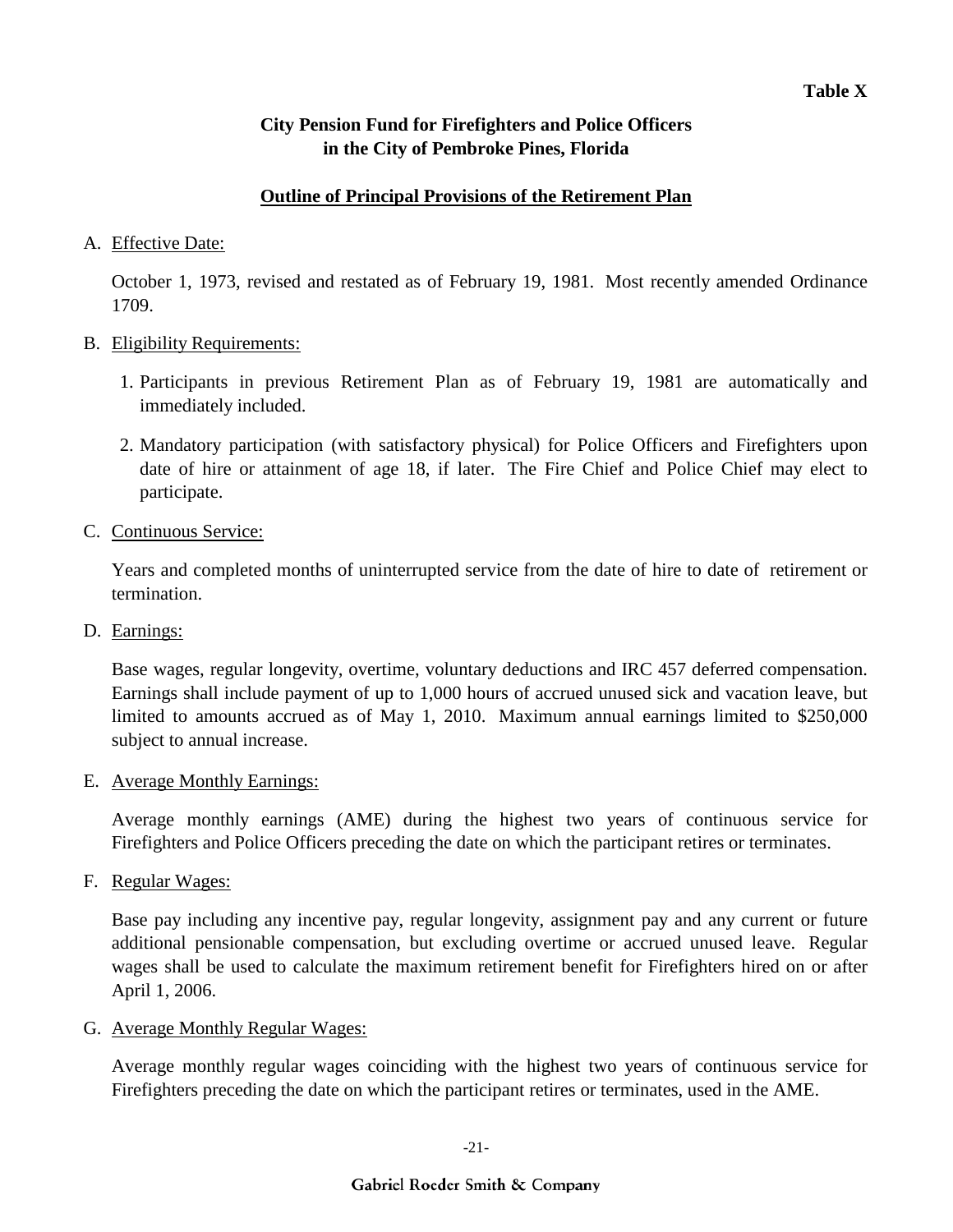**Table X**

**City Pension Fund for Firefighters and Police Officers in the City of Pembroke Pines, Florida**

**Outline of Principal Provisions of the Retirement Plan**

A. Effective Date:

October 1, 1973, revised and restated as of February 19, 1981. Most recently amended Ordinance 1709.

B. Eligibility Requirements:

1. Participants in previous Retirement Plan as of February 19, 1981 are automatically and immediately included.
2. Mandatory participation (with satisfactory physical) for Police Officers and Firefighters upon date of hire or attainment of age 18, if later. The Fire Chief and Police Chief may elect to participate.

C. Continuous Service:

Years and completed months of uninterrupted service from the date of hire to date of retirement or termination.

D. Earnings:

Base wages, regular longevity, overtime, voluntary deductions and IRC 457 deferred compensation. Earnings shall include payment of up to 1,000 hours of accrued unused sick and vacation leave, but limited to amounts accrued as of May 1, 2010. Maximum annual earnings limited to $250,000 subject to annual increase.

E. Average Monthly Earnings:

Average monthly earnings (AME) during the highest two years of continuous service for Firefighters and Police Officers preceding the date on which the participant retires or terminates.

F. Regular Wages:

Base pay including any incentive pay, regular longevity, assignment pay and any current or future additional pensionable compensation, but excluding overtime or accrued unused leave. Regular wages shall be used to calculate the maximum retirement benefit for Firefighters hired on or after April 1, 2006.

G. Average Monthly Regular Wages:

Average monthly regular wages coinciding with the highest two years of continuous service for Firefighters preceding the date on which the participant retires or terminates, used in the AME.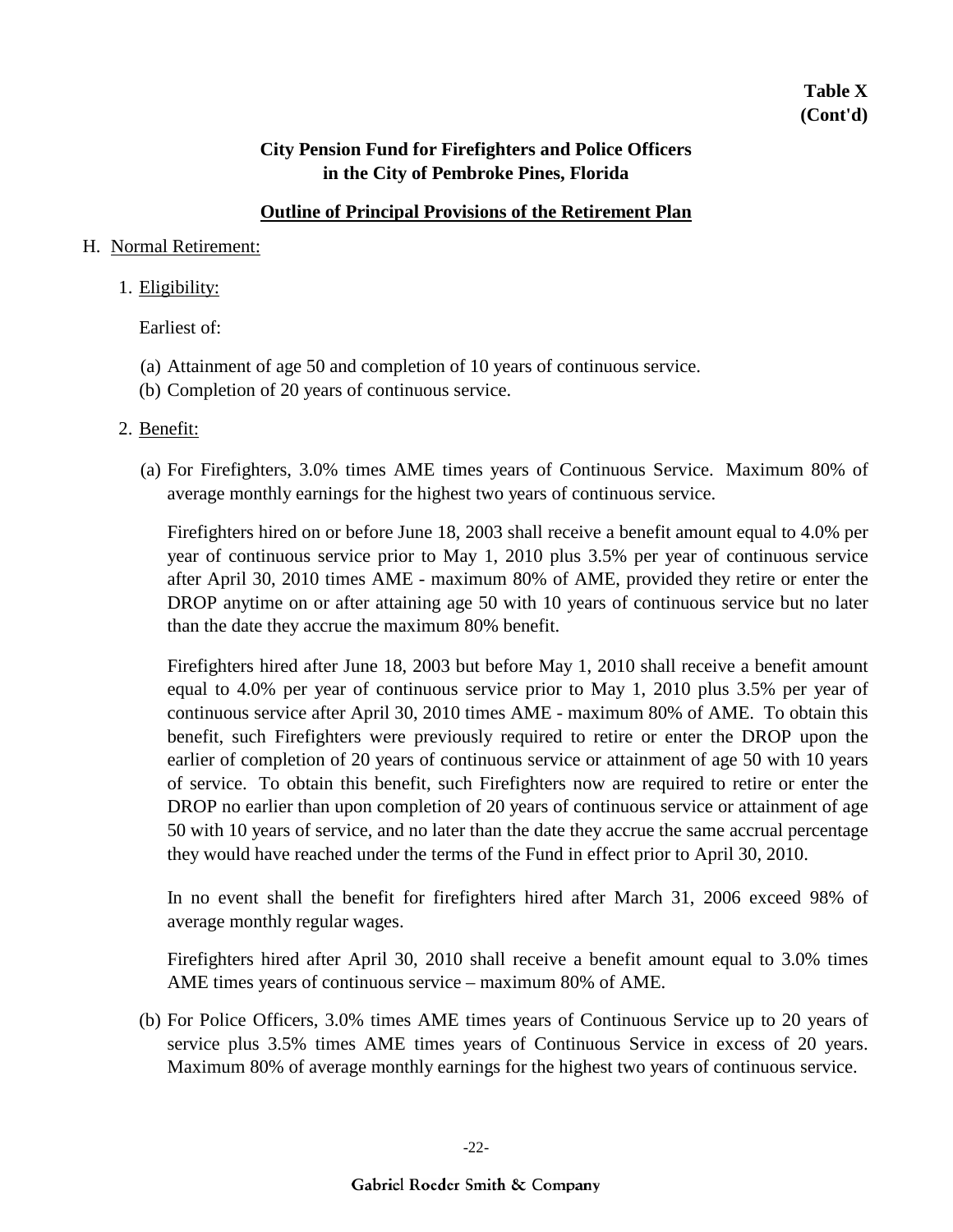**Table X**
**(Cont'd)**

**City Pension Fund for Firefighters and Police Officers in the City of Pembroke Pines, Florida**

**Outline of Principal Provisions of the Retirement Plan**

H. Normal Retirement:

1. Eligibility:

   Earliest of:

   (a) Attainment of age 50 and completion of 10 years of continuous service.
   (b) Completion of 20 years of continuous service.

2. Benefit:

   (a) For Firefighters, 3.0% times AME times years of Continuous Service. Maximum 80% of average monthly earnings for the highest two years of continuous service.

   Firefighters hired on or before June 18, 2003 shall receive a benefit amount equal to 4.0% per year of continuous service prior to May 1, 2010 plus 3.5% per year of continuous service after April 30, 2010 times AME - maximum 80% of AME, provided they retire or enter the DROP anytime on or after attaining age 50 with 10 years of continuous service but no later than the date they accrue the maximum 80% benefit.

   Firefighters hired after June 18, 2003 but before May 1, 2010 shall receive a benefit amount equal to 4.0% per year of continuous service prior to May 1, 2010 plus 3.5% per year of continuous service after April 30, 2010 times AME - maximum 80% of AME. To obtain this benefit, such Firefighters were previously required to retire or enter the DROP upon the earlier of completion of 20 years of continuous service or attainment of age 50 with 10 years of service. To obtain this benefit, such Firefighters now are required to retire or enter the DROP no earlier than upon completion of 20 years of continuous service or attainment of age 50 with 10 years of service, and no later than the date they accrue the same accrual percentage they would have reached under the terms of the Fund in effect prior to April 30, 2010.

   In no event shall the benefit for firefighters hired after March 31, 2006 exceed 98% of average monthly regular wages.

   Firefighters hired after April 30, 2010 shall receive a benefit amount equal to 3.0% times AME times years of continuous service – maximum 80% of AME.

   (b) For Police Officers, 3.0% times AME times years of Continuous Service up to 20 years of service plus 3.5% times AME times years of Continuous Service in excess of 20 years. Maximum 80% of average monthly earnings for the highest two years of continuous service.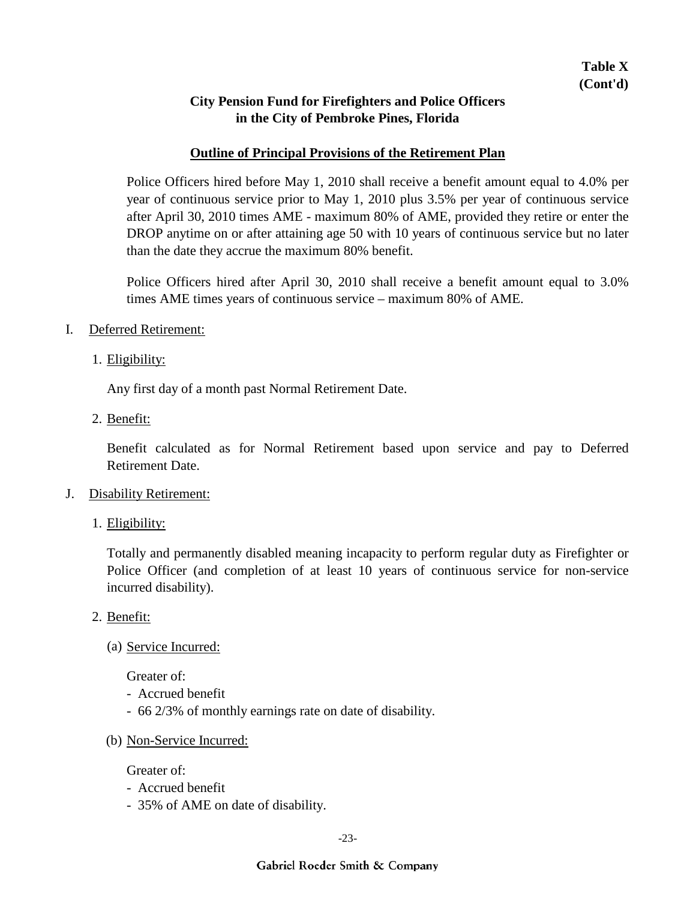**Table X**
**(Cont'd)**

**City Pension Fund for Firefighters and Police Officers in the City of Pembroke Pines, Florida**

**Outline of Principal Provisions of the Retirement Plan**

Police Officers hired before May 1, 2010 shall receive a benefit amount equal to 4.0% per year of continuous service prior to May 1, 2010 plus 3.5% per year of continuous service after April 30, 2010 times AME - maximum 80% of AME, provided they retire or enter the DROP anytime on or after attaining age 50 with 10 years of continuous service but no later than the date they accrue the maximum 80% benefit.

Police Officers hired after April 30, 2010 shall receive a benefit amount equal to 3.0% times AME times years of continuous service – maximum 80% of AME.

I. Deferred Retirement:

1. Eligibility:

   Any first day of a month past Normal Retirement Date.

2. Benefit:

   Benefit calculated as for Normal Retirement based upon service and pay to Deferred Retirement Date.

J. Disability Retirement:

1. Eligibility:

   Totally and permanently disabled meaning incapacity to perform regular duty as Firefighter or Police Officer (and completion of at least 10 years of continuous service for non-service incurred disability).

2. Benefit:

   (a) Service Incurred:

   Greater of:
   - Accrued benefit
   - 66 2/3% of monthly earnings rate on date of disability.

   (b) Non-Service Incurred:

   Greater of:
   - Accrued benefit
   - 35% of AME on date of disability.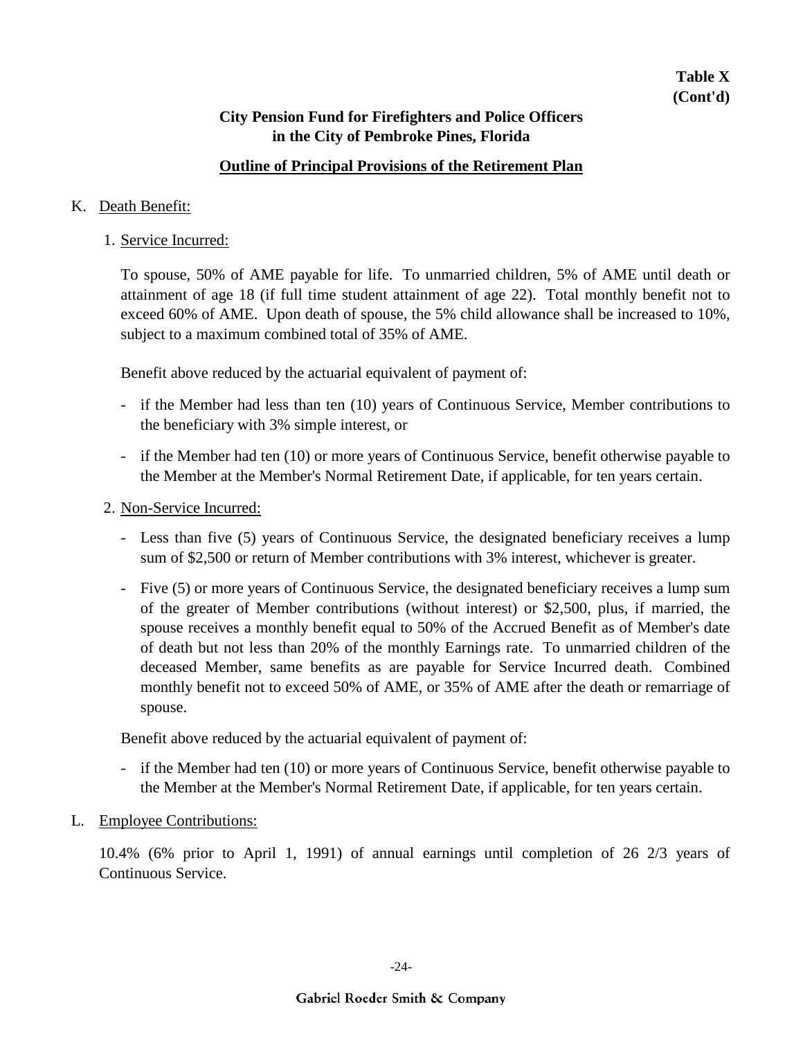**Table X (Cont'd)**

**City Pension Fund for Firefighters and Police Officers in the City of Pembroke Pines, Florida**

**Outline of Principal Provisions of the Retirement Plan**

K. Death Benefit:

1. Service Incurred:

   To spouse, 50% of AME payable for life. To unmarried children, 5% of AME until death or attainment of age 18 (if full time student attainment of age 22). Total monthly benefit not to exceed 60% of AME. Upon death of spouse, the 5% child allowance shall be increased to 10%, subject to a maximum combined total of 35% of AME.

   Benefit above reduced by the actuarial equivalent of payment of:

   - if the Member had less than ten (10) years of Continuous Service, Member contributions to the beneficiary with 3% simple interest, or
   - if the Member had ten (10) or more years of Continuous Service, benefit otherwise payable to the Member at the Member's Normal Retirement Date, if applicable, for ten years certain.

2. Non-Service Incurred:

   - Less than five (5) years of Continuous Service, the designated beneficiary receives a lump sum of $2,500 or return of Member contributions with 3% interest, whichever is greater.
   - Five (5) or more years of Continuous Service, the designated beneficiary receives a lump sum of the greater of Member contributions (without interest) or $2,500, plus, if married, the spouse receives a monthly benefit equal to 50% of the Accrued Benefit as of Member's date of death but not less than 20% of the monthly Earnings rate. To unmarried children of the deceased Member, same benefits as are payable for Service Incurred death. Combined monthly benefit not to exceed 50% of AME, or 35% of AME after the death or remarriage of spouse.

   Benefit above reduced by the actuarial equivalent of payment of:

   - if the Member had ten (10) or more years of Continuous Service, benefit otherwise payable to the Member at the Member's Normal Retirement Date, if applicable, for ten years certain.

L. Employee Contributions:

10.4% (6% prior to April 1, 1991) of annual earnings until completion of 26 2/3 years of Continuous Service.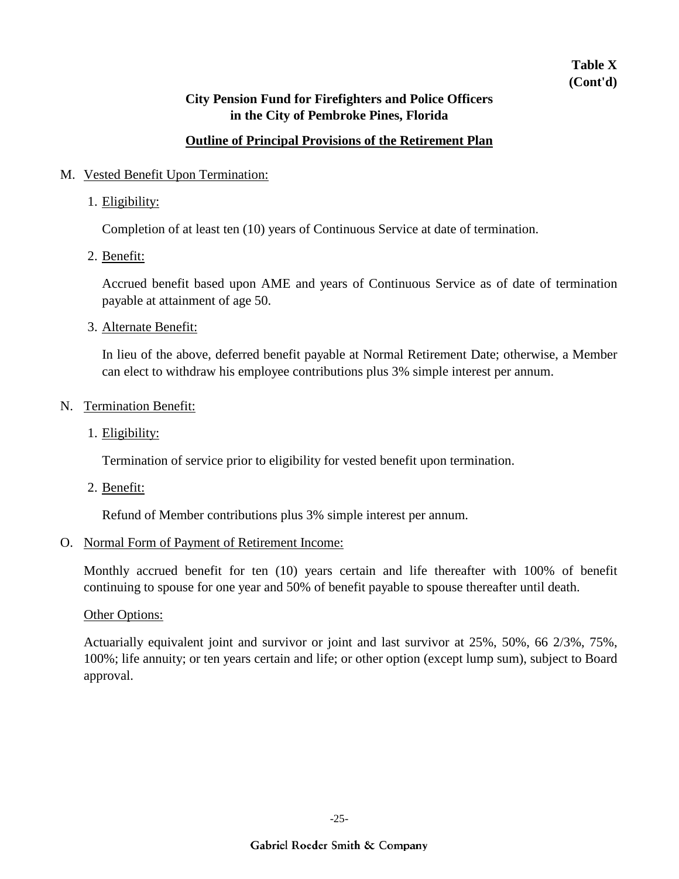**Table X**
**(Cont'd)**

## City Pension Fund for Firefighters and Police Officers in the City of Pembroke Pines, Florida

### Outline of Principal Provisions of the Retirement Plan

M. Vested Benefit Upon Termination:

1. Eligibility:

   Completion of at least ten (10) years of Continuous Service at date of termination.

2. Benefit:

   Accrued benefit based upon AME and years of Continuous Service as of date of termination payable at attainment of age 50.

3. Alternate Benefit:

   In lieu of the above, deferred benefit payable at Normal Retirement Date; otherwise, a Member can elect to withdraw his employee contributions plus 3% simple interest per annum.

N. Termination Benefit:

1. Eligibility:

   Termination of service prior to eligibility for vested benefit upon termination.

2. Benefit:

   Refund of Member contributions plus 3% simple interest per annum.

O. Normal Form of Payment of Retirement Income:

Monthly accrued benefit for ten (10) years certain and life thereafter with 100% of benefit continuing to spouse for one year and 50% of benefit payable to spouse thereafter until death.

Other Options:

Actuarially equivalent joint and survivor or joint and last survivor at 25%, 50%, 66 2/3%, 75%, 100%; life annuity; or ten years certain and life; or other option (except lump sum), subject to Board approval.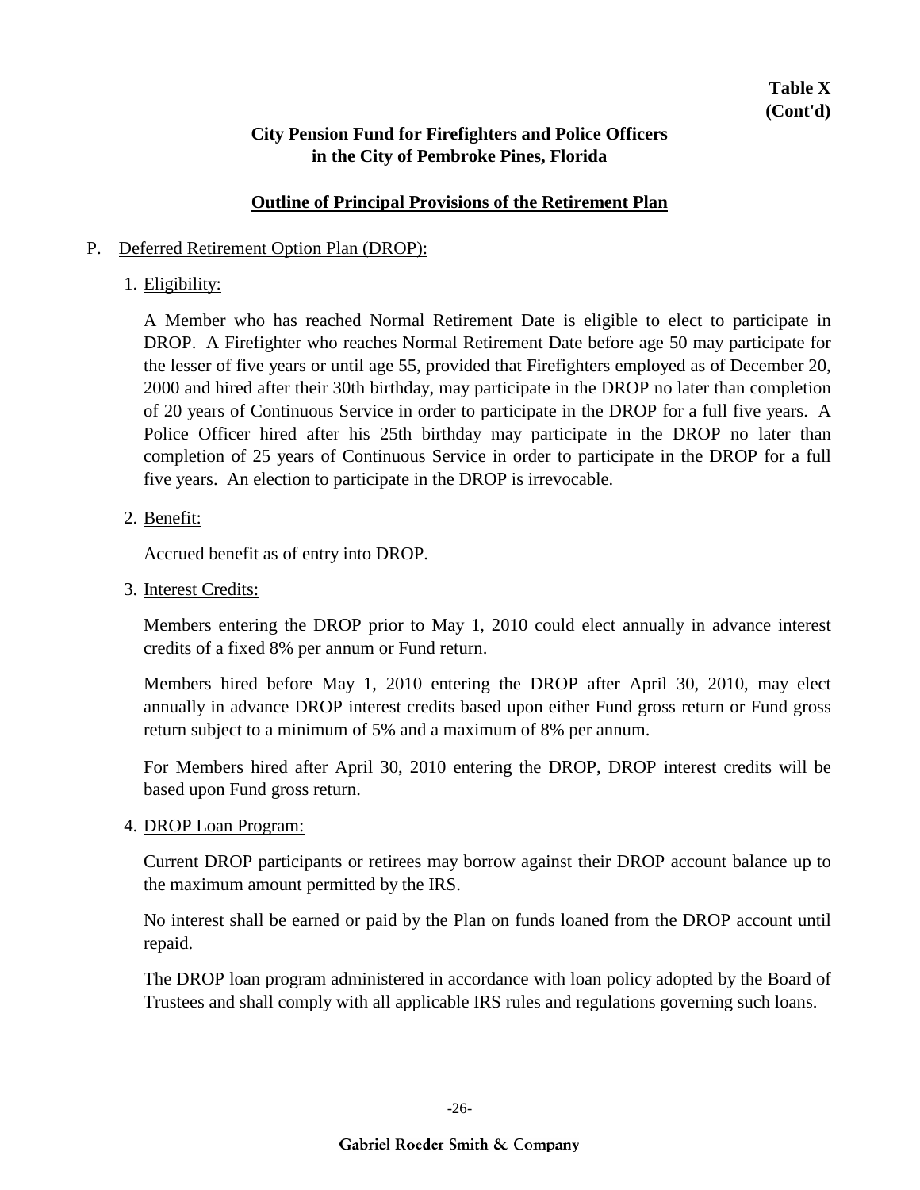**Table X (Cont'd)**

**City Pension Fund for Firefighters and Police Officers in the City of Pembroke Pines, Florida**

**Outline of Principal Provisions of the Retirement Plan**

P. Deferred Retirement Option Plan (DROP):

1. Eligibility:

   A Member who has reached Normal Retirement Date is eligible to elect to participate in DROP. A Firefighter who reaches Normal Retirement Date before age 50 may participate for the lesser of five years or until age 55, provided that Firefighters employed as of December 20, 2000 and hired after their 30th birthday, may participate in the DROP no later than completion of 20 years of Continuous Service in order to participate in the DROP for a full five years. A Police Officer hired after his 25th birthday may participate in the DROP no later than completion of 25 years of Continuous Service in order to participate in the DROP for a full five years. An election to participate in the DROP is irrevocable.

2. Benefit:

   Accrued benefit as of entry into DROP.

3. Interest Credits:

   Members entering the DROP prior to May 1, 2010 could elect annually in advance interest credits of a fixed 8% per annum or Fund return.

   Members hired before May 1, 2010 entering the DROP after April 30, 2010, may elect annually in advance DROP interest credits based upon either Fund gross return or Fund gross return subject to a minimum of 5% and a maximum of 8% per annum.

   For Members hired after April 30, 2010 entering the DROP, DROP interest credits will be based upon Fund gross return.

4. DROP Loan Program:

   Current DROP participants or retirees may borrow against their DROP account balance up to the maximum amount permitted by the IRS.

   No interest shall be earned or paid by the Plan on funds loaned from the DROP account until repaid.

   The DROP loan program administered in accordance with loan policy adopted by the Board of Trustees and shall comply with all applicable IRS rules and regulations governing such loans.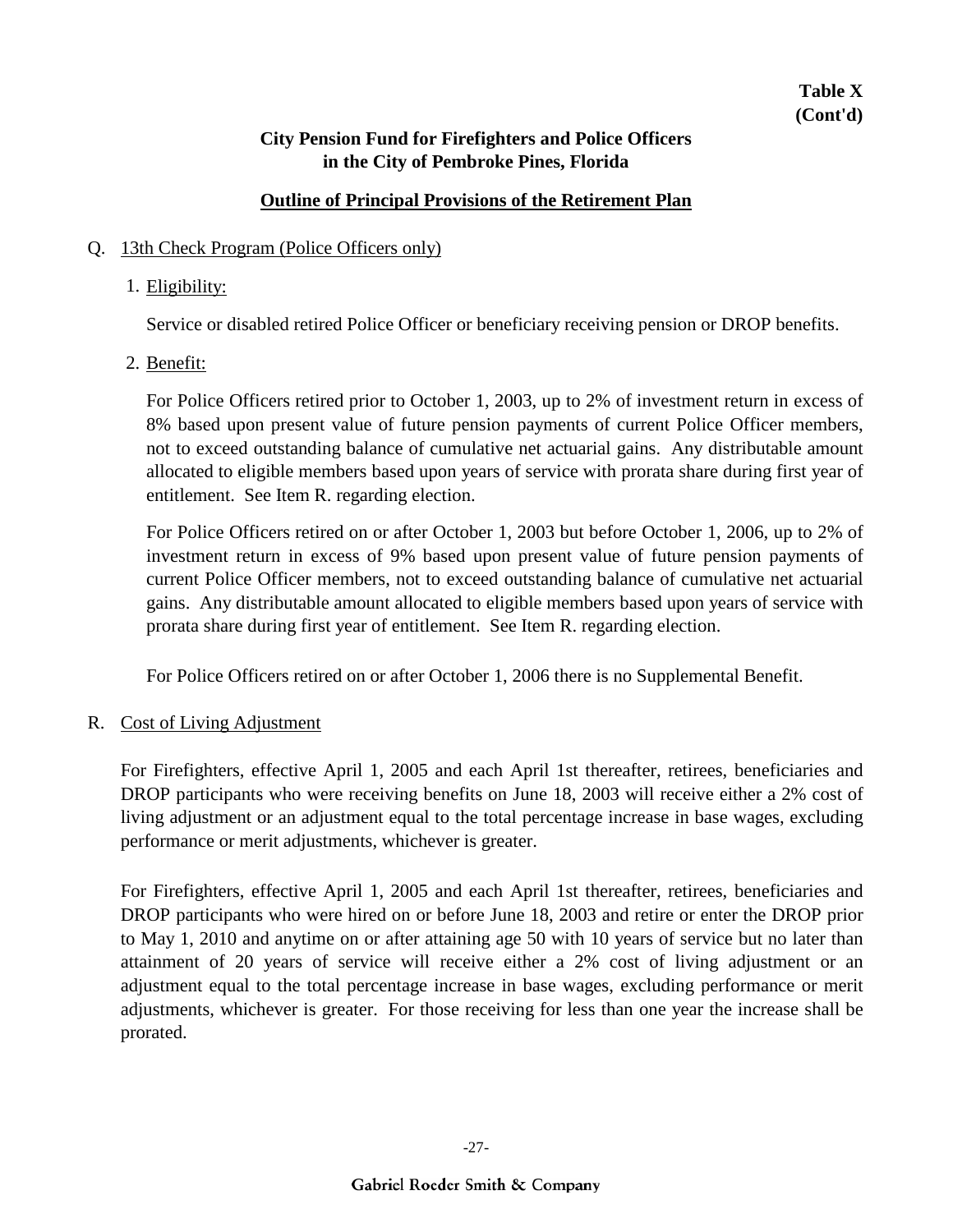**Table X**
**(Cont'd)**

**City Pension Fund for Firefighters and Police Officers in the City of Pembroke Pines, Florida**

**Outline of Principal Provisions of the Retirement Plan**

Q. 13th Check Program (Police Officers only)

1. Eligibility:

   Service or disabled retired Police Officer or beneficiary receiving pension or DROP benefits.

2. Benefit:

   For Police Officers retired prior to October 1, 2003, up to 2% of investment return in excess of 8% based upon present value of future pension payments of current Police Officer members, not to exceed outstanding balance of cumulative net actuarial gains. Any distributable amount allocated to eligible members based upon years of service with prorata share during first year of entitlement. See Item R. regarding election.

   For Police Officers retired on or after October 1, 2003 but before October 1, 2006, up to 2% of investment return in excess of 9% based upon present value of future pension payments of current Police Officer members, not to exceed outstanding balance of cumulative net actuarial gains. Any distributable amount allocated to eligible members based upon years of service with prorata share during first year of entitlement. See Item R. regarding election.

   For Police Officers retired on or after October 1, 2006 there is no Supplemental Benefit.

R. Cost of Living Adjustment

For Firefighters, effective April 1, 2005 and each April 1st thereafter, retirees, beneficiaries and DROP participants who were receiving benefits on June 18, 2003 will receive either a 2% cost of living adjustment or an adjustment equal to the total percentage increase in base wages, excluding performance or merit adjustments, whichever is greater.

For Firefighters, effective April 1, 2005 and each April 1st thereafter, retirees, beneficiaries and DROP participants who were hired on or before June 18, 2003 and retire or enter the DROP prior to May 1, 2010 and anytime on or after attaining age 50 with 10 years of service but no later than attainment of 20 years of service will receive either a 2% cost of living adjustment or an adjustment equal to the total percentage increase in base wages, excluding performance or merit adjustments, whichever is greater. For those receiving for less than one year the increase shall be prorated.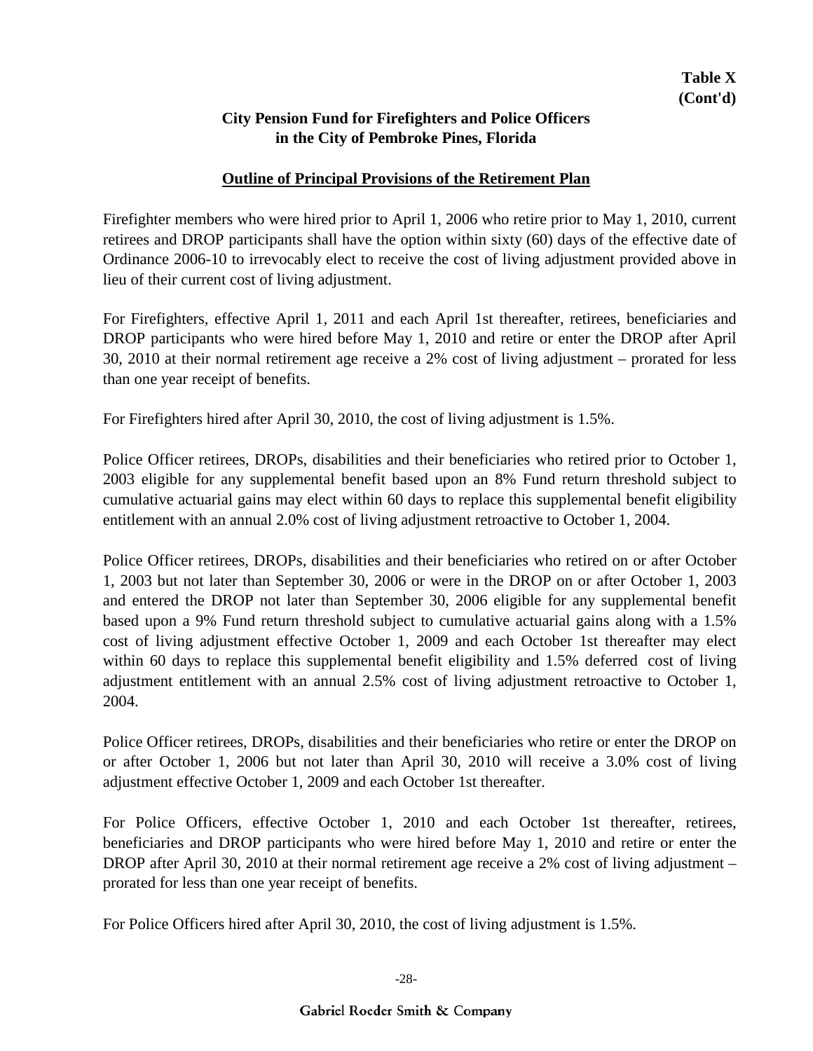**Table X**
**(Cont'd)**

**City Pension Fund for Firefighters and Police Officers in the City of Pembroke Pines, Florida**

**Outline of Principal Provisions of the Retirement Plan**

Firefighter members who were hired prior to April 1, 2006 who retire prior to May 1, 2010, current retirees and DROP participants shall have the option within sixty (60) days of the effective date of Ordinance 2006-10 to irrevocably elect to receive the cost of living adjustment provided above in lieu of their current cost of living adjustment.

For Firefighters, effective April 1, 2011 and each April 1st thereafter, retirees, beneficiaries and DROP participants who were hired before May 1, 2010 and retire or enter the DROP after April 30, 2010 at their normal retirement age receive a 2% cost of living adjustment – prorated for less than one year receipt of benefits.

For Firefighters hired after April 30, 2010, the cost of living adjustment is 1.5%.

Police Officer retirees, DROPs, disabilities and their beneficiaries who retired prior to October 1, 2003 eligible for any supplemental benefit based upon an 8% Fund return threshold subject to cumulative actuarial gains may elect within 60 days to replace this supplemental benefit eligibility entitlement with an annual 2.0% cost of living adjustment retroactive to October 1, 2004.

Police Officer retirees, DROPs, disabilities and their beneficiaries who retired on or after October 1, 2003 but not later than September 30, 2006 or were in the DROP on or after October 1, 2003 and entered the DROP not later than September 30, 2006 eligible for any supplemental benefit based upon a 9% Fund return threshold subject to cumulative actuarial gains along with a 1.5% cost of living adjustment effective October 1, 2009 and each October 1st thereafter may elect within 60 days to replace this supplemental benefit eligibility and 1.5% deferred cost of living adjustment entitlement with an annual 2.5% cost of living adjustment retroactive to October 1, 2004.

Police Officer retirees, DROPs, disabilities and their beneficiaries who retire or enter the DROP on or after October 1, 2006 but not later than April 30, 2010 will receive a 3.0% cost of living adjustment effective October 1, 2009 and each October 1st thereafter.

For Police Officers, effective October 1, 2010 and each October 1st thereafter, retirees, beneficiaries and DROP participants who were hired before May 1, 2010 and retire or enter the DROP after April 30, 2010 at their normal retirement age receive a 2% cost of living adjustment – prorated for less than one year receipt of benefits.

For Police Officers hired after April 30, 2010, the cost of living adjustment is 1.5%.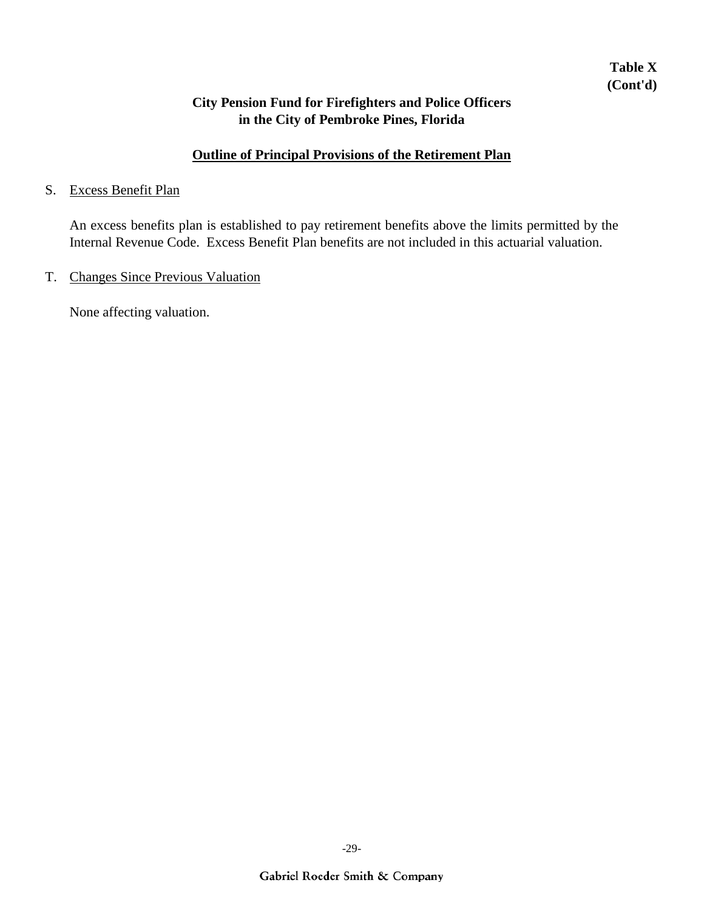**Table X**
**(Cont'd)**

**City Pension Fund for Firefighters and Police Officers**
**in the City of Pembroke Pines, Florida**

## Outline of Principal Provisions of the Retirement Plan

S. Excess Benefit Plan

An excess benefits plan is established to pay retirement benefits above the limits permitted by the Internal Revenue Code. Excess Benefit Plan benefits are not included in this actuarial valuation.

T. Changes Since Previous Valuation

None affecting valuation.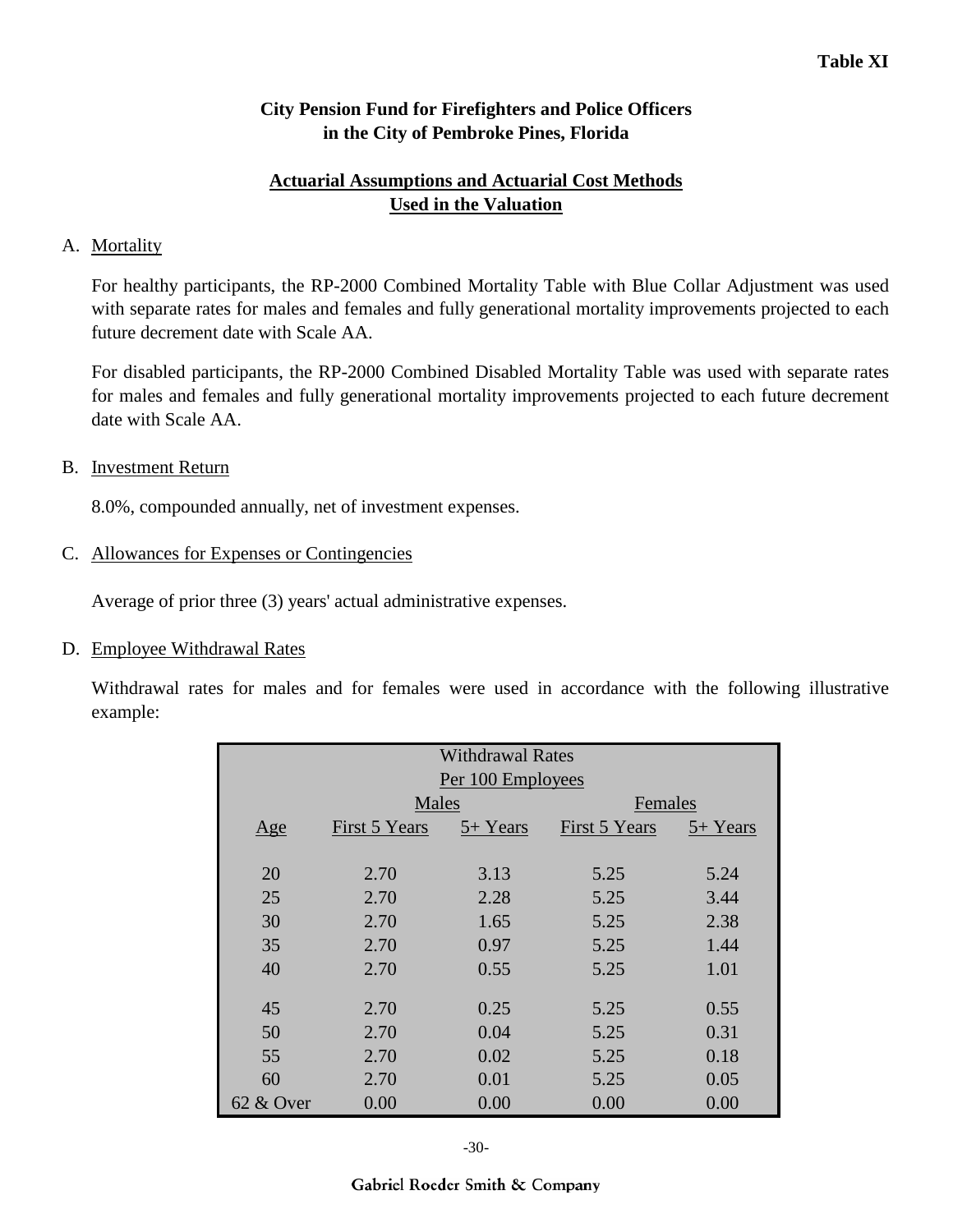**Table XI**

## City Pension Fund for Firefighters and Police Officers in the City of Pembroke Pines, Florida

## Actuarial Assumptions and Actuarial Cost Methods Used in the Valuation

A. Mortality

For healthy participants, the RP-2000 Combined Mortality Table with Blue Collar Adjustment was used with separate rates for males and females and fully generational mortality improvements projected to each future decrement date with Scale AA.

For disabled participants, the RP-2000 Combined Disabled Mortality Table was used with separate rates for males and females and fully generational mortality improvements projected to each future decrement date with Scale AA.

B. Investment Return

8.0%, compounded annually, net of investment expenses.

C. Allowances for Expenses or Contingencies

Average of prior three (3) years' actual administrative expenses.

D. Employee Withdrawal Rates

Withdrawal rates for males and for females were used in accordance with the following illustrative example:

| Withdrawal Rates Per 100 Employees | | | | |
|---|---|---|---|---|
| | Males | | Females | |
| Age | First 5 Years | 5+ Years | First 5 Years | 5+ Years |
| 20 | 2.70 | 3.13 | 5.25 | 5.24 |
| 25 | 2.70 | 2.28 | 5.25 | 3.44 |
| 30 | 2.70 | 1.65 | 5.25 | 2.38 |
| 35 | 2.70 | 0.97 | 5.25 | 1.44 |
| 40 | 2.70 | 0.55 | 5.25 | 1.01 |
| 45 | 2.70 | 0.25 | 5.25 | 0.55 |
| 50 | 2.70 | 0.04 | 5.25 | 0.31 |
| 55 | 2.70 | 0.02 | 5.25 | 0.18 |
| 60 | 2.70 | 0.01 | 5.25 | 0.05 |
| 62 & Over | 0.00 | 0.00 | 0.00 | 0.00 |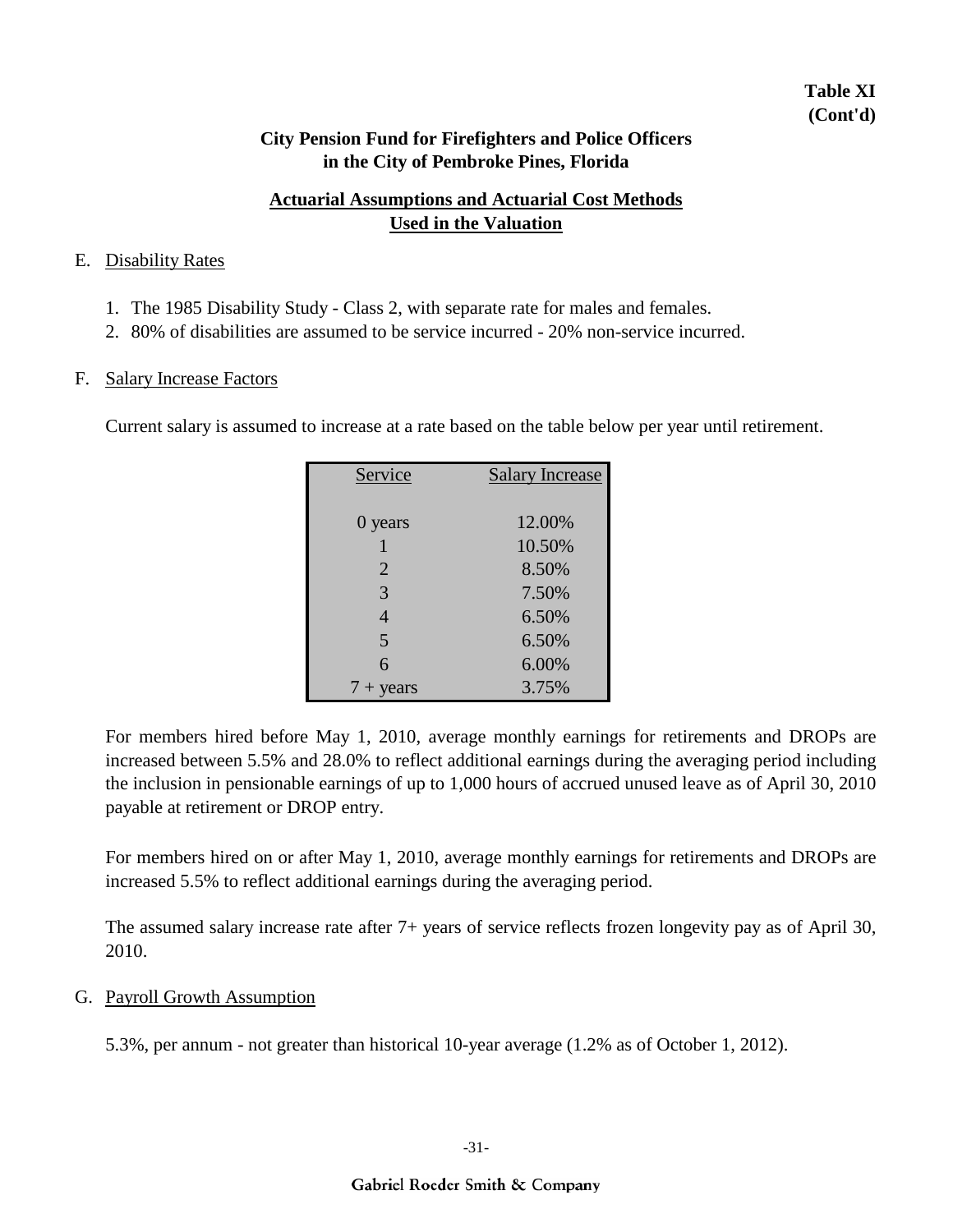**Table XI**
**(Cont'd)**

**City Pension Fund for Firefighters and Police Officers**
**in the City of Pembroke Pines, Florida**

## Actuarial Assumptions and Actuarial Cost Methods Used in the Valuation

E. Disability Rates

1. The 1985 Disability Study - Class 2, with separate rate for males and females.
2. 80% of disabilities are assumed to be service incurred - 20% non-service incurred.

F. Salary Increase Factors

Current salary is assumed to increase at a rate based on the table below per year until retirement.

| Service | Salary Increase |
|---|---|
| 0 years | 12.00% |
| 1 | 10.50% |
| 2 | 8.50% |
| 3 | 7.50% |
| 4 | 6.50% |
| 5 | 6.50% |
| 6 | 6.00% |
| 7 + years | 3.75% |

For members hired before May 1, 2010, average monthly earnings for retirements and DROPs are increased between 5.5% and 28.0% to reflect additional earnings during the averaging period including the inclusion in pensionable earnings of up to 1,000 hours of accrued unused leave as of April 30, 2010 payable at retirement or DROP entry.

For members hired on or after May 1, 2010, average monthly earnings for retirements and DROPs are increased 5.5% to reflect additional earnings during the averaging period.

The assumed salary increase rate after 7+ years of service reflects frozen longevity pay as of April 30, 2010.

G. Payroll Growth Assumption

5.3%, per annum - not greater than historical 10-year average (1.2% as of October 1, 2012).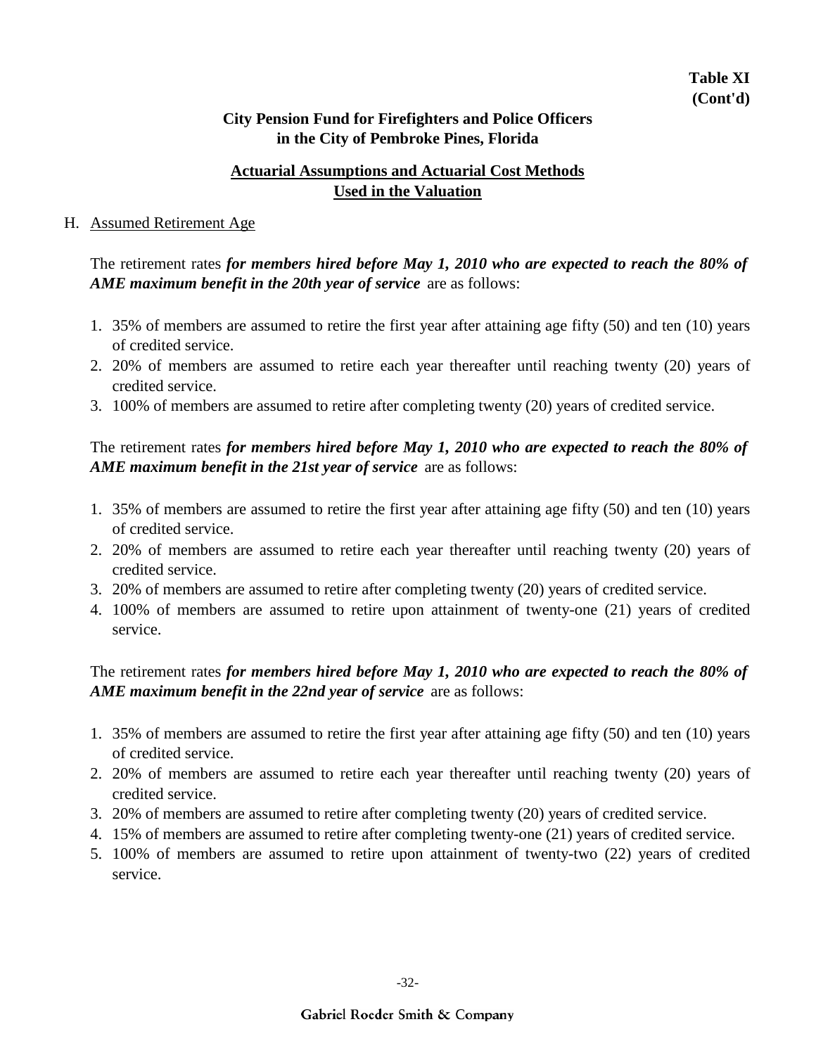**Table XI (Cont'd)**

**City Pension Fund for Firefighters and Police Officers in the City of Pembroke Pines, Florida**

**Actuarial Assumptions and Actuarial Cost Methods Used in the Valuation**

H. Assumed Retirement Age

The retirement rates ***for members hired before May 1, 2010 who are expected to reach the 80% of AME maximum benefit in the 20th year of service*** are as follows:

1. 35% of members are assumed to retire the first year after attaining age fifty (50) and ten (10) years of credited service.
2. 20% of members are assumed to retire each year thereafter until reaching twenty (20) years of credited service.
3. 100% of members are assumed to retire after completing twenty (20) years of credited service.

The retirement rates ***for members hired before May 1, 2010 who are expected to reach the 80% of AME maximum benefit in the 21st year of service*** are as follows:

1. 35% of members are assumed to retire the first year after attaining age fifty (50) and ten (10) years of credited service.
2. 20% of members are assumed to retire each year thereafter until reaching twenty (20) years of credited service.
3. 20% of members are assumed to retire after completing twenty (20) years of credited service.
4. 100% of members are assumed to retire upon attainment of twenty-one (21) years of credited service.

The retirement rates ***for members hired before May 1, 2010 who are expected to reach the 80% of AME maximum benefit in the 22nd year of service*** are as follows:

1. 35% of members are assumed to retire the first year after attaining age fifty (50) and ten (10) years of credited service.
2. 20% of members are assumed to retire each year thereafter until reaching twenty (20) years of credited service.
3. 20% of members are assumed to retire after completing twenty (20) years of credited service.
4. 15% of members are assumed to retire after completing twenty-one (21) years of credited service.
5. 100% of members are assumed to retire upon attainment of twenty-two (22) years of credited service.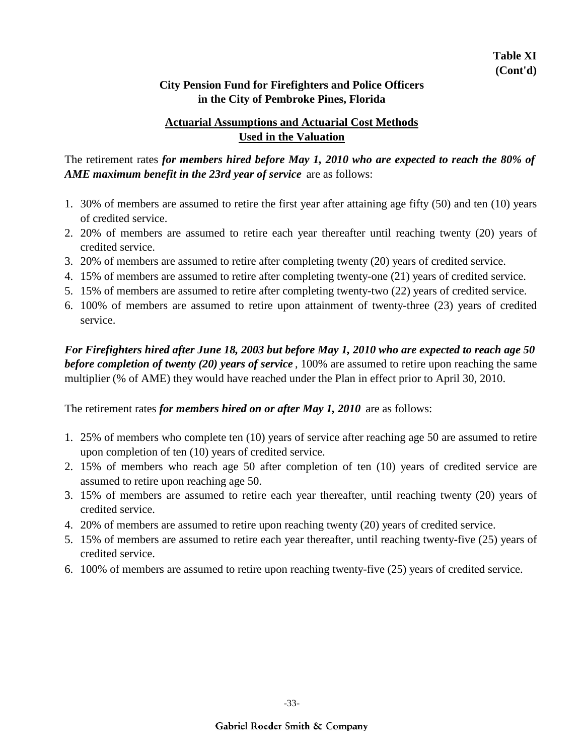**Table XI**
**(Cont'd)**

**City Pension Fund for Firefighters and Police Officers in the City of Pembroke Pines, Florida**

**Actuarial Assumptions and Actuarial Cost Methods Used in the Valuation**

The retirement rates ***for members hired before May 1, 2010 who are expected to reach the 80% of AME maximum benefit in the 23rd year of service*** are as follows:

1. 30% of members are assumed to retire the first year after attaining age fifty (50) and ten (10) years of credited service.
2. 20% of members are assumed to retire each year thereafter until reaching twenty (20) years of credited service.
3. 20% of members are assumed to retire after completing twenty (20) years of credited service.
4. 15% of members are assumed to retire after completing twenty-one (21) years of credited service.
5. 15% of members are assumed to retire after completing twenty-two (22) years of credited service.
6. 100% of members are assumed to retire upon attainment of twenty-three (23) years of credited service.

***For Firefighters hired after June 18, 2003 but before May 1, 2010 who are expected to reach age 50 before completion of twenty (20) years of service***, 100% are assumed to retire upon reaching the same multiplier (% of AME) they would have reached under the Plan in effect prior to April 30, 2010.

The retirement rates ***for members hired on or after May 1, 2010*** are as follows:

1. 25% of members who complete ten (10) years of service after reaching age 50 are assumed to retire upon completion of ten (10) years of credited service.
2. 15% of members who reach age 50 after completion of ten (10) years of credited service are assumed to retire upon reaching age 50.
3. 15% of members are assumed to retire each year thereafter, until reaching twenty (20) years of credited service.
4. 20% of members are assumed to retire upon reaching twenty (20) years of credited service.
5. 15% of members are assumed to retire each year thereafter, until reaching twenty-five (25) years of credited service.
6. 100% of members are assumed to retire upon reaching twenty-five (25) years of credited service.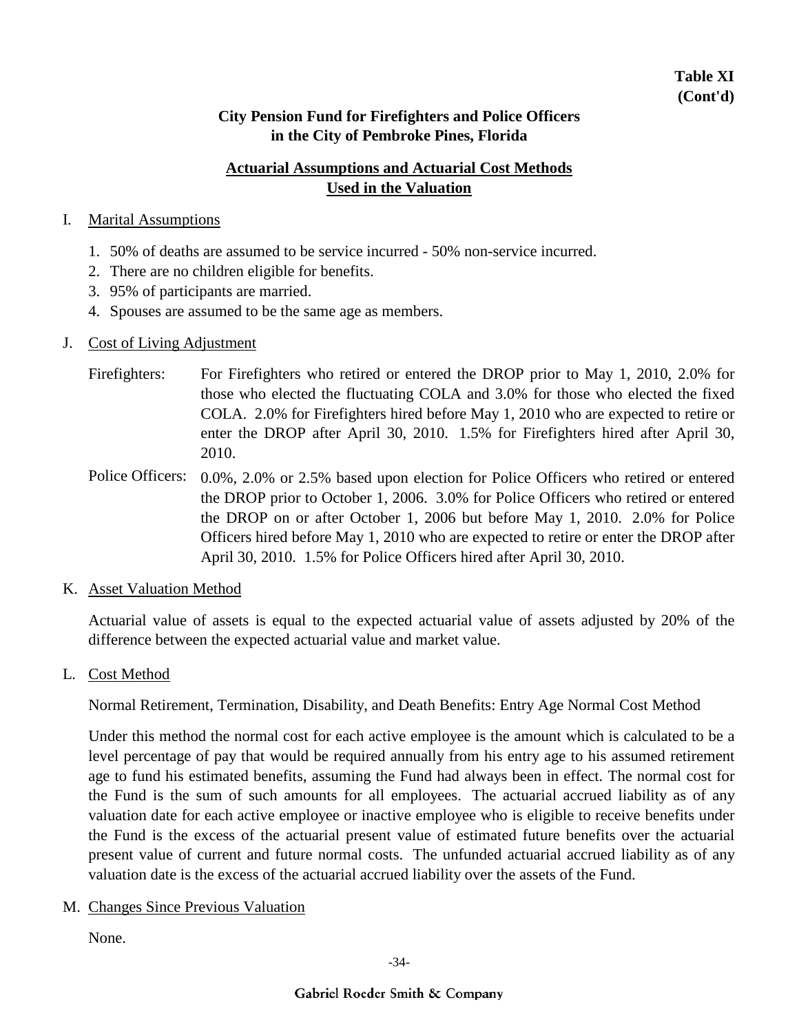**Table XI**
**(Cont'd)**

## City Pension Fund for Firefighters and Police Officers in the City of Pembroke Pines, Florida

### Actuarial Assumptions and Actuarial Cost Methods Used in the Valuation

I. Marital Assumptions

1. 50% of deaths are assumed to be service incurred - 50% non-service incurred.
2. There are no children eligible for benefits.
3. 95% of participants are married.
4. Spouses are assumed to be the same age as members.

J. Cost of Living Adjustment

Firefighters: For Firefighters who retired or entered the DROP prior to May 1, 2010, 2.0% for those who elected the fluctuating COLA and 3.0% for those who elected the fixed COLA. 2.0% for Firefighters hired before May 1, 2010 who are expected to retire or enter the DROP after April 30, 2010. 1.5% for Firefighters hired after April 30, 2010.

Police Officers: 0.0%, 2.0% or 2.5% based upon election for Police Officers who retired or entered the DROP prior to October 1, 2006. 3.0% for Police Officers who retired or entered the DROP on or after October 1, 2006 but before May 1, 2010. 2.0% for Police Officers hired before May 1, 2010 who are expected to retire or enter the DROP after April 30, 2010. 1.5% for Police Officers hired after April 30, 2010.

K. Asset Valuation Method

Actuarial value of assets is equal to the expected actuarial value of assets adjusted by 20% of the difference between the expected actuarial value and market value.

L. Cost Method

Normal Retirement, Termination, Disability, and Death Benefits: Entry Age Normal Cost Method

Under this method the normal cost for each active employee is the amount which is calculated to be a level percentage of pay that would be required annually from his entry age to his assumed retirement age to fund his estimated benefits, assuming the Fund had always been in effect. The normal cost for the Fund is the sum of such amounts for all employees. The actuarial accrued liability as of any valuation date for each active employee or inactive employee who is eligible to receive benefits under the Fund is the excess of the actuarial present value of estimated future benefits over the actuarial present value of current and future normal costs. The unfunded actuarial accrued liability as of any valuation date is the excess of the actuarial accrued liability over the assets of the Fund.

M. Changes Since Previous Valuation

None.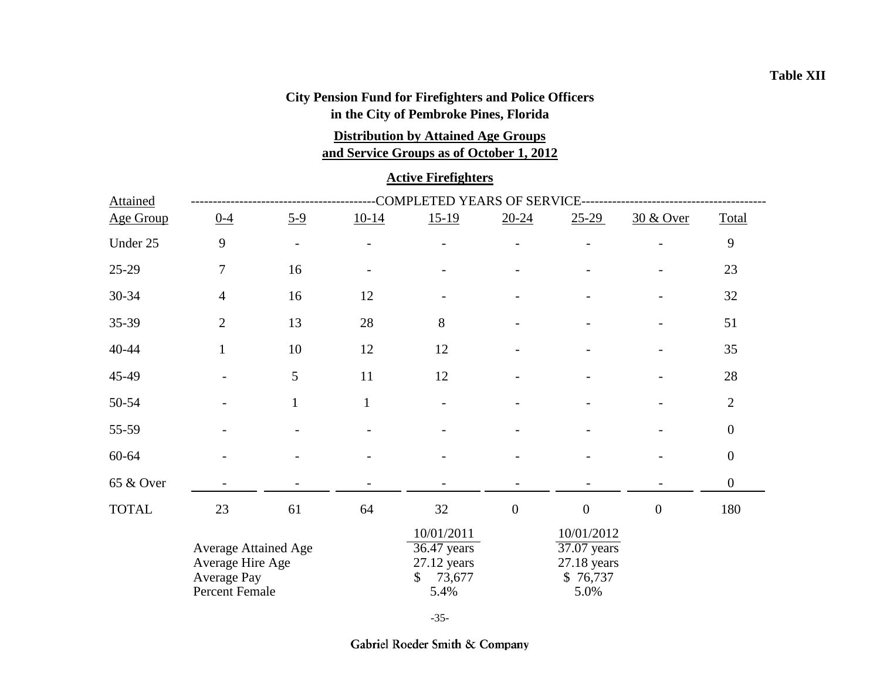**Table XII**

**City Pension Fund for Firefighters and Police Officers in the City of Pembroke Pines, Florida**

**Distribution by Attained Age Groups and Service Groups as of October 1, 2012**

**Active Firefighters**

| Attained Age Group | COMPLETED YEARS OF SERVICE 0-4 | 5-9 | 10-14 | 15-19 | 20-24 | 25-29 | 30 & Over | Total |
|---|---|---|---|---|---|---|---|---|
| Under 25 | 9 | - | - | - | - | - | - | 9 |
| 25-29 | 7 | 16 | - | - | - | - | - | 23 |
| 30-34 | 4 | 16 | 12 | - | - | - | - | 32 |
| 35-39 | 2 | 13 | 28 | 8 | - | - | - | 51 |
| 40-44 | 1 | 10 | 12 | 12 | - | - | - | 35 |
| 45-49 | - | 5 | 11 | 12 | - | - | - | 28 |
| 50-54 | - | 1 | 1 | - | - | - | - | 2 |
| 55-59 | - | - | - | - | - | - | - | 0 |
| 60-64 | - | - | - | - | - | - | - | 0 |
| 65 & Over | - | - | - | - | - | - | - | 0 |
| TOTAL | 23 | 61 | 64 | 32 | 0 | 0 | 0 | 180 |

| | 10/01/2011 | 10/01/2012 |
|---|---|---|
| Average Attained Age | 36.47 years | 37.07 years |
| Average Hire Age | 27.12 years | 27.18 years |
| Average Pay | $ 73,677 | $ 76,737 |
| Percent Female | 5.4% | 5.0% |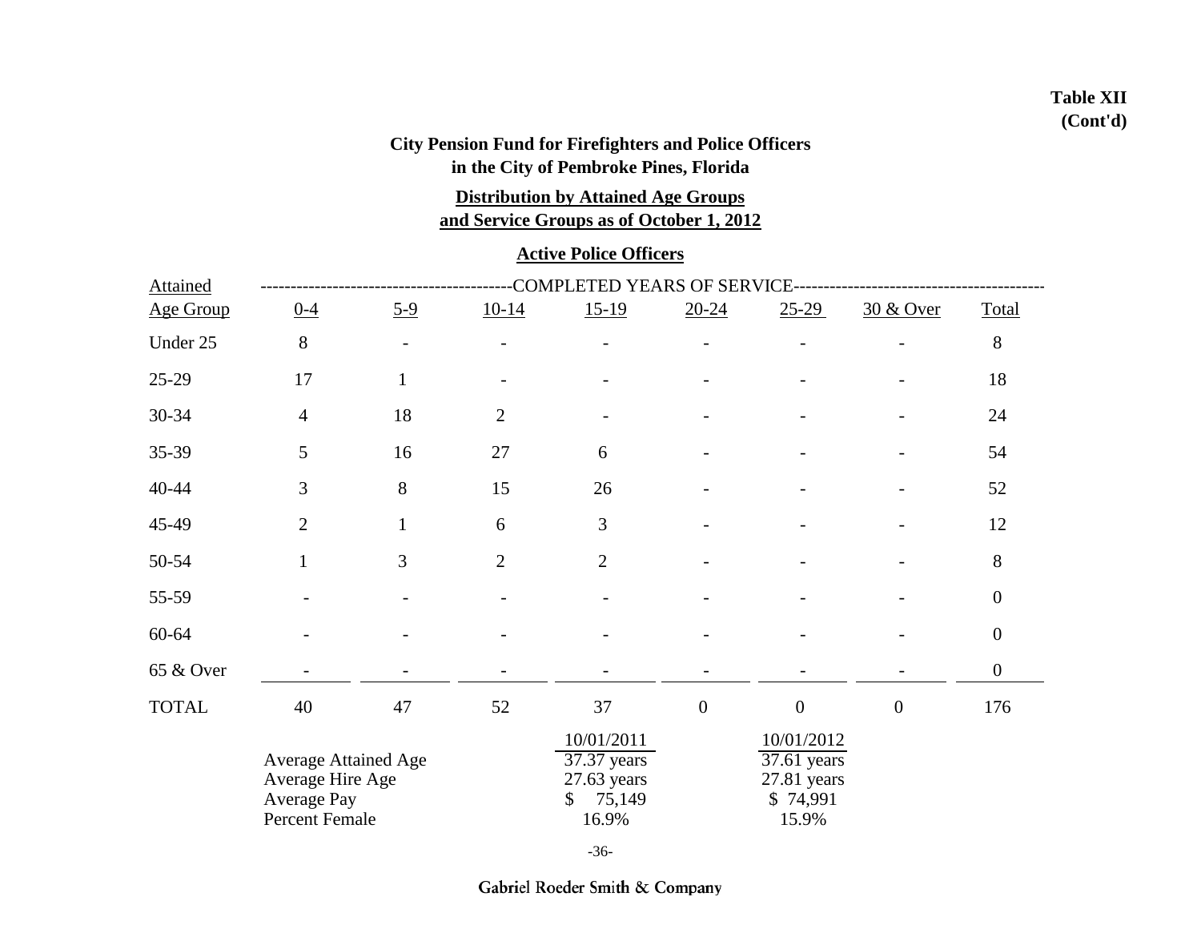**Table XII (Cont'd)**

**City Pension Fund for Firefighters and Police Officers in the City of Pembroke Pines, Florida**

**Distribution by Attained Age Groups and Service Groups as of October 1, 2012**

**Active Police Officers**

| Attained Age Group | COMPLETED YEARS OF SERVICE 0-4 | 5-9 | 10-14 | 15-19 | 20-24 | 25-29 | 30 & Over | Total |
|---|---|---|---|---|---|---|---|---|
| Under 25 | 8 | - | - | - | - | - | - | 8 |
| 25-29 | 17 | 1 | - | - | - | - | - | 18 |
| 30-34 | 4 | 18 | 2 | - | - | - | - | 24 |
| 35-39 | 5 | 16 | 27 | 6 | - | - | - | 54 |
| 40-44 | 3 | 8 | 15 | 26 | - | - | - | 52 |
| 45-49 | 2 | 1 | 6 | 3 | - | - | - | 12 |
| 50-54 | 1 | 3 | 2 | 2 | - | - | - | 8 |
| 55-59 | - | - | - | - | - | - | - | 0 |
| 60-64 | - | - | - | - | - | - | - | 0 |
| 65 & Over | - | - | - | - | - | - | - | 0 |
| TOTAL | 40 | 47 | 52 | 37 | 0 | 0 | 0 | 176 |

| | 10/01/2011 | 10/01/2012 |
|---|---|---|
| Average Attained Age | 37.37 years | 37.61 years |
| Average Hire Age | 27.63 years | 27.81 years |
| Average Pay | $ 75,149 | $ 74,991 |
| Percent Female | 16.9% | 15.9% |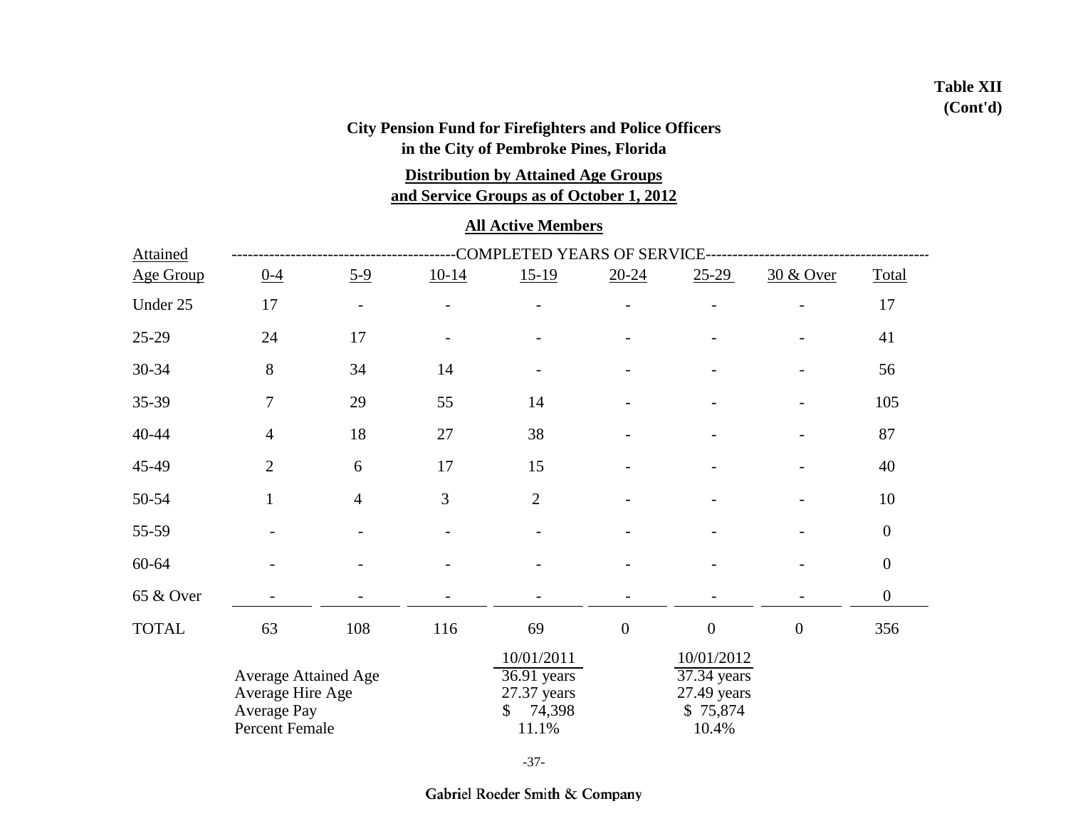**Table XII**
**(Cont'd)**

**City Pension Fund for Firefighters and Police Officers**
**in the City of Pembroke Pines, Florida**

**Distribution by Attained Age Groups and Service Groups as of October 1, 2012**

**All Active Members**

| Attained Age Group | 0-4 | 5-9 | 10-14 | 15-19 | 20-24 | 25-29 | 30 & Over | Total |
|---|---|---|---|---|---|---|---|---|
| | COMPLETED YEARS OF SERVICE | | | | | | | |
| Under 25 | 17 | - | - | - | - | - | - | 17 |
| 25-29 | 24 | 17 | - | - | - | - | - | 41 |
| 30-34 | 8 | 34 | 14 | - | - | - | - | 56 |
| 35-39 | 7 | 29 | 55 | 14 | - | - | - | 105 |
| 40-44 | 4 | 18 | 27 | 38 | - | - | - | 87 |
| 45-49 | 2 | 6 | 17 | 15 | - | - | - | 40 |
| 50-54 | 1 | 4 | 3 | 2 | - | - | - | 10 |
| 55-59 | - | - | - | - | - | - | - | 0 |
| 60-64 | - | - | - | - | - | - | - | 0 |
| 65 & Over | - | - | - | - | - | - | - | 0 |
| TOTAL | 63 | 108 | 116 | 69 | 0 | 0 | 0 | 356 |

| | 10/01/2011 | 10/01/2012 |
|---|---|---|
| Average Attained Age | 36.91 years | 37.34 years |
| Average Hire Age | 27.37 years | 27.49 years |
| Average Pay | $ 74,398 | $ 75,874 |
| Percent Female | 11.1% | 10.4% |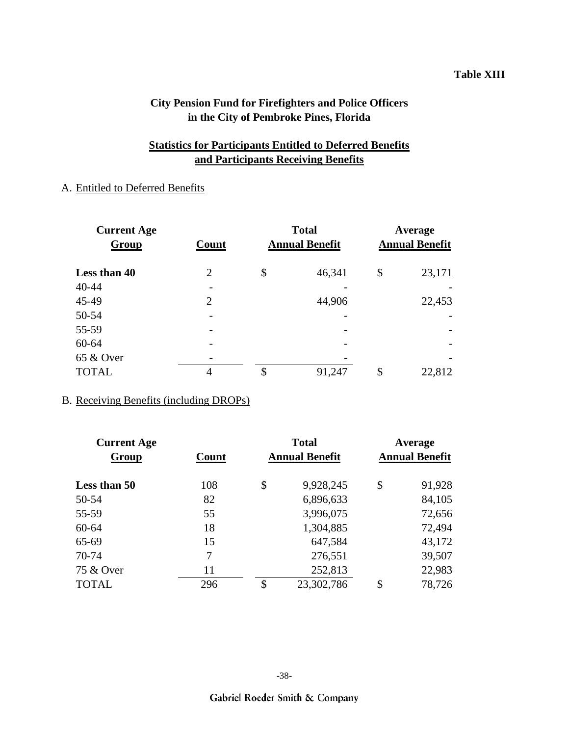**Table XIII**

## City Pension Fund for Firefighters and Police Officers in the City of Pembroke Pines, Florida

### Statistics for Participants Entitled to Deferred Benefits and Participants Receiving Benefits

A. Entitled to Deferred Benefits

| Current Age Group | Count | Total Annual Benefit | Average Annual Benefit |
|---|---|---|---|
| **Less than 40** | 2 | $ 46,341 | $ 23,171 |
| 40-44 | - | - | - |
| 45-49 | 2 | 44,906 | 22,453 |
| 50-54 | - | - | - |
| 55-59 | - | - | - |
| 60-64 | - | - | - |
| 65 & Over | - | - | - |
| TOTAL | 4 | $ 91,247 | $ 22,812 |

B. Receiving Benefits (including DROPs)

| Current Age Group | Count | Total Annual Benefit | Average Annual Benefit |
|---|---|---|---|
| **Less than 50** | 108 | $ 9,928,245 | $ 91,928 |
| 50-54 | 82 | 6,896,633 | 84,105 |
| 55-59 | 55 | 3,996,075 | 72,656 |
| 60-64 | 18 | 1,304,885 | 72,494 |
| 65-69 | 15 | 647,584 | 43,172 |
| 70-74 | 7 | 276,551 | 39,507 |
| 75 & Over | 11 | 252,813 | 22,983 |
| TOTAL | 296 | $ 23,302,786 | $ 78,726 |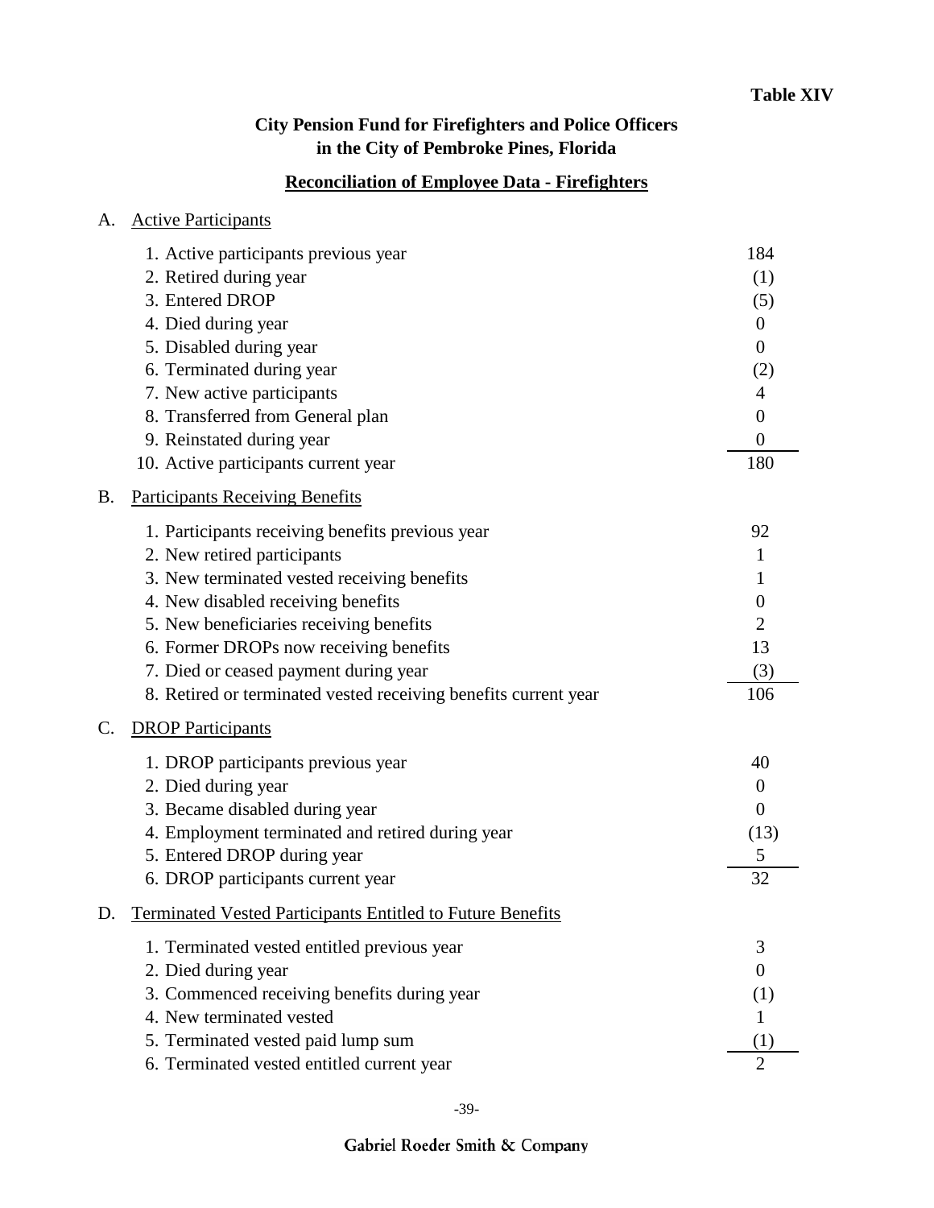**Table XIV**

## City Pension Fund for Firefighters and Police Officers in the City of Pembroke Pines, Florida

### Reconciliation of Employee Data - Firefighters

A. Active Participants

| | |
|---|---|
| 1. Active participants previous year | 184 |
| 2. Retired during year | (1) |
| 3. Entered DROP | (5) |
| 4. Died during year | 0 |
| 5. Disabled during year | 0 |
| 6. Terminated during year | (2) |
| 7. New active participants | 4 |
| 8. Transferred from General plan | 0 |
| 9. Reinstated during year | 0 |
| 10. Active participants current year | 180 |

B. Participants Receiving Benefits

| | |
|---|---|
| 1. Participants receiving benefits previous year | 92 |
| 2. New retired participants | 1 |
| 3. New terminated vested receiving benefits | 1 |
| 4. New disabled receiving benefits | 0 |
| 5. New beneficiaries receiving benefits | 2 |
| 6. Former DROPs now receiving benefits | 13 |
| 7. Died or ceased payment during year | (3) |
| 8. Retired or terminated vested receiving benefits current year | 106 |

C. DROP Participants

| | |
|---|---|
| 1. DROP participants previous year | 40 |
| 2. Died during year | 0 |
| 3. Became disabled during year | 0 |
| 4. Employment terminated and retired during year | (13) |
| 5. Entered DROP during year | 5 |
| 6. DROP participants current year | 32 |

D. Terminated Vested Participants Entitled to Future Benefits

| | |
|---|---|
| 1. Terminated vested entitled previous year | 3 |
| 2. Died during year | 0 |
| 3. Commenced receiving benefits during year | (1) |
| 4. New terminated vested | 1 |
| 5. Terminated vested paid lump sum | (1) |
| 6. Terminated vested entitled current year | 2 |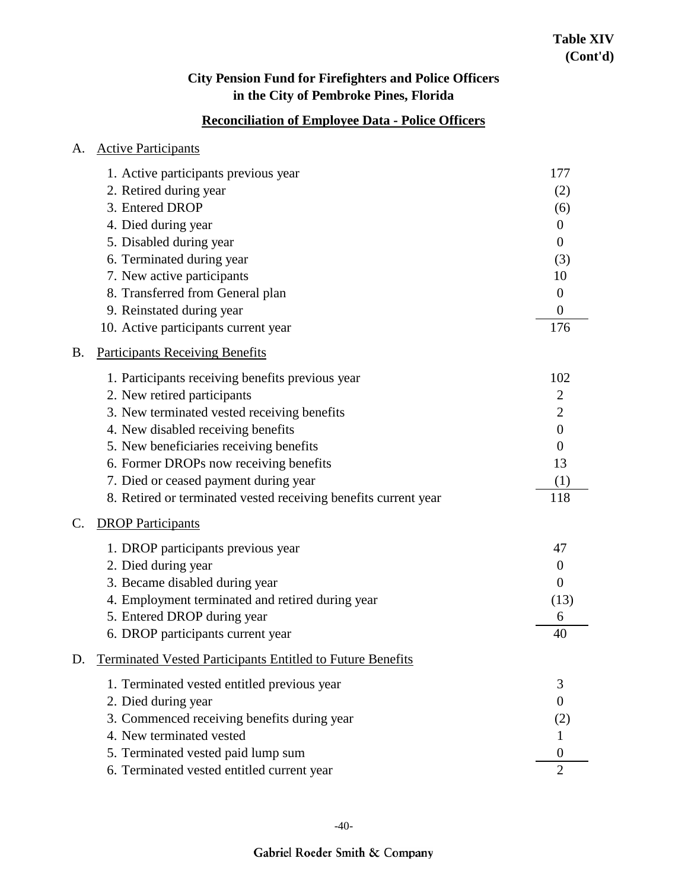**Table XIV (Cont'd)**

## City Pension Fund for Firefighters and Police Officers in the City of Pembroke Pines, Florida

### Reconciliation of Employee Data - Police Officers

**A. Active Participants**

| | |
|---|---|
| 1. Active participants previous year | 177 |
| 2. Retired during year | (2) |
| 3. Entered DROP | (6) |
| 4. Died during year | 0 |
| 5. Disabled during year | 0 |
| 6. Terminated during year | (3) |
| 7. New active participants | 10 |
| 8. Transferred from General plan | 0 |
| 9. Reinstated during year | 0 |
| 10. Active participants current year | 176 |

**B. Participants Receiving Benefits**

| | |
|---|---|
| 1. Participants receiving benefits previous year | 102 |
| 2. New retired participants | 2 |
| 3. New terminated vested receiving benefits | 2 |
| 4. New disabled receiving benefits | 0 |
| 5. New beneficiaries receiving benefits | 0 |
| 6. Former DROPs now receiving benefits | 13 |
| 7. Died or ceased payment during year | (1) |
| 8. Retired or terminated vested receiving benefits current year | 118 |

**C. DROP Participants**

| | |
|---|---|
| 1. DROP participants previous year | 47 |
| 2. Died during year | 0 |
| 3. Became disabled during year | 0 |
| 4. Employment terminated and retired during year | (13) |
| 5. Entered DROP during year | 6 |
| 6. DROP participants current year | 40 |

**D. Terminated Vested Participants Entitled to Future Benefits**

| | |
|---|---|
| 1. Terminated vested entitled previous year | 3 |
| 2. Died during year | 0 |
| 3. Commenced receiving benefits during year | (2) |
| 4. New terminated vested | 1 |
| 5. Terminated vested paid lump sum | 0 |
| 6. Terminated vested entitled current year | 2 |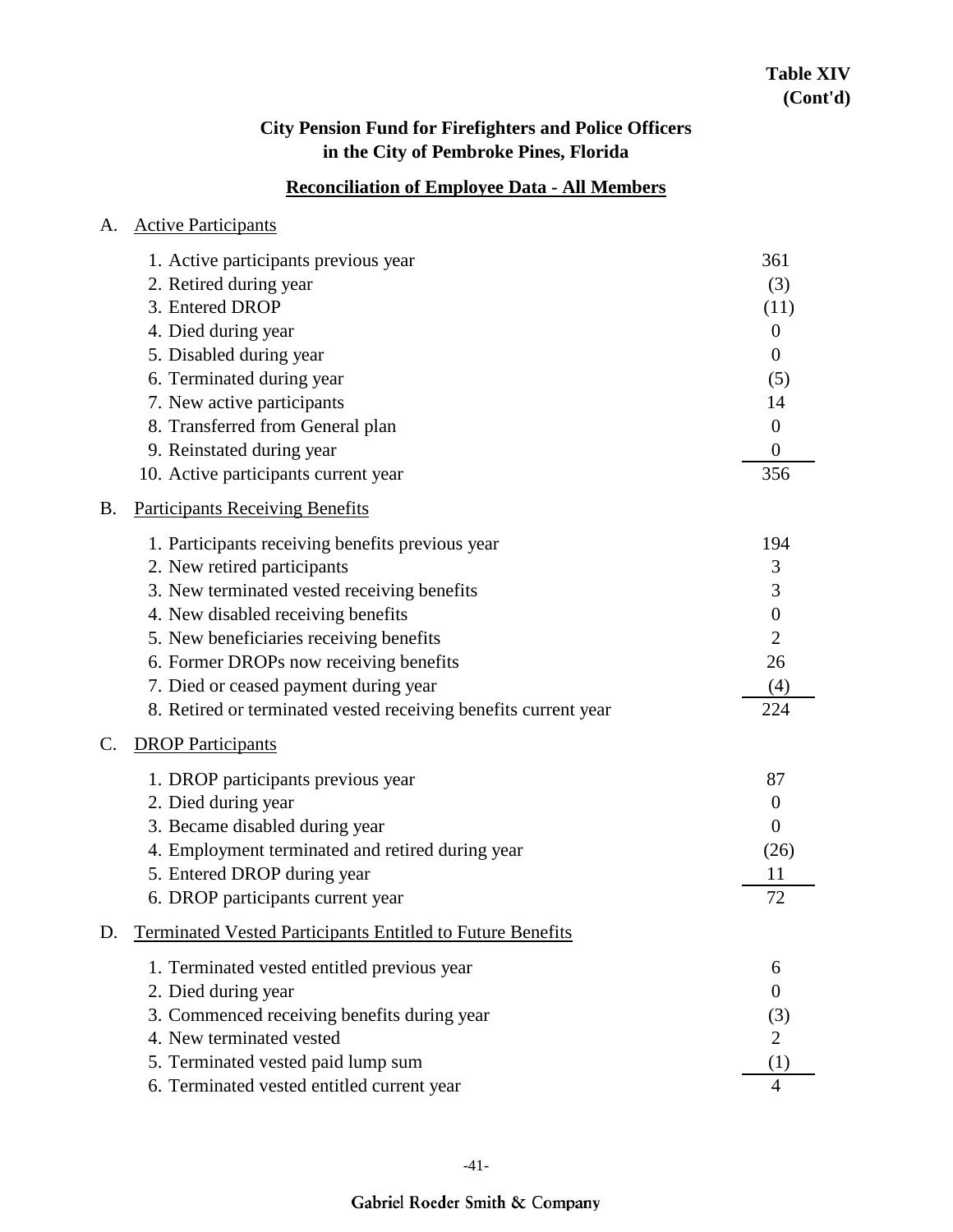**Table XIV**
**(Cont'd)**

## City Pension Fund for Firefighters and Police Officers in the City of Pembroke Pines, Florida

### Reconciliation of Employee Data - All Members

A. Active Participants

| | |
|---|---|
| 1. Active participants previous year | 361 |
| 2. Retired during year | (3) |
| 3. Entered DROP | (11) |
| 4. Died during year | 0 |
| 5. Disabled during year | 0 |
| 6. Terminated during year | (5) |
| 7. New active participants | 14 |
| 8. Transferred from General plan | 0 |
| 9. Reinstated during year | 0 |
| 10. Active participants current year | 356 |

B. Participants Receiving Benefits

| | |
|---|---|
| 1. Participants receiving benefits previous year | 194 |
| 2. New retired participants | 3 |
| 3. New terminated vested receiving benefits | 3 |
| 4. New disabled receiving benefits | 0 |
| 5. New beneficiaries receiving benefits | 2 |
| 6. Former DROPs now receiving benefits | 26 |
| 7. Died or ceased payment during year | (4) |
| 8. Retired or terminated vested receiving benefits current year | 224 |

C. DROP Participants

| | |
|---|---|
| 1. DROP participants previous year | 87 |
| 2. Died during year | 0 |
| 3. Became disabled during year | 0 |
| 4. Employment terminated and retired during year | (26) |
| 5. Entered DROP during year | 11 |
| 6. DROP participants current year | 72 |

D. Terminated Vested Participants Entitled to Future Benefits

| | |
|---|---|
| 1. Terminated vested entitled previous year | 6 |
| 2. Died during year | 0 |
| 3. Commenced receiving benefits during year | (3) |
| 4. New terminated vested | 2 |
| 5. Terminated vested paid lump sum | (1) |
| 6. Terminated vested entitled current year | 4 |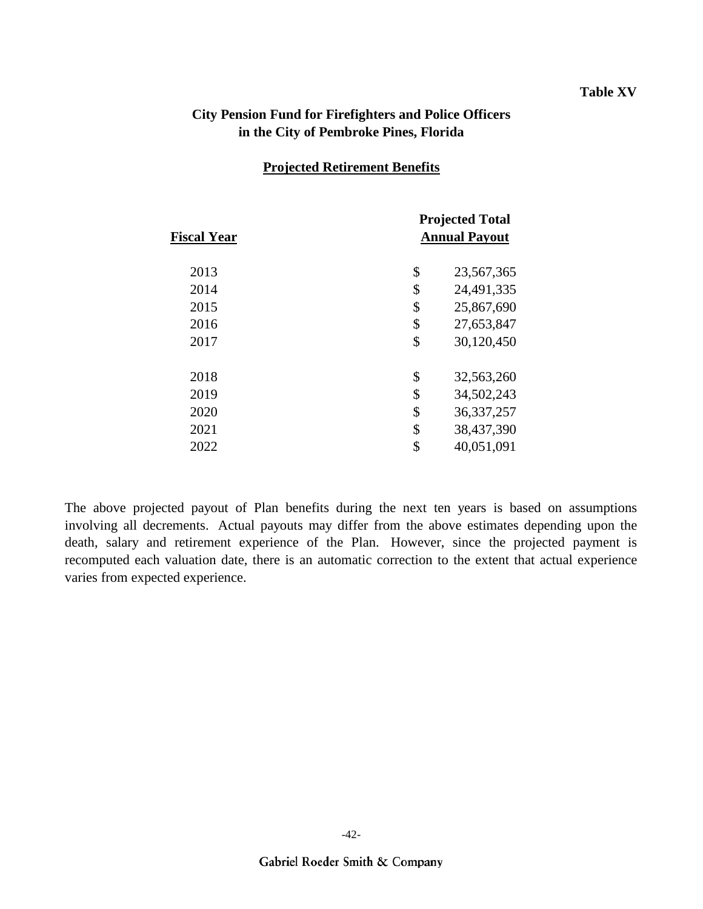**Table XV**

## City Pension Fund for Firefighters and Police Officers in the City of Pembroke Pines, Florida

### Projected Retirement Benefits

| Fiscal Year | Projected Total Annual Payout |
|---|---|
| 2013 | $ 23,567,365 |
| 2014 | $ 24,491,335 |
| 2015 | $ 25,867,690 |
| 2016 | $ 27,653,847 |
| 2017 | $ 30,120,450 |
| 2018 | $ 32,563,260 |
| 2019 | $ 34,502,243 |
| 2020 | $ 36,337,257 |
| 2021 | $ 38,437,390 |
| 2022 | $ 40,051,091 |

The above projected payout of Plan benefits during the next ten years is based on assumptions involving all decrements. Actual payouts may differ from the above estimates depending upon the death, salary and retirement experience of the Plan. However, since the projected payment is recomputed each valuation date, there is an automatic correction to the extent that actual experience varies from expected experience.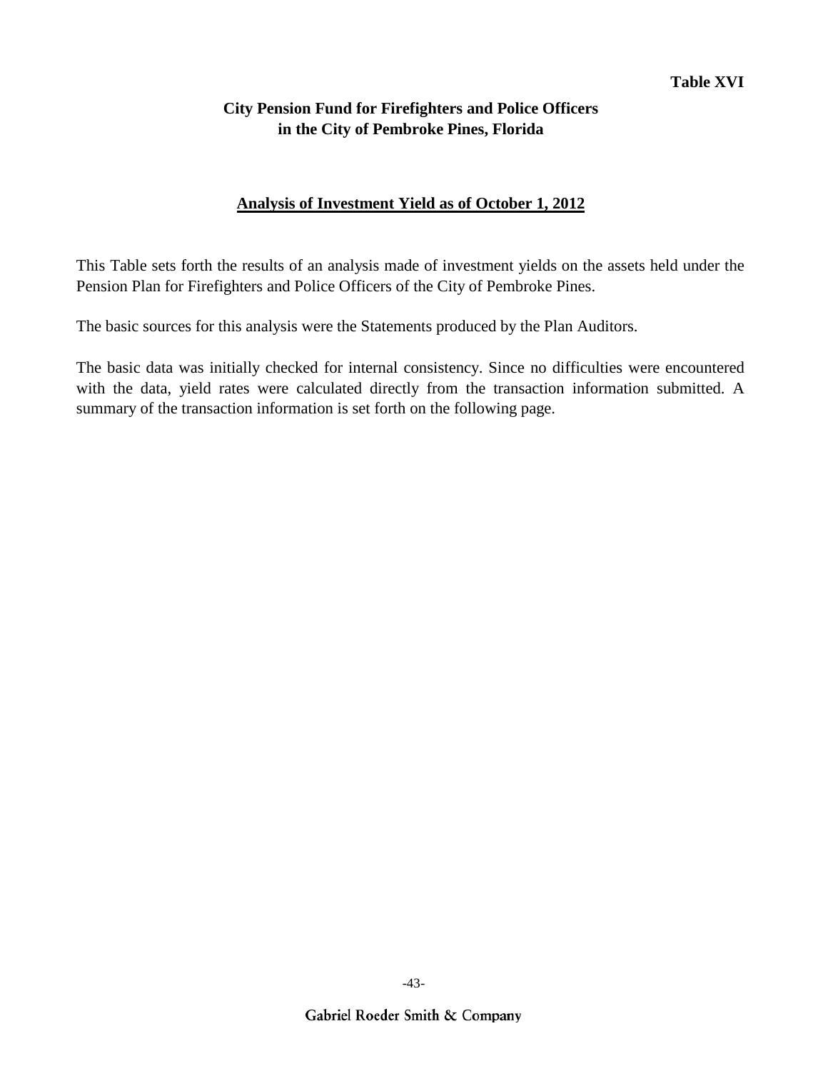**Table XVI**

## City Pension Fund for Firefighters and Police Officers in the City of Pembroke Pines, Florida

### Analysis of Investment Yield as of October 1, 2012

This Table sets forth the results of an analysis made of investment yields on the assets held under the Pension Plan for Firefighters and Police Officers of the City of Pembroke Pines.

The basic sources for this analysis were the Statements produced by the Plan Auditors.

The basic data was initially checked for internal consistency. Since no difficulties were encountered with the data, yield rates were calculated directly from the transaction information submitted. A summary of the transaction information is set forth on the following page.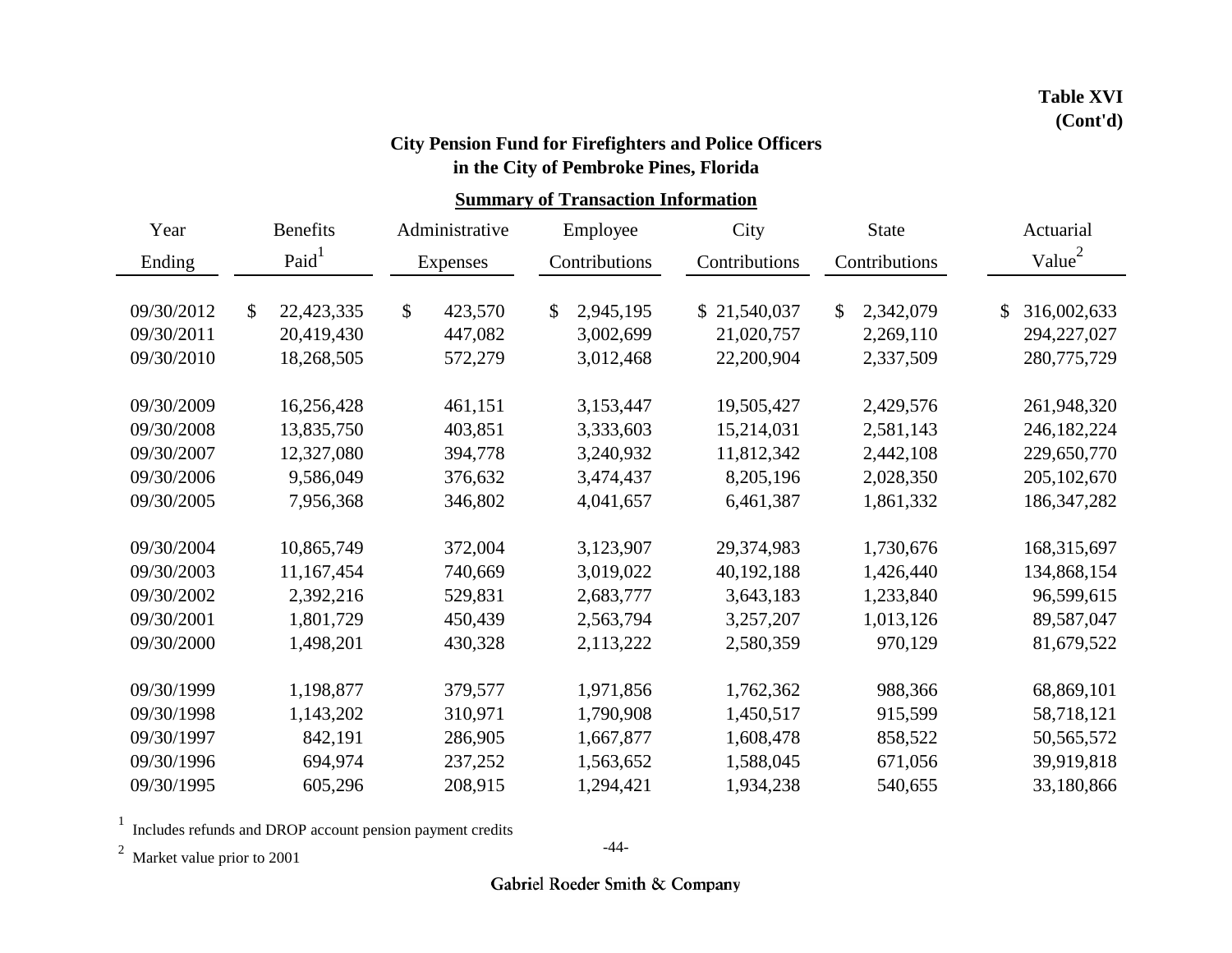**Table XVI (Cont'd)**

## City Pension Fund for Firefighters and Police Officers in the City of Pembroke Pines, Florida

### Summary of Transaction Information

| Year Ending | Benefits Paid[1] | Administrative Expenses | Employee Contributions | City Contributions | State Contributions | Actuarial Value[2] |
|---|---|---|---|---|---|---|
| 09/30/2012 | $ 22,423,335 | $ 423,570 | $ 2,945,195 | $ 21,540,037 | $ 2,342,079 | $ 316,002,633 |
| 09/30/2011 | 20,419,430 | 447,082 | 3,002,699 | 21,020,757 | 2,269,110 | 294,227,027 |
| 09/30/2010 | 18,268,505 | 572,279 | 3,012,468 | 22,200,904 | 2,337,509 | 280,775,729 |
| 09/30/2009 | 16,256,428 | 461,151 | 3,153,447 | 19,505,427 | 2,429,576 | 261,948,320 |
| 09/30/2008 | 13,835,750 | 403,851 | 3,333,603 | 15,214,031 | 2,581,143 | 246,182,224 |
| 09/30/2007 | 12,327,080 | 394,778 | 3,240,932 | 11,812,342 | 2,442,108 | 229,650,770 |
| 09/30/2006 | 9,586,049 | 376,632 | 3,474,437 | 8,205,196 | 2,028,350 | 205,102,670 |
| 09/30/2005 | 7,956,368 | 346,802 | 4,041,657 | 6,461,387 | 1,861,332 | 186,347,282 |
| 09/30/2004 | 10,865,749 | 372,004 | 3,123,907 | 29,374,983 | 1,730,676 | 168,315,697 |
| 09/30/2003 | 11,167,454 | 740,669 | 3,019,022 | 40,192,188 | 1,426,440 | 134,868,154 |
| 09/30/2002 | 2,392,216 | 529,831 | 2,683,777 | 3,643,183 | 1,233,840 | 96,599,615 |
| 09/30/2001 | 1,801,729 | 450,439 | 2,563,794 | 3,257,207 | 1,013,126 | 89,587,047 |
| 09/30/2000 | 1,498,201 | 430,328 | 2,113,222 | 2,580,359 | 970,129 | 81,679,522 |
| 09/30/1999 | 1,198,877 | 379,577 | 1,971,856 | 1,762,362 | 988,366 | 68,869,101 |
| 09/30/1998 | 1,143,202 | 310,971 | 1,790,908 | 1,450,517 | 915,599 | 58,718,121 |
| 09/30/1997 | 842,191 | 286,905 | 1,667,877 | 1,608,478 | 858,522 | 50,565,572 |
| 09/30/1996 | 694,974 | 237,252 | 1,563,652 | 1,588,045 | 671,056 | 39,919,818 |
| 09/30/1995 | 605,296 | 208,915 | 1,294,421 | 1,934,238 | 540,655 | 33,180,866 |

[1] Includes refunds and DROP account pension payment credits

[2] Market value prior to 2001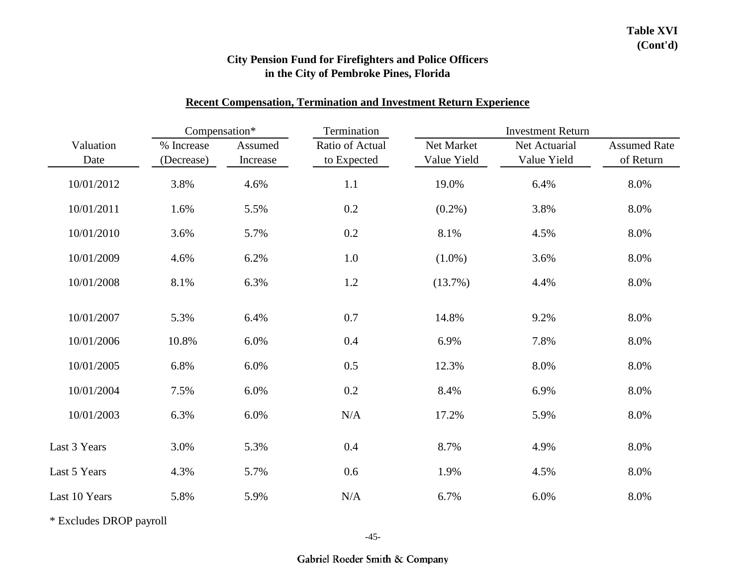**Table XVI (Cont'd)**

**City Pension Fund for Firefighters and Police Officers in the City of Pembroke Pines, Florida**

**Recent Compensation, Termination and Investment Return Experience**

| | Compensation* | | Termination | Investment Return | | |
|---|---|---|---|---|---|---|
| Valuation Date | % Increase (Decrease) | Assumed Increase | Ratio of Actual to Expected | Net Market Value Yield | Net Actuarial Value Yield | Assumed Rate of Return |
| 10/01/2012 | 3.8% | 4.6% | 1.1 | 19.0% | 6.4% | 8.0% |
| 10/01/2011 | 1.6% | 5.5% | 0.2 | (0.2%) | 3.8% | 8.0% |
| 10/01/2010 | 3.6% | 5.7% | 0.2 | 8.1% | 4.5% | 8.0% |
| 10/01/2009 | 4.6% | 6.2% | 1.0 | (1.0%) | 3.6% | 8.0% |
| 10/01/2008 | 8.1% | 6.3% | 1.2 | (13.7%) | 4.4% | 8.0% |
| 10/01/2007 | 5.3% | 6.4% | 0.7 | 14.8% | 9.2% | 8.0% |
| 10/01/2006 | 10.8% | 6.0% | 0.4 | 6.9% | 7.8% | 8.0% |
| 10/01/2005 | 6.8% | 6.0% | 0.5 | 12.3% | 8.0% | 8.0% |
| 10/01/2004 | 7.5% | 6.0% | 0.2 | 8.4% | 6.9% | 8.0% |
| 10/01/2003 | 6.3% | 6.0% | N/A | 17.2% | 5.9% | 8.0% |
| Last 3 Years | 3.0% | 5.3% | 0.4 | 8.7% | 4.9% | 8.0% |
| Last 5 Years | 4.3% | 5.7% | 0.6 | 1.9% | 4.5% | 8.0% |
| Last 10 Years | 5.8% | 5.9% | N/A | 6.7% | 6.0% | 8.0% |

\* Excludes DROP payroll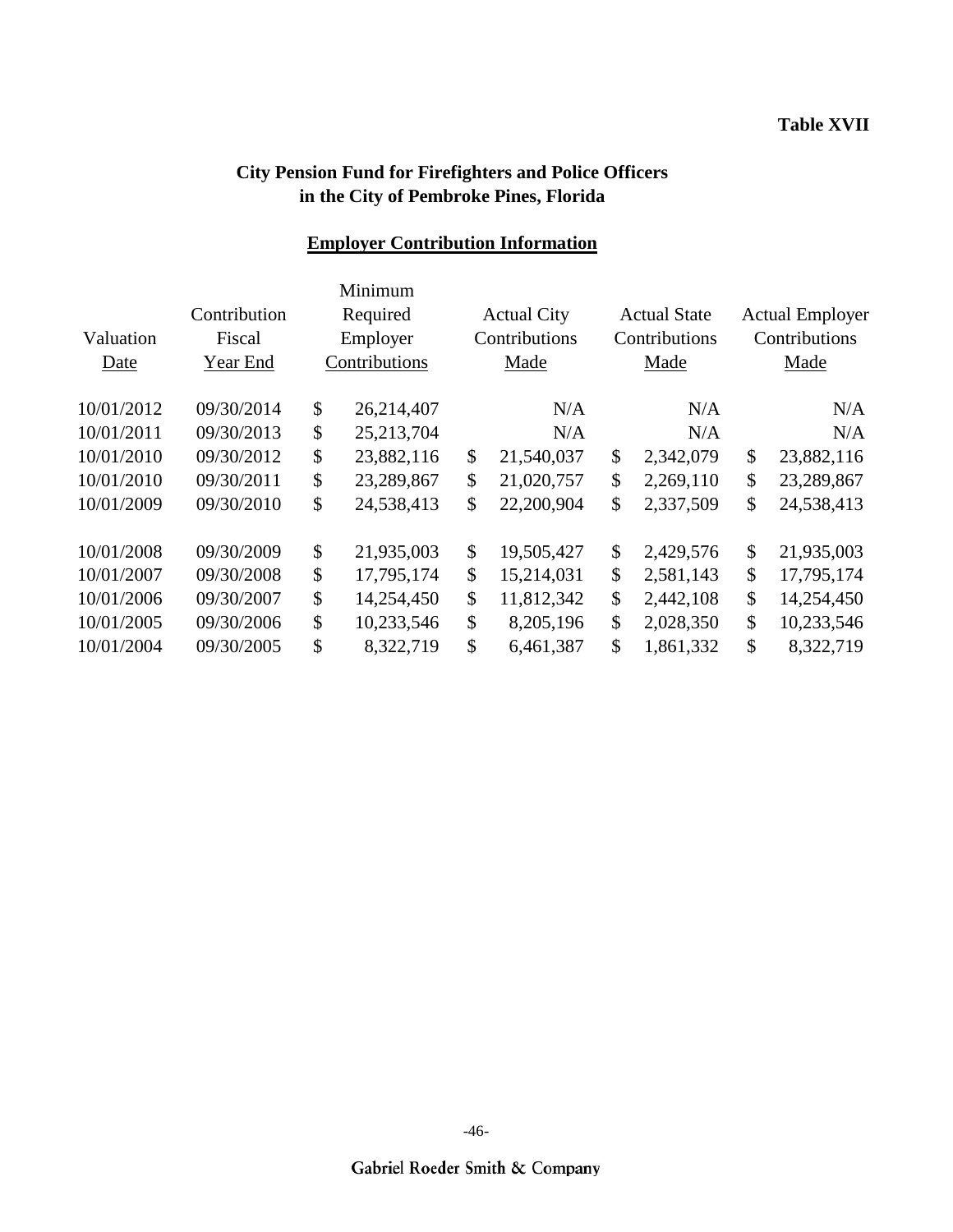**Table XVII**

## City Pension Fund for Firefighters and Police Officers in the City of Pembroke Pines, Florida

### Employer Contribution Information

| Valuation Date | Contribution Fiscal Year End | Minimum Required Employer Contributions | Actual City Contributions Made | Actual State Contributions Made | Actual Employer Contributions Made |
|---|---|---|---|---|---|
| 10/01/2012 | 09/30/2014 | $ 26,214,407 | N/A | N/A | N/A |
| 10/01/2011 | 09/30/2013 | $ 25,213,704 | N/A | N/A | N/A |
| 10/01/2010 | 09/30/2012 | $ 23,882,116 | $ 21,540,037 | $ 2,342,079 | $ 23,882,116 |
| 10/01/2010 | 09/30/2011 | $ 23,289,867 | $ 21,020,757 | $ 2,269,110 | $ 23,289,867 |
| 10/01/2009 | 09/30/2010 | $ 24,538,413 | $ 22,200,904 | $ 2,337,509 | $ 24,538,413 |
| 10/01/2008 | 09/30/2009 | $ 21,935,003 | $ 19,505,427 | $ 2,429,576 | $ 21,935,003 |
| 10/01/2007 | 09/30/2008 | $ 17,795,174 | $ 15,214,031 | $ 2,581,143 | $ 17,795,174 |
| 10/01/2006 | 09/30/2007 | $ 14,254,450 | $ 11,812,342 | $ 2,442,108 | $ 14,254,450 |
| 10/01/2005 | 09/30/2006 | $ 10,233,546 | $ 8,205,196 | $ 2,028,350 | $ 10,233,546 |
| 10/01/2004 | 09/30/2005 | $ 8,322,719 | $ 6,461,387 | $ 1,861,332 | $ 8,322,719 |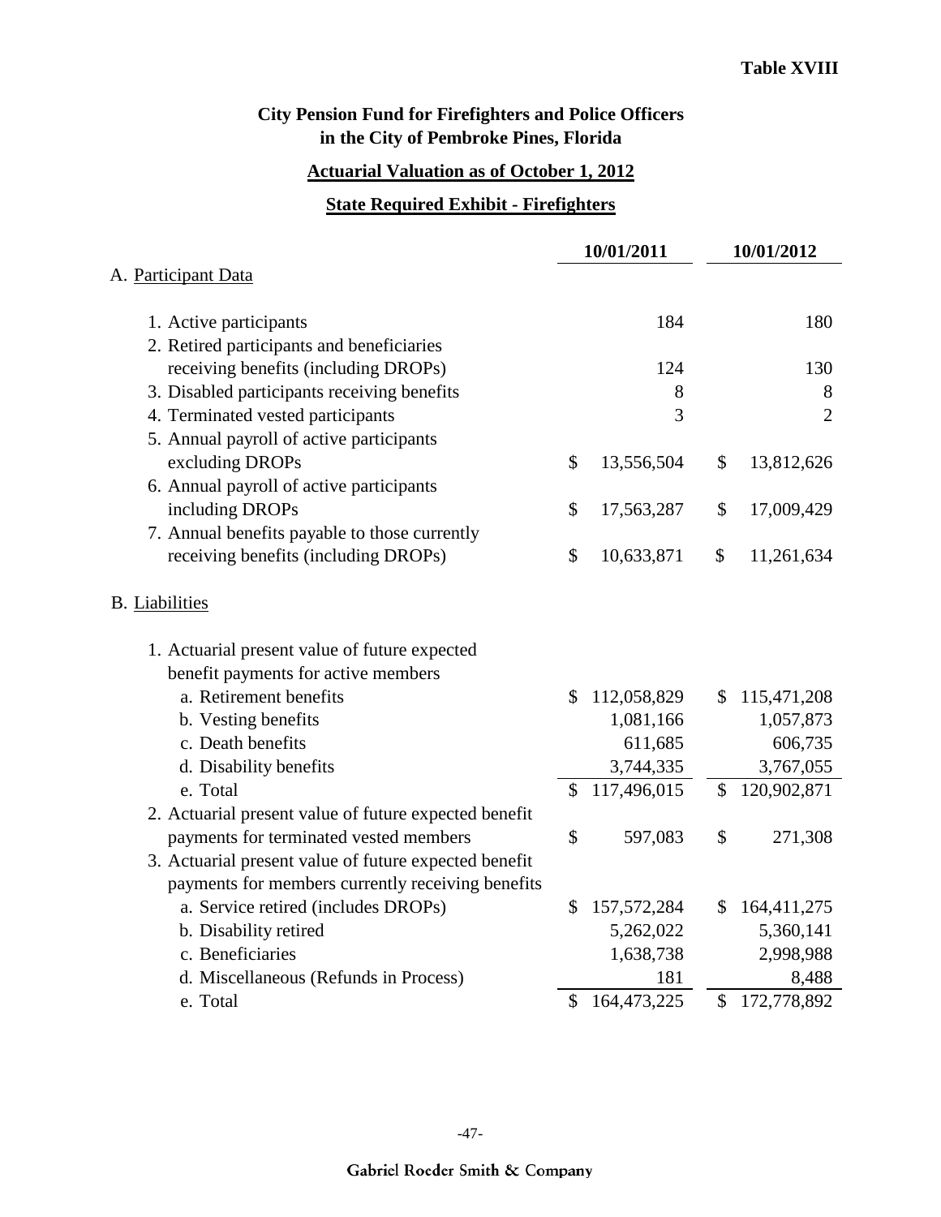**Table XVIII**

**City Pension Fund for Firefighters and Police Officers in the City of Pembroke Pines, Florida**

**Actuarial Valuation as of October 1, 2012**

**State Required Exhibit - Firefighters**

| | 10/01/2011 | 10/01/2012 |
|---|---|---|
| A. Participant Data | | |
| 1. Active participants | 184 | 180 |
| 2. Retired participants and beneficiaries receiving benefits (including DROPs) | 124 | 130 |
| 3. Disabled participants receiving benefits | 8 | 8 |
| 4. Terminated vested participants | 3 | 2 |
| 5. Annual payroll of active participants excluding DROPs | $ 13,556,504 | $ 13,812,626 |
| 6. Annual payroll of active participants including DROPs | $ 17,563,287 | $ 17,009,429 |
| 7. Annual benefits payable to those currently receiving benefits (including DROPs) | $ 10,633,871 | $ 11,261,634 |
| B. Liabilities | | |
| 1. Actuarial present value of future expected benefit payments for active members | | |
| a. Retirement benefits | $ 112,058,829 | $ 115,471,208 |
| b. Vesting benefits | 1,081,166 | 1,057,873 |
| c. Death benefits | 611,685 | 606,735 |
| d. Disability benefits | 3,744,335 | 3,767,055 |
| e. Total | $ 117,496,015 | $ 120,902,871 |
| 2. Actuarial present value of future expected benefit payments for terminated vested members | $ 597,083 | $ 271,308 |
| 3. Actuarial present value of future expected benefit payments for members currently receiving benefits | | |
| a. Service retired (includes DROPs) | $ 157,572,284 | $ 164,411,275 |
| b. Disability retired | 5,262,022 | 5,360,141 |
| c. Beneficiaries | 1,638,738 | 2,998,988 |
| d. Miscellaneous (Refunds in Process) | 181 | 8,488 |
| e. Total | $ 164,473,225 | $ 172,778,892 |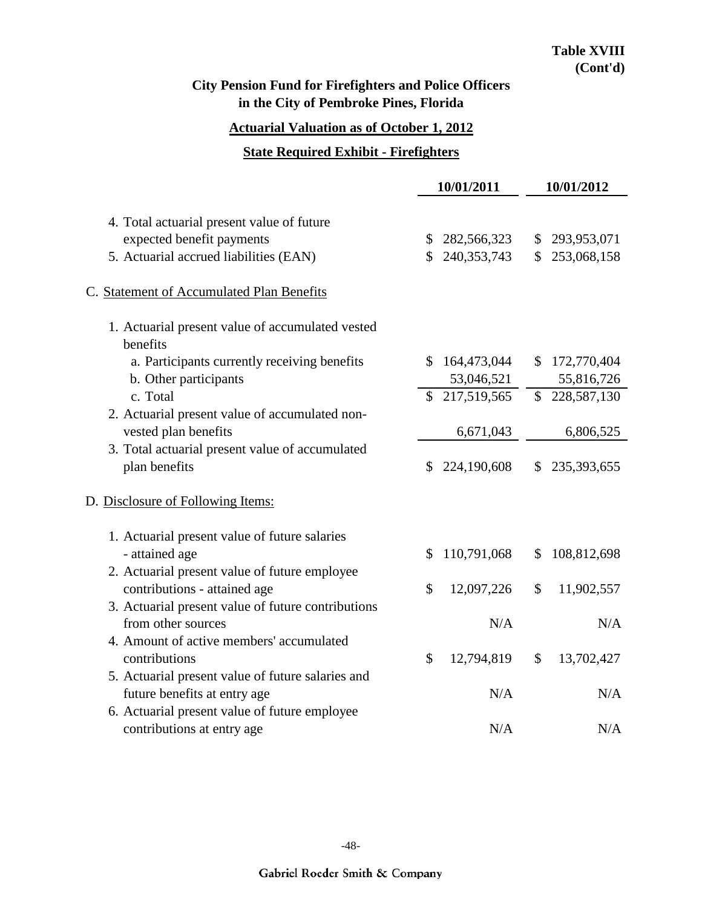**Table XVIII (Cont'd)**

## City Pension Fund for Firefighters and Police Officers in the City of Pembroke Pines, Florida

### Actuarial Valuation as of October 1, 2012

### State Required Exhibit - Firefighters

| | 10/01/2011 | 10/01/2012 |
|---|---|---|
| 4. Total actuarial present value of future expected benefit payments | $ 282,566,323 | $ 293,953,071 |
| 5. Actuarial accrued liabilities (EAN) | $ 240,353,743 | $ 253,068,158 |
| C. Statement of Accumulated Plan Benefits | | |
| 1. Actuarial present value of accumulated vested benefits | | |
| a. Participants currently receiving benefits | $ 164,473,044 | $ 172,770,404 |
| b. Other participants | 53,046,521 | 55,816,726 |
| c. Total | $ 217,519,565 | $ 228,587,130 |
| 2. Actuarial present value of accumulated non-vested plan benefits | 6,671,043 | 6,806,525 |
| 3. Total actuarial present value of accumulated plan benefits | $ 224,190,608 | $ 235,393,655 |
| D. Disclosure of Following Items: | | |
| 1. Actuarial present value of future salaries - attained age | $ 110,791,068 | $ 108,812,698 |
| 2. Actuarial present value of future employee contributions - attained age | $ 12,097,226 | $ 11,902,557 |
| 3. Actuarial present value of future contributions from other sources | N/A | N/A |
| 4. Amount of active members' accumulated contributions | $ 12,794,819 | $ 13,702,427 |
| 5. Actuarial present value of future salaries and future benefits at entry age | N/A | N/A |
| 6. Actuarial present value of future employee contributions at entry age | N/A | N/A |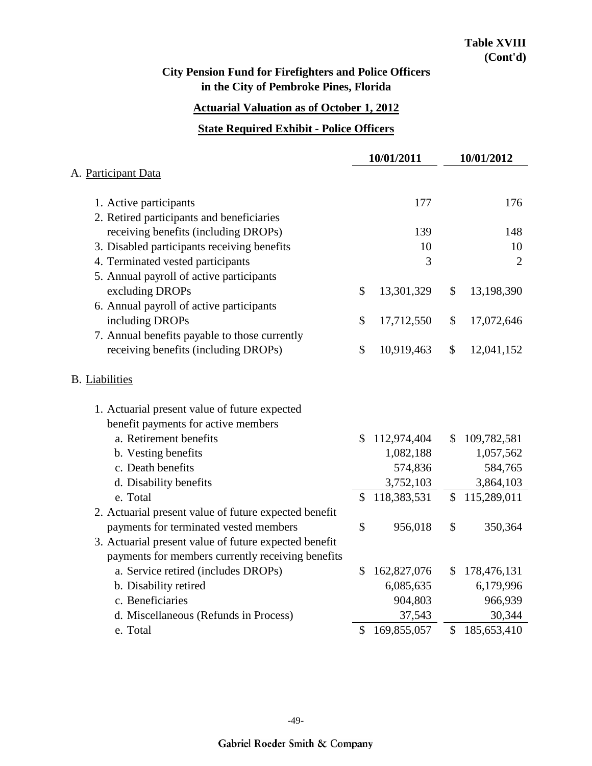**Table XVIII**
**(Cont'd)**

## City Pension Fund for Firefighters and Police Officers in the City of Pembroke Pines, Florida

### Actuarial Valuation as of October 1, 2012

### State Required Exhibit - Police Officers

| | 10/01/2011 | 10/01/2012 |
|---|---|---|
| A. Participant Data | | |
| 1. Active participants | 177 | 176 |
| 2. Retired participants and beneficiaries receiving benefits (including DROPs) | 139 | 148 |
| 3. Disabled participants receiving benefits | 10 | 10 |
| 4. Terminated vested participants | 3 | 2 |
| 5. Annual payroll of active participants excluding DROPs | $ 13,301,329 | $ 13,198,390 |
| 6. Annual payroll of active participants including DROPs | $ 17,712,550 | $ 17,072,646 |
| 7. Annual benefits payable to those currently receiving benefits (including DROPs) | $ 10,919,463 | $ 12,041,152 |
| B. Liabilities | | |
| 1. Actuarial present value of future expected benefit payments for active members | | |
| a. Retirement benefits | $ 112,974,404 | $ 109,782,581 |
| b. Vesting benefits | 1,082,188 | 1,057,562 |
| c. Death benefits | 574,836 | 584,765 |
| d. Disability benefits | 3,752,103 | 3,864,103 |
| e. Total | $ 118,383,531 | $ 115,289,011 |
| 2. Actuarial present value of future expected benefit payments for terminated vested members | $ 956,018 | $ 350,364 |
| 3. Actuarial present value of future expected benefit payments for members currently receiving benefits | | |
| a. Service retired (includes DROPs) | $ 162,827,076 | $ 178,476,131 |
| b. Disability retired | 6,085,635 | 6,179,996 |
| c. Beneficiaries | 904,803 | 966,939 |
| d. Miscellaneous (Refunds in Process) | 37,543 | 30,344 |
| e. Total | $ 169,855,057 | $ 185,653,410 |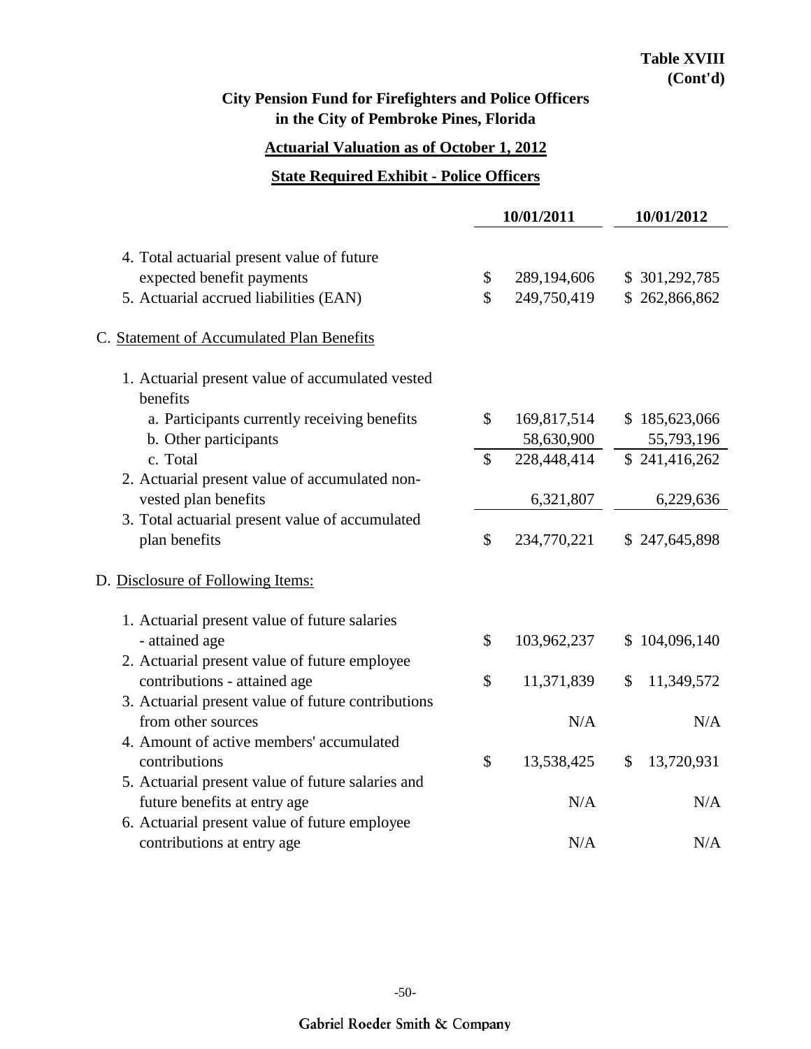**Table XVIII (Cont'd)**

**City Pension Fund for Firefighters and Police Officers in the City of Pembroke Pines, Florida**

**Actuarial Valuation as of October 1, 2012**

**State Required Exhibit - Police Officers**

| | 10/01/2011 | 10/01/2012 |
|---|---|---|
| 4. Total actuarial present value of future expected benefit payments | $ 289,194,606 | $ 301,292,785 |
| 5. Actuarial accrued liabilities (EAN) | $ 249,750,419 | $ 262,866,862 |
| C. Statement of Accumulated Plan Benefits | | |
| 1. Actuarial present value of accumulated vested benefits | | |
| a. Participants currently receiving benefits | $ 169,817,514 | $ 185,623,066 |
| b. Other participants | 58,630,900 | 55,793,196 |
| c. Total | $ 228,448,414 | $ 241,416,262 |
| 2. Actuarial present value of accumulated non-vested plan benefits | 6,321,807 | 6,229,636 |
| 3. Total actuarial present value of accumulated plan benefits | $ 234,770,221 | $ 247,645,898 |
| D. Disclosure of Following Items: | | |
| 1. Actuarial present value of future salaries - attained age | $ 103,962,237 | $ 104,096,140 |
| 2. Actuarial present value of future employee contributions - attained age | $ 11,371,839 | $ 11,349,572 |
| 3. Actuarial present value of future contributions from other sources | N/A | N/A |
| 4. Amount of active members' accumulated contributions | $ 13,538,425 | $ 13,720,931 |
| 5. Actuarial present value of future salaries and future benefits at entry age | N/A | N/A |
| 6. Actuarial present value of future employee contributions at entry age | N/A | N/A |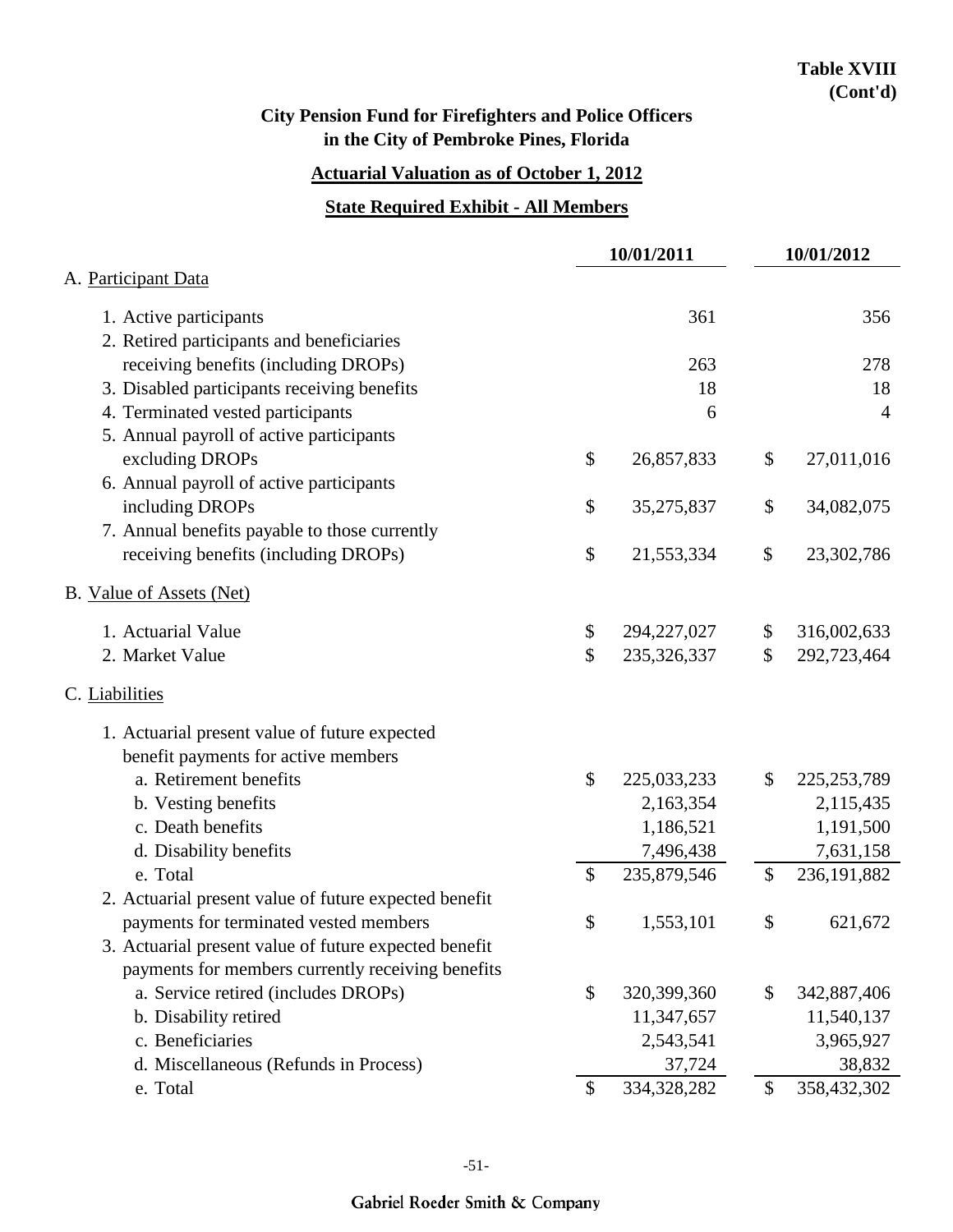**Table XVIII**
**(Cont'd)**

## City Pension Fund for Firefighters and Police Officers in the City of Pembroke Pines, Florida

### Actuarial Valuation as of October 1, 2012

### State Required Exhibit - All Members

| | 10/01/2011 | 10/01/2012 |
|---|---|---|
| **A. Participant Data** | | |
| 1. Active participants | 361 | 356 |
| 2. Retired participants and beneficiaries receiving benefits (including DROPs) | 263 | 278 |
| 3. Disabled participants receiving benefits | 18 | 18 |
| 4. Terminated vested participants | 6 | 4 |
| 5. Annual payroll of active participants excluding DROPs | $ 26,857,833 | $ 27,011,016 |
| 6. Annual payroll of active participants including DROPs | $ 35,275,837 | $ 34,082,075 |
| 7. Annual benefits payable to those currently receiving benefits (including DROPs) | $ 21,553,334 | $ 23,302,786 |
| **B. Value of Assets (Net)** | | |
| 1. Actuarial Value | $ 294,227,027 | $ 316,002,633 |
| 2. Market Value | $ 235,326,337 | $ 292,723,464 |
| **C. Liabilities** | | |
| 1. Actuarial present value of future expected benefit payments for active members | | |
| a. Retirement benefits | $ 225,033,233 | $ 225,253,789 |
| b. Vesting benefits | 2,163,354 | 2,115,435 |
| c. Death benefits | 1,186,521 | 1,191,500 |
| d. Disability benefits | 7,496,438 | 7,631,158 |
| e. Total | $ 235,879,546 | $ 236,191,882 |
| 2. Actuarial present value of future expected benefit payments for terminated vested members | $ 1,553,101 | $ 621,672 |
| 3. Actuarial present value of future expected benefit payments for members currently receiving benefits | | |
| a. Service retired (includes DROPs) | $ 320,399,360 | $ 342,887,406 |
| b. Disability retired | 11,347,657 | 11,540,137 |
| c. Beneficiaries | 2,543,541 | 3,965,927 |
| d. Miscellaneous (Refunds in Process) | 37,724 | 38,832 |
| e. Total | $ 334,328,282 | $ 358,432,302 |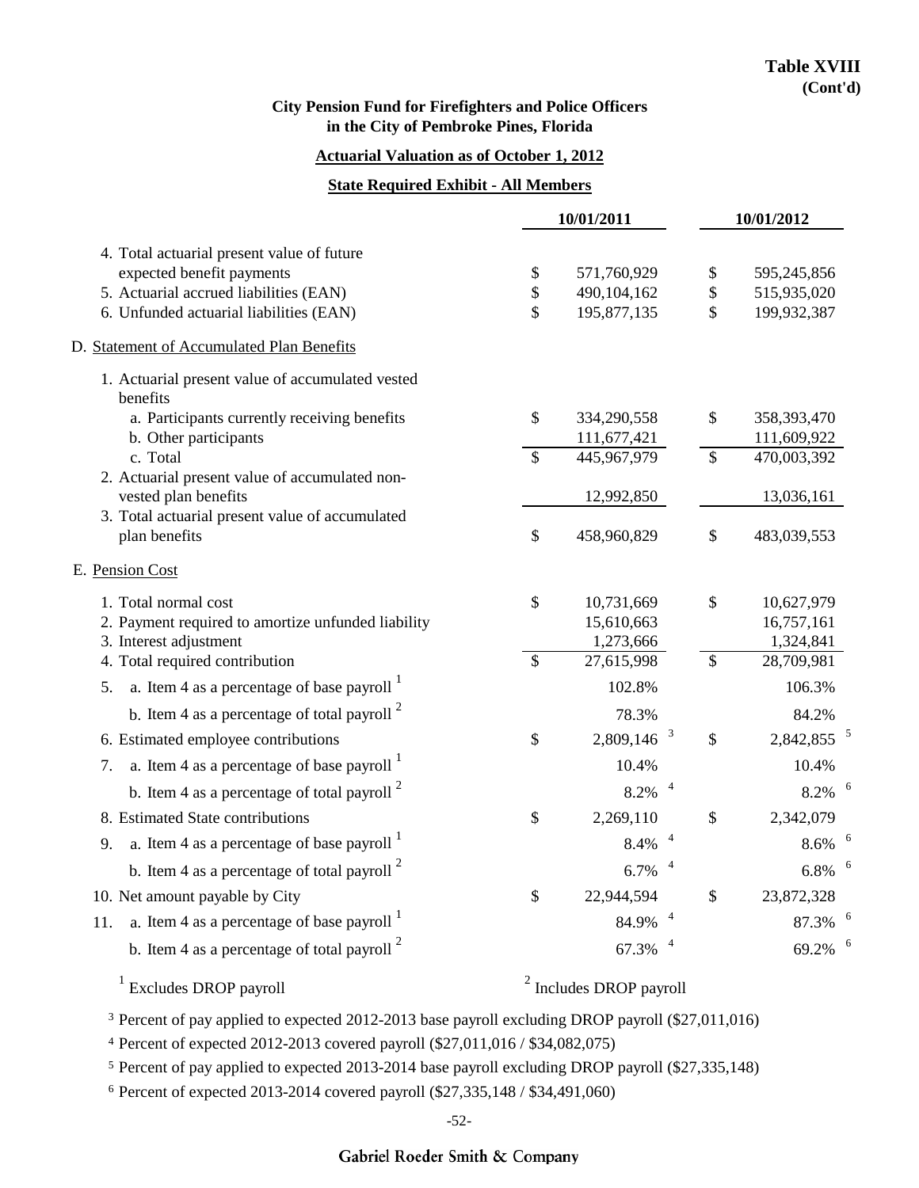**Table XVIII**
**(Cont'd)**

**City Pension Fund for Firefighters and Police Officers in the City of Pembroke Pines, Florida**

**Actuarial Valuation as of October 1, 2012**

**State Required Exhibit - All Members**

| | 10/01/2011 | 10/01/2012 |
|---|---|---|
| 4. Total actuarial present value of future expected benefit payments | $ 571,760,929 | $ 595,245,856 |
| 5. Actuarial accrued liabilities (EAN) | $ 490,104,162 | $ 515,935,020 |
| 6. Unfunded actuarial liabilities (EAN) | $ 195,877,135 | $ 199,932,387 |
| D. Statement of Accumulated Plan Benefits | | |
| 1. Actuarial present value of accumulated vested benefits | | |
| a. Participants currently receiving benefits | $ 334,290,558 | $ 358,393,470 |
| b. Other participants | 111,677,421 | 111,609,922 |
| c. Total | $ 445,967,979 | $ 470,003,392 |
| 2. Actuarial present value of accumulated non-vested plan benefits | 12,992,850 | 13,036,161 |
| 3. Total actuarial present value of accumulated plan benefits | $ 458,960,829 | $ 483,039,553 |
| E. Pension Cost | | |
| 1. Total normal cost | $ 10,731,669 | $ 10,627,979 |
| 2. Payment required to amortize unfunded liability | 15,610,663 | 16,757,161 |
| 3. Interest adjustment | 1,273,666 | 1,324,841 |
| 4. Total required contribution | $ 27,615,998 | $ 28,709,981 |
| 5. a. Item 4 as a percentage of base payroll [1] | 102.8% | 106.3% |
| b. Item 4 as a percentage of total payroll [2] | 78.3% | 84.2% |
| 6. Estimated employee contributions | $ 2,809,146 [3] | $ 2,842,855 [5] |
| 7. a. Item 4 as a percentage of base payroll [1] | 10.4% | 10.4% |
| b. Item 4 as a percentage of total payroll [2] | 8.2% [4] | 8.2% [6] |
| 8. Estimated State contributions | $ 2,269,110 | $ 2,342,079 |
| 9. a. Item 4 as a percentage of base payroll [1] | 8.4% [4] | 8.6% [6] |
| b. Item 4 as a percentage of total payroll [2] | 6.7% [4] | 6.8% [6] |
| 10. Net amount payable by City | $ 22,944,594 | $ 23,872,328 |
| 11. a. Item 4 as a percentage of base payroll [1] | 84.9% [4] | 87.3% [6] |
| b. Item 4 as a percentage of total payroll [2] | 67.3% [4] | 69.2% [6] |

[1] Excludes DROP payroll

[2] Includes DROP payroll

[3] Percent of pay applied to expected 2012-2013 base payroll excluding DROP payroll ($27,011,016)

[4] Percent of expected 2012-2013 covered payroll ($27,011,016 / $34,082,075)

[5] Percent of pay applied to expected 2013-2014 base payroll excluding DROP payroll ($27,335,148)

[6] Percent of expected 2013-2014 covered payroll ($27,335,148 / $34,491,060)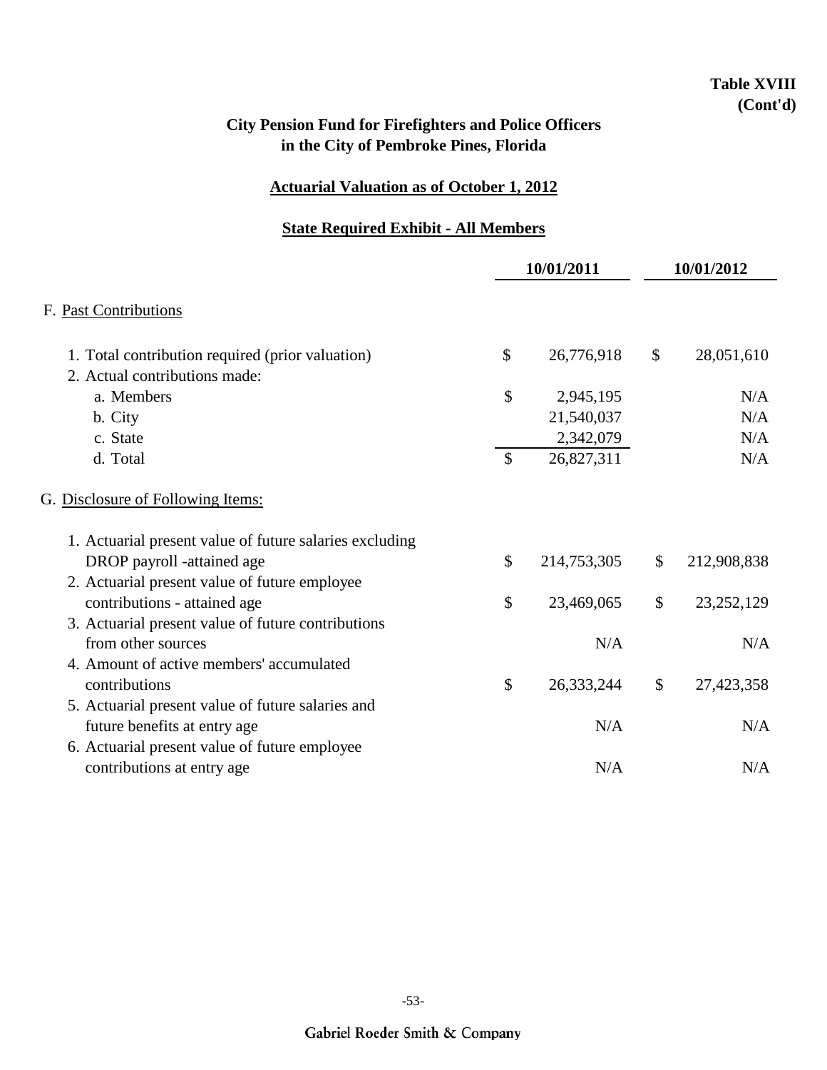**Table XVIII (Cont'd)**

## City Pension Fund for Firefighters and Police Officers in the City of Pembroke Pines, Florida

### Actuarial Valuation as of October 1, 2012

### State Required Exhibit - All Members

| | 10/01/2011 | 10/01/2012 |
|---|---|---|
| **F. Past Contributions** | | |
| 1. Total contribution required (prior valuation) | $ 26,776,918 | $ 28,051,610 |
| 2. Actual contributions made: | | |
| a. Members | $ 2,945,195 | N/A |
| b. City | 21,540,037 | N/A |
| c. State | 2,342,079 | N/A |
| d. Total | $ 26,827,311 | N/A |
| **G. Disclosure of Following Items:** | | |
| 1. Actuarial present value of future salaries excluding DROP payroll -attained age | $ 214,753,305 | $ 212,908,838 |
| 2. Actuarial present value of future employee contributions - attained age | $ 23,469,065 | $ 23,252,129 |
| 3. Actuarial present value of future contributions from other sources | N/A | N/A |
| 4. Amount of active members' accumulated contributions | $ 26,333,244 | $ 27,423,358 |
| 5. Actuarial present value of future salaries and future benefits at entry age | N/A | N/A |
| 6. Actuarial present value of future employee contributions at entry age | N/A | N/A |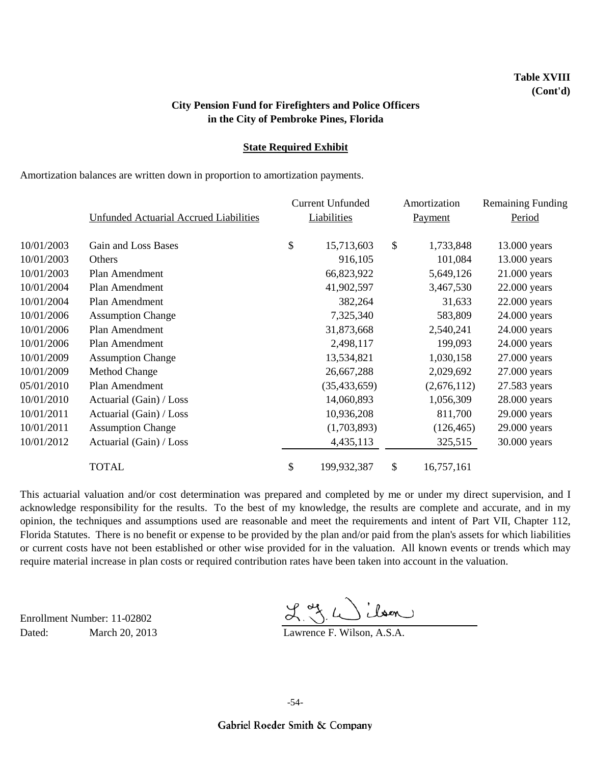**Table XVIII (Cont'd)**

**City Pension Fund for Firefighters and Police Officers in the City of Pembroke Pines, Florida**

**State Required Exhibit**

Amortization balances are written down in proportion to amortization payments.

| | Unfunded Actuarial Accrued Liabilities | Current Unfunded Liabilities | Amortization Payment | Remaining Funding Period |
|---|---|---|---|---|
| 10/01/2003 | Gain and Loss Bases | $ 15,713,603 | $ 1,733,848 | 13.000 years |
| 10/01/2003 | Others | 916,105 | 101,084 | 13.000 years |
| 10/01/2003 | Plan Amendment | 66,823,922 | 5,649,126 | 21.000 years |
| 10/01/2004 | Plan Amendment | 41,902,597 | 3,467,530 | 22.000 years |
| 10/01/2004 | Plan Amendment | 382,264 | 31,633 | 22.000 years |
| 10/01/2006 | Assumption Change | 7,325,340 | 583,809 | 24.000 years |
| 10/01/2006 | Plan Amendment | 31,873,668 | 2,540,241 | 24.000 years |
| 10/01/2006 | Plan Amendment | 2,498,117 | 199,093 | 24.000 years |
| 10/01/2009 | Assumption Change | 13,534,821 | 1,030,158 | 27.000 years |
| 10/01/2009 | Method Change | 26,667,288 | 2,029,692 | 27.000 years |
| 05/01/2010 | Plan Amendment | (35,433,659) | (2,676,112) | 27.583 years |
| 10/01/2010 | Actuarial (Gain) / Loss | 14,060,893 | 1,056,309 | 28.000 years |
| 10/01/2011 | Actuarial (Gain) / Loss | 10,936,208 | 811,700 | 29.000 years |
| 10/01/2011 | Assumption Change | (1,703,893) | (126,465) | 29.000 years |
| 10/01/2012 | Actuarial (Gain) / Loss | 4,435,113 | 325,515 | 30.000 years |
| | TOTAL | $ 199,932,387 | $ 16,757,161 | |

This actuarial valuation and/or cost determination was prepared and completed by me or under my direct supervision, and I acknowledge responsibility for the results. To the best of my knowledge, the results are complete and accurate, and in my opinion, the techniques and assumptions used are reasonable and meet the requirements and intent of Part VII, Chapter 112, Florida Statutes. There is no benefit or expense to be provided by the plan and/or paid from the plan's assets for which liabilities or current costs have not been established or other wise provided for in the valuation. All known events or trends which may require material increase in plan costs or required contribution rates have been taken into account in the valuation.

Enrollment Number: 11-02802

Dated: March 20, 2013

Lawrence F. Wilson, A.S.A.

Gabriel Roeder Smith & Company